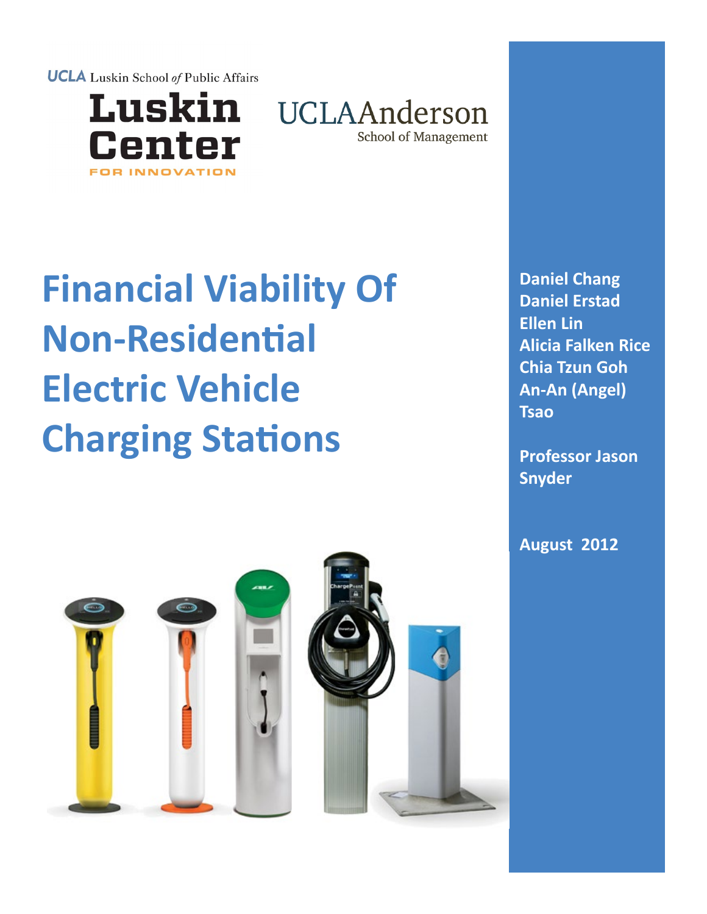UCLA Luskin School of Public Affairs

Luskin Center FOR INNOVATION

UCLA Anderson School of Management

# Financial Viability Of Non-Residential Electric Vehicle Charging Stations

**Daniel Chang**
**Daniel Erstad**
**Ellen Lin**
**Alicia Falken Rice**
**Chia Tzun Goh**
**An-An (Angel) Tsao**

**Professor Jason Snyder**

**August 2012**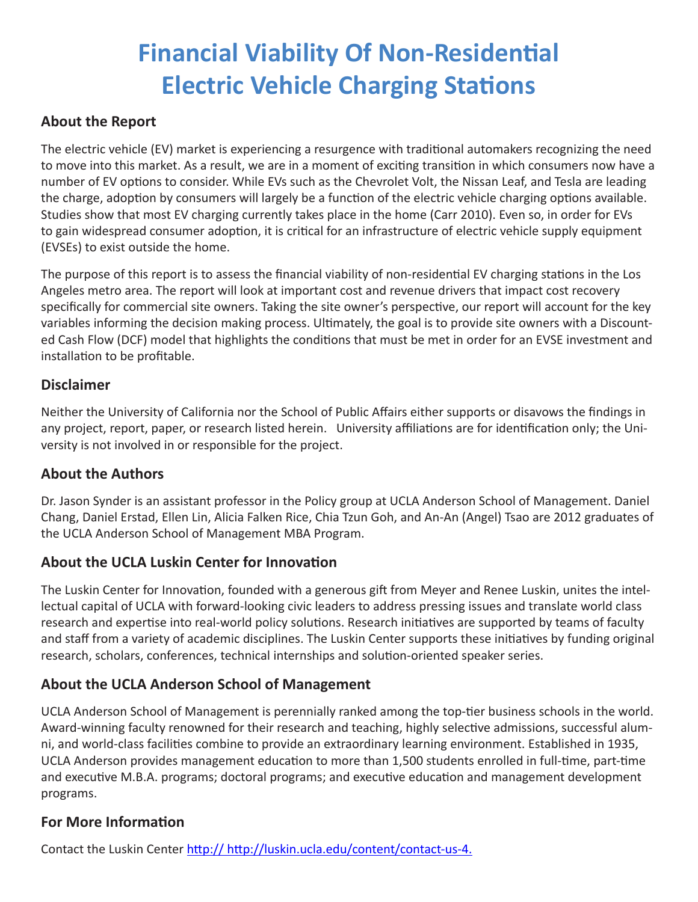# Financial Viability Of Non-Residential Electric Vehicle Charging Stations

## About the Report

The electric vehicle (EV) market is experiencing a resurgence with traditional automakers recognizing the need to move into this market. As a result, we are in a moment of exciting transition in which consumers now have a number of EV options to consider. While EVs such as the Chevrolet Volt, the Nissan Leaf, and Tesla are leading the charge, adoption by consumers will largely be a function of the electric vehicle charging options available. Studies show that most EV charging currently takes place in the home (Carr 2010). Even so, in order for EVs to gain widespread consumer adoption, it is critical for an infrastructure of electric vehicle supply equipment (EVSEs) to exist outside the home.

The purpose of this report is to assess the financial viability of non-residential EV charging stations in the Los Angeles metro area. The report will look at important cost and revenue drivers that impact cost recovery specifically for commercial site owners. Taking the site owner's perspective, our report will account for the key variables informing the decision making process. Ultimately, the goal is to provide site owners with a Discounted Cash Flow (DCF) model that highlights the conditions that must be met in order for an EVSE investment and installation to be profitable.

## Disclaimer

Neither the University of California nor the School of Public Affairs either supports or disavows the findings in any project, report, paper, or research listed herein. University affiliations are for identification only; the University is not involved in or responsible for the project.

## About the Authors

Dr. Jason Synder is an assistant professor in the Policy group at UCLA Anderson School of Management. Daniel Chang, Daniel Erstad, Ellen Lin, Alicia Falken Rice, Chia Tzun Goh, and An-An (Angel) Tsao are 2012 graduates of the UCLA Anderson School of Management MBA Program.

## About the UCLA Luskin Center for Innovation

The Luskin Center for Innovation, founded with a generous gift from Meyer and Renee Luskin, unites the intellectual capital of UCLA with forward-looking civic leaders to address pressing issues and translate world class research and expertise into real-world policy solutions. Research initiatives are supported by teams of faculty and staff from a variety of academic disciplines. The Luskin Center supports these initiatives by funding original research, scholars, conferences, technical internships and solution-oriented speaker series.

## About the UCLA Anderson School of Management

UCLA Anderson School of Management is perennially ranked among the top-tier business schools in the world. Award-winning faculty renowned for their research and teaching, highly selective admissions, successful alumni, and world-class facilities combine to provide an extraordinary learning environment. Established in 1935, UCLA Anderson provides management education to more than 1,500 students enrolled in full-time, part-time and executive M.B.A. programs; doctoral programs; and executive education and management development programs.

## For More Information

Contact the Luskin Center http:// http://luskin.ucla.edu/content/contact-us-4.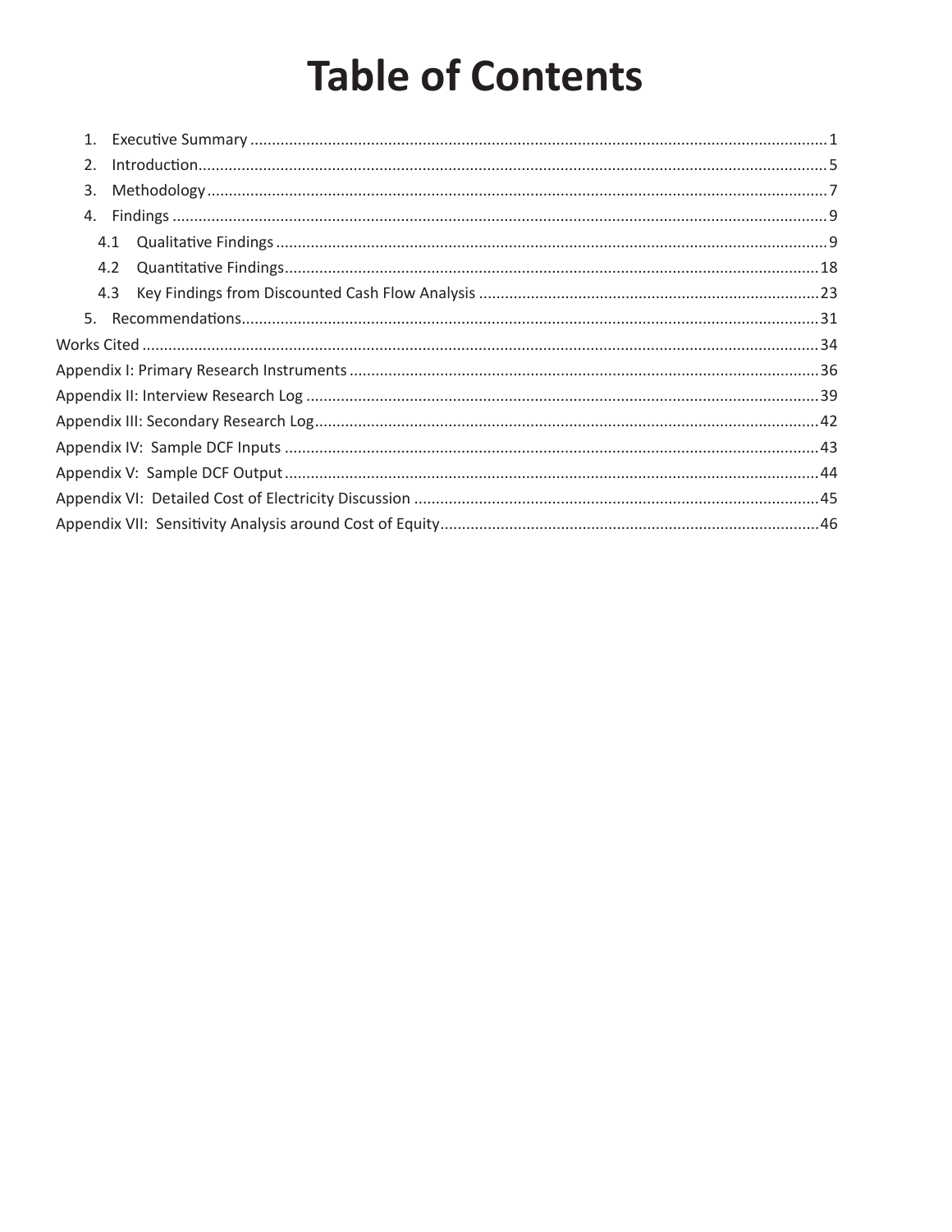# Table of Contents

1. Executive Summary ........................................ 1
2. Introduction ........................................ 5
3. Methodology ........................................ 7
4. Findings ........................................ 9
   - 4.1 Qualitative Findings ........................................ 9
   - 4.2 Quantitative Findings ........................................ 18
   - 4.3 Key Findings from Discounted Cash Flow Analysis ........................................ 23
5. Recommendations ........................................ 31

Works Cited ........................................ 34

Appendix I: Primary Research Instruments ........................................ 36

Appendix II: Interview Research Log ........................................ 39

Appendix III: Secondary Research Log ........................................ 42

Appendix IV: Sample DCF Inputs ........................................ 43

Appendix V: Sample DCF Output ........................................ 44

Appendix VI: Detailed Cost of Electricity Discussion ........................................ 45

Appendix VII: Sensitivity Analysis around Cost of Equity ........................................ 46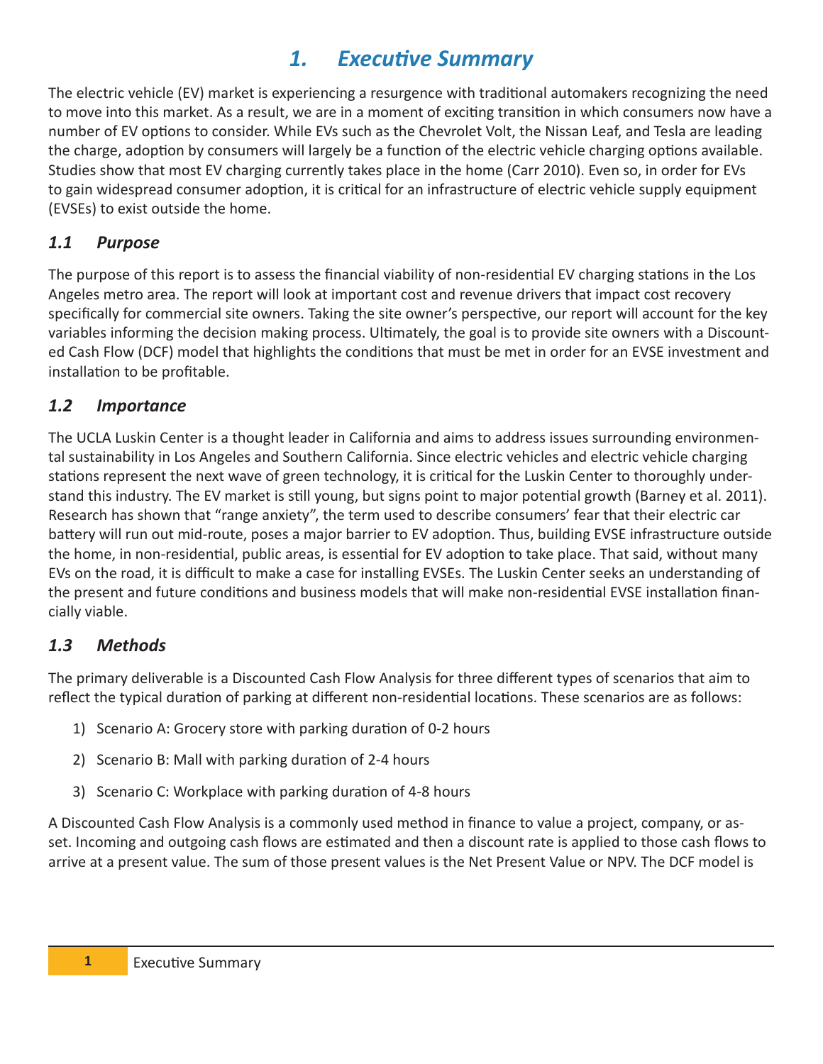# 1. Executive Summary

The electric vehicle (EV) market is experiencing a resurgence with traditional automakers recognizing the need to move into this market. As a result, we are in a moment of exciting transition in which consumers now have a number of EV options to consider. While EVs such as the Chevrolet Volt, the Nissan Leaf, and Tesla are leading the charge, adoption by consumers will largely be a function of the electric vehicle charging options available. Studies show that most EV charging currently takes place in the home (Carr 2010). Even so, in order for EVs to gain widespread consumer adoption, it is critical for an infrastructure of electric vehicle supply equipment (EVSEs) to exist outside the home.

## 1.1 Purpose

The purpose of this report is to assess the financial viability of non-residential EV charging stations in the Los Angeles metro area. The report will look at important cost and revenue drivers that impact cost recovery specifically for commercial site owners. Taking the site owner's perspective, our report will account for the key variables informing the decision making process. Ultimately, the goal is to provide site owners with a Discounted Cash Flow (DCF) model that highlights the conditions that must be met in order for an EVSE investment and installation to be profitable.

## 1.2 Importance

The UCLA Luskin Center is a thought leader in California and aims to address issues surrounding environmental sustainability in Los Angeles and Southern California. Since electric vehicles and electric vehicle charging stations represent the next wave of green technology, it is critical for the Luskin Center to thoroughly understand this industry. The EV market is still young, but signs point to major potential growth (Barney et al. 2011). Research has shown that "range anxiety", the term used to describe consumers' fear that their electric car battery will run out mid-route, poses a major barrier to EV adoption. Thus, building EVSE infrastructure outside the home, in non-residential, public areas, is essential for EV adoption to take place. That said, without many EVs on the road, it is difficult to make a case for installing EVSEs. The Luskin Center seeks an understanding of the present and future conditions and business models that will make non-residential EVSE installation financially viable.

## 1.3 Methods

The primary deliverable is a Discounted Cash Flow Analysis for three different types of scenarios that aim to reflect the typical duration of parking at different non-residential locations. These scenarios are as follows:

1) Scenario A: Grocery store with parking duration of 0-2 hours
2) Scenario B: Mall with parking duration of 2-4 hours
3) Scenario C: Workplace with parking duration of 4-8 hours

A Discounted Cash Flow Analysis is a commonly used method in finance to value a project, company, or asset. Incoming and outgoing cash flows are estimated and then a discount rate is applied to those cash flows to arrive at a present value. The sum of those present values is the Net Present Value or NPV. The DCF model is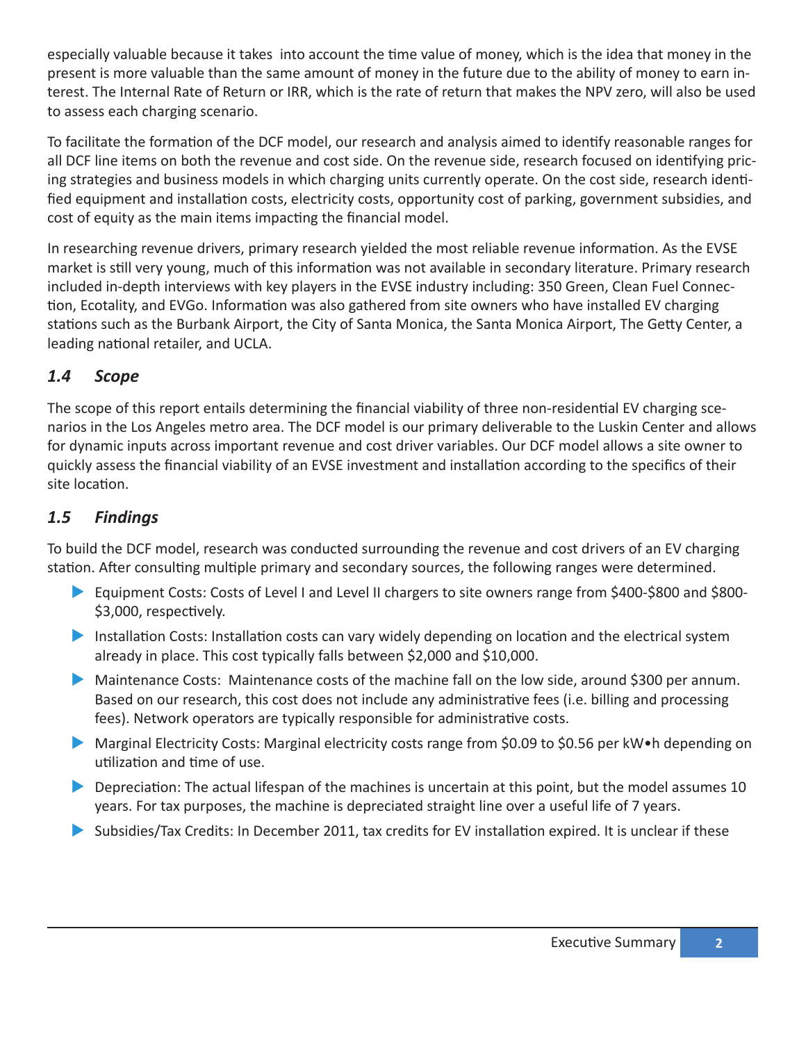especially valuable because it takes into account the time value of money, which is the idea that money in the present is more valuable than the same amount of money in the future due to the ability of money to earn interest. The Internal Rate of Return or IRR, which is the rate of return that makes the NPV zero, will also be used to assess each charging scenario.

To facilitate the formation of the DCF model, our research and analysis aimed to identify reasonable ranges for all DCF line items on both the revenue and cost side. On the revenue side, research focused on identifying pricing strategies and business models in which charging units currently operate. On the cost side, research identified equipment and installation costs, electricity costs, opportunity cost of parking, government subsidies, and cost of equity as the main items impacting the financial model.

In researching revenue drivers, primary research yielded the most reliable revenue information. As the EVSE market is still very young, much of this information was not available in secondary literature. Primary research included in-depth interviews with key players in the EVSE industry including: 350 Green, Clean Fuel Connection, Ecotality, and EVGo. Information was also gathered from site owners who have installed EV charging stations such as the Burbank Airport, the City of Santa Monica, the Santa Monica Airport, The Getty Center, a leading national retailer, and UCLA.

### *1.4 Scope*

The scope of this report entails determining the financial viability of three non-residential EV charging scenarios in the Los Angeles metro area. The DCF model is our primary deliverable to the Luskin Center and allows for dynamic inputs across important revenue and cost driver variables. Our DCF model allows a site owner to quickly assess the financial viability of an EVSE investment and installation according to the specifics of their site location.

### *1.5 Findings*

To build the DCF model, research was conducted surrounding the revenue and cost drivers of an EV charging station. After consulting multiple primary and secondary sources, the following ranges were determined.

- Equipment Costs: Costs of Level I and Level II chargers to site owners range from $400-$800 and $800-$3,000, respectively.
- Installation Costs: Installation costs can vary widely depending on location and the electrical system already in place. This cost typically falls between $2,000 and $10,000.
- Maintenance Costs: Maintenance costs of the machine fall on the low side, around $300 per annum. Based on our research, this cost does not include any administrative fees (i.e. billing and processing fees). Network operators are typically responsible for administrative costs.
- Marginal Electricity Costs: Marginal electricity costs range from $0.09 to $0.56 per kW•h depending on utilization and time of use.
- Depreciation: The actual lifespan of the machines is uncertain at this point, but the model assumes 10 years. For tax purposes, the machine is depreciated straight line over a useful life of 7 years.
- Subsidies/Tax Credits: In December 2011, tax credits for EV installation expired. It is unclear if these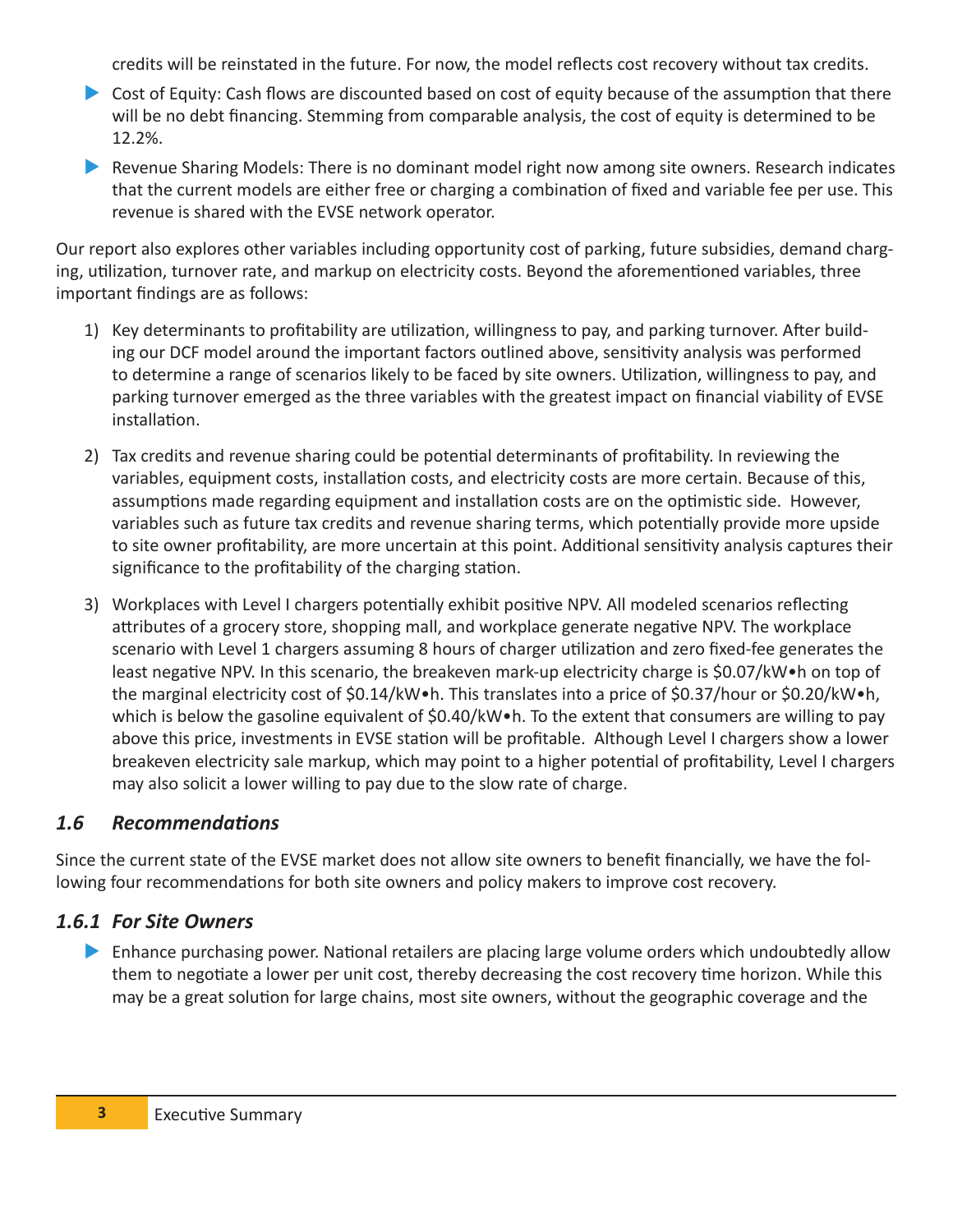credits will be reinstated in the future. For now, the model reflects cost recovery without tax credits.

- Cost of Equity: Cash flows are discounted based on cost of equity because of the assumption that there will be no debt financing. Stemming from comparable analysis, the cost of equity is determined to be 12.2%.
- Revenue Sharing Models: There is no dominant model right now among site owners. Research indicates that the current models are either free or charging a combination of fixed and variable fee per use. This revenue is shared with the EVSE network operator.

Our report also explores other variables including opportunity cost of parking, future subsidies, demand charging, utilization, turnover rate, and markup on electricity costs. Beyond the aforementioned variables, three important findings are as follows:

1) Key determinants to profitability are utilization, willingness to pay, and parking turnover. After building our DCF model around the important factors outlined above, sensitivity analysis was performed to determine a range of scenarios likely to be faced by site owners. Utilization, willingness to pay, and parking turnover emerged as the three variables with the greatest impact on financial viability of EVSE installation.

2) Tax credits and revenue sharing could be potential determinants of profitability. In reviewing the variables, equipment costs, installation costs, and electricity costs are more certain. Because of this, assumptions made regarding equipment and installation costs are on the optimistic side. However, variables such as future tax credits and revenue sharing terms, which potentially provide more upside to site owner profitability, are more uncertain at this point. Additional sensitivity analysis captures their significance to the profitability of the charging station.

3) Workplaces with Level I chargers potentially exhibit positive NPV. All modeled scenarios reflecting attributes of a grocery store, shopping mall, and workplace generate negative NPV. The workplace scenario with Level 1 chargers assuming 8 hours of charger utilization and zero fixed-fee generates the least negative NPV. In this scenario, the breakeven mark-up electricity charge is \$0.07/kW•h on top of the marginal electricity cost of \$0.14/kW•h. This translates into a price of \$0.37/hour or \$0.20/kW•h, which is below the gasoline equivalent of \$0.40/kW•h. To the extent that consumers are willing to pay above this price, investments in EVSE station will be profitable. Although Level I chargers show a lower breakeven electricity sale markup, which may point to a higher potential of profitability, Level I chargers may also solicit a lower willing to pay due to the slow rate of charge.

### *1.6 Recommendations*

Since the current state of the EVSE market does not allow site owners to benefit financially, we have the following four recommendations for both site owners and policy makers to improve cost recovery.

#### *1.6.1 For Site Owners*

- Enhance purchasing power. National retailers are placing large volume orders which undoubtedly allow them to negotiate a lower per unit cost, thereby decreasing the cost recovery time horizon. While this may be a great solution for large chains, most site owners, without the geographic coverage and the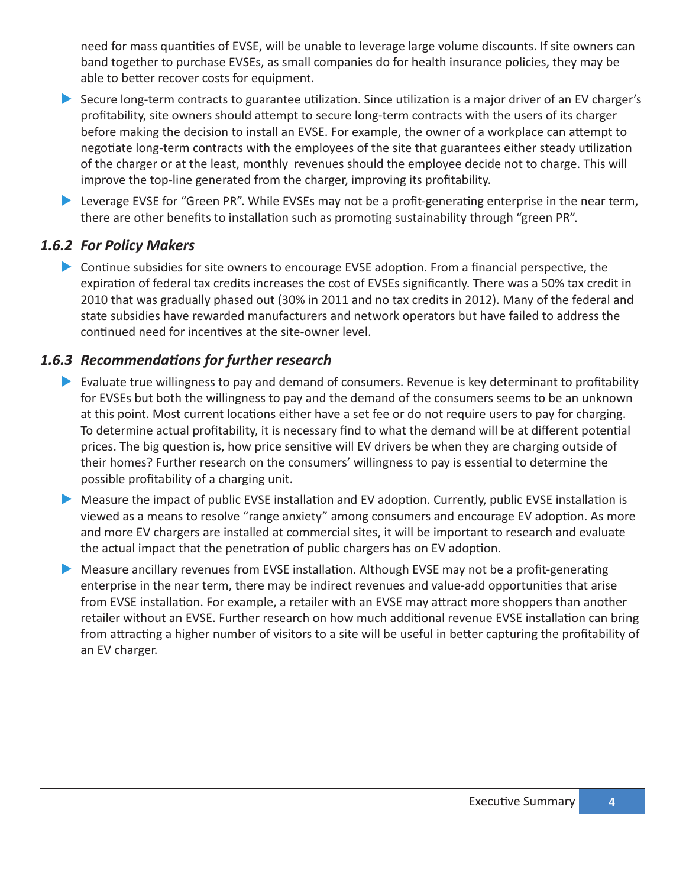need for mass quantities of EVSE, will be unable to leverage large volume discounts. If site owners can band together to purchase EVSEs, as small companies do for health insurance policies, they may be able to better recover costs for equipment.

- Secure long-term contracts to guarantee utilization. Since utilization is a major driver of an EV charger's profitability, site owners should attempt to secure long-term contracts with the users of its charger before making the decision to install an EVSE. For example, the owner of a workplace can attempt to negotiate long-term contracts with the employees of the site that guarantees either steady utilization of the charger or at the least, monthly revenues should the employee decide not to charge. This will improve the top-line generated from the charger, improving its profitability.
- Leverage EVSE for "Green PR". While EVSEs may not be a profit-generating enterprise in the near term, there are other benefits to installation such as promoting sustainability through "green PR".

### *1.6.2 For Policy Makers*

- Continue subsidies for site owners to encourage EVSE adoption. From a financial perspective, the expiration of federal tax credits increases the cost of EVSEs significantly. There was a 50% tax credit in 2010 that was gradually phased out (30% in 2011 and no tax credits in 2012). Many of the federal and state subsidies have rewarded manufacturers and network operators but have failed to address the continued need for incentives at the site-owner level.

### *1.6.3 Recommendations for further research*

- Evaluate true willingness to pay and demand of consumers. Revenue is key determinant to profitability for EVSEs but both the willingness to pay and the demand of the consumers seems to be an unknown at this point. Most current locations either have a set fee or do not require users to pay for charging. To determine actual profitability, it is necessary find to what the demand will be at different potential prices. The big question is, how price sensitive will EV drivers be when they are charging outside of their homes? Further research on the consumers' willingness to pay is essential to determine the possible profitability of a charging unit.
- Measure the impact of public EVSE installation and EV adoption. Currently, public EVSE installation is viewed as a means to resolve "range anxiety" among consumers and encourage EV adoption. As more and more EV chargers are installed at commercial sites, it will be important to research and evaluate the actual impact that the penetration of public chargers has on EV adoption.
- Measure ancillary revenues from EVSE installation. Although EVSE may not be a profit-generating enterprise in the near term, there may be indirect revenues and value-add opportunities that arise from EVSE installation. For example, a retailer with an EVSE may attract more shoppers than another retailer without an EVSE. Further research on how much additional revenue EVSE installation can bring from attracting a higher number of visitors to a site will be useful in better capturing the profitability of an EV charger.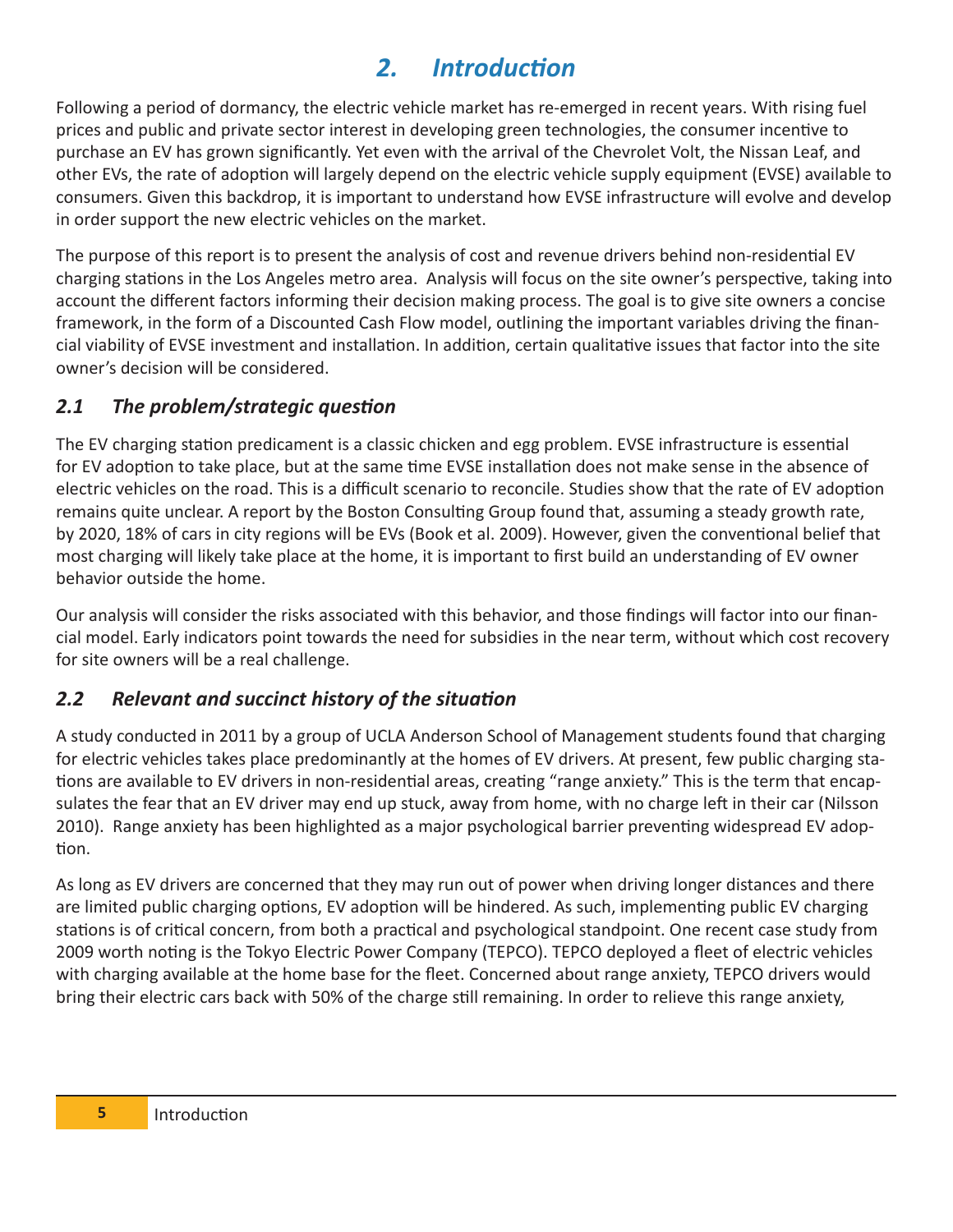# 2. Introduction

Following a period of dormancy, the electric vehicle market has re-emerged in recent years. With rising fuel prices and public and private sector interest in developing green technologies, the consumer incentive to purchase an EV has grown significantly. Yet even with the arrival of the Chevrolet Volt, the Nissan Leaf, and other EVs, the rate of adoption will largely depend on the electric vehicle supply equipment (EVSE) available to consumers. Given this backdrop, it is important to understand how EVSE infrastructure will evolve and develop in order support the new electric vehicles on the market.

The purpose of this report is to present the analysis of cost and revenue drivers behind non-residential EV charging stations in the Los Angeles metro area. Analysis will focus on the site owner's perspective, taking into account the different factors informing their decision making process. The goal is to give site owners a concise framework, in the form of a Discounted Cash Flow model, outlining the important variables driving the financial viability of EVSE investment and installation. In addition, certain qualitative issues that factor into the site owner's decision will be considered.

## *2.1 The problem/strategic question*

The EV charging station predicament is a classic chicken and egg problem. EVSE infrastructure is essential for EV adoption to take place, but at the same time EVSE installation does not make sense in the absence of electric vehicles on the road. This is a difficult scenario to reconcile. Studies show that the rate of EV adoption remains quite unclear. A report by the Boston Consulting Group found that, assuming a steady growth rate, by 2020, 18% of cars in city regions will be EVs (Book et al. 2009). However, given the conventional belief that most charging will likely take place at the home, it is important to first build an understanding of EV owner behavior outside the home.

Our analysis will consider the risks associated with this behavior, and those findings will factor into our financial model. Early indicators point towards the need for subsidies in the near term, without which cost recovery for site owners will be a real challenge.

## *2.2 Relevant and succinct history of the situation*

A study conducted in 2011 by a group of UCLA Anderson School of Management students found that charging for electric vehicles takes place predominantly at the homes of EV drivers. At present, few public charging stations are available to EV drivers in non-residential areas, creating "range anxiety." This is the term that encapsulates the fear that an EV driver may end up stuck, away from home, with no charge left in their car (Nilsson 2010). Range anxiety has been highlighted as a major psychological barrier preventing widespread EV adoption.

As long as EV drivers are concerned that they may run out of power when driving longer distances and there are limited public charging options, EV adoption will be hindered. As such, implementing public EV charging stations is of critical concern, from both a practical and psychological standpoint. One recent case study from 2009 worth noting is the Tokyo Electric Power Company (TEPCO). TEPCO deployed a fleet of electric vehicles with charging available at the home base for the fleet. Concerned about range anxiety, TEPCO drivers would bring their electric cars back with 50% of the charge still remaining. In order to relieve this range anxiety,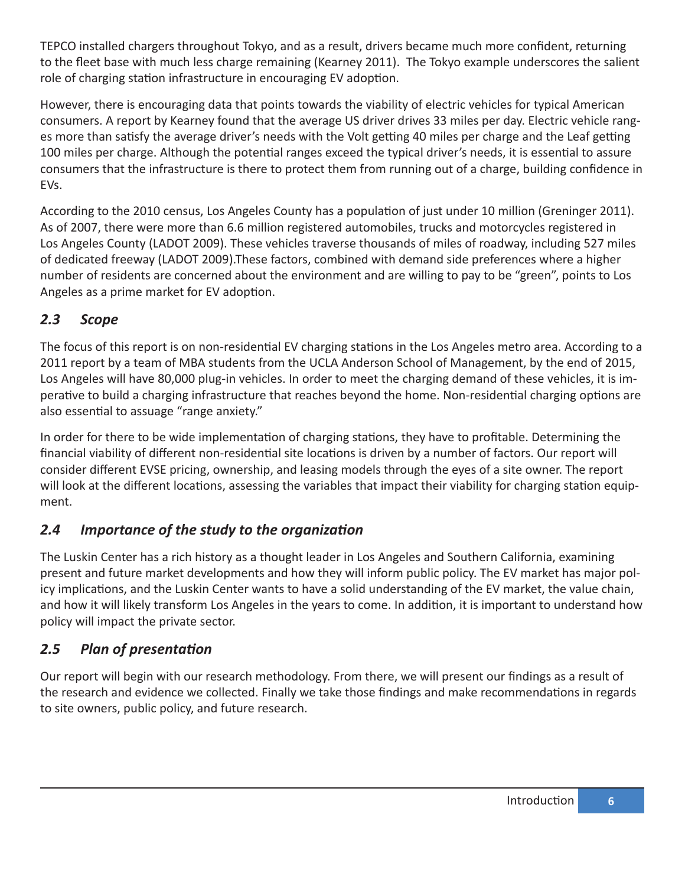TEPCO installed chargers throughout Tokyo, and as a result, drivers became much more confident, returning to the fleet base with much less charge remaining (Kearney 2011). The Tokyo example underscores the salient role of charging station infrastructure in encouraging EV adoption.

However, there is encouraging data that points towards the viability of electric vehicles for typical American consumers. A report by Kearney found that the average US driver drives 33 miles per day. Electric vehicle ranges more than satisfy the average driver's needs with the Volt getting 40 miles per charge and the Leaf getting 100 miles per charge. Although the potential ranges exceed the typical driver's needs, it is essential to assure consumers that the infrastructure is there to protect them from running out of a charge, building confidence in EVs.

According to the 2010 census, Los Angeles County has a population of just under 10 million (Greninger 2011). As of 2007, there were more than 6.6 million registered automobiles, trucks and motorcycles registered in Los Angeles County (LADOT 2009). These vehicles traverse thousands of miles of roadway, including 527 miles of dedicated freeway (LADOT 2009).These factors, combined with demand side preferences where a higher number of residents are concerned about the environment and are willing to pay to be "green", points to Los Angeles as a prime market for EV adoption.

## *2.3 Scope*

The focus of this report is on non-residential EV charging stations in the Los Angeles metro area. According to a 2011 report by a team of MBA students from the UCLA Anderson School of Management, by the end of 2015, Los Angeles will have 80,000 plug-in vehicles. In order to meet the charging demand of these vehicles, it is imperative to build a charging infrastructure that reaches beyond the home. Non-residential charging options are also essential to assuage "range anxiety."

In order for there to be wide implementation of charging stations, they have to profitable. Determining the financial viability of different non-residential site locations is driven by a number of factors. Our report will consider different EVSE pricing, ownership, and leasing models through the eyes of a site owner. The report will look at the different locations, assessing the variables that impact their viability for charging station equipment.

## *2.4 Importance of the study to the organization*

The Luskin Center has a rich history as a thought leader in Los Angeles and Southern California, examining present and future market developments and how they will inform public policy. The EV market has major policy implications, and the Luskin Center wants to have a solid understanding of the EV market, the value chain, and how it will likely transform Los Angeles in the years to come. In addition, it is important to understand how policy will impact the private sector.

## *2.5 Plan of presentation*

Our report will begin with our research methodology. From there, we will present our findings as a result of the research and evidence we collected. Finally we take those findings and make recommendations in regards to site owners, public policy, and future research.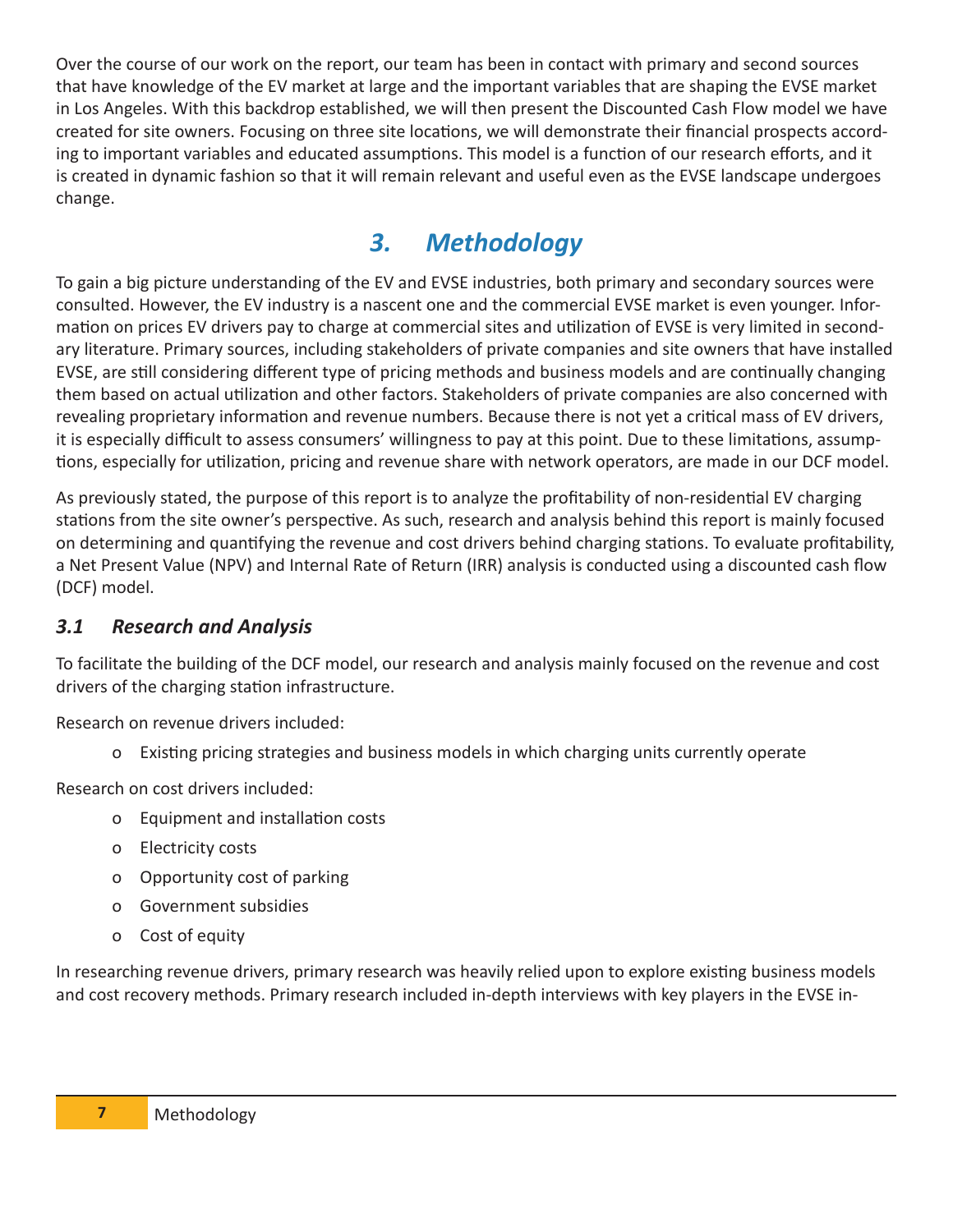Over the course of our work on the report, our team has been in contact with primary and second sources that have knowledge of the EV market at large and the important variables that are shaping the EVSE market in Los Angeles. With this backdrop established, we will then present the Discounted Cash Flow model we have created for site owners. Focusing on three site locations, we will demonstrate their financial prospects according to important variables and educated assumptions. This model is a function of our research efforts, and it is created in dynamic fashion so that it will remain relevant and useful even as the EVSE landscape undergoes change.

# *3. Methodology*

To gain a big picture understanding of the EV and EVSE industries, both primary and secondary sources were consulted. However, the EV industry is a nascent one and the commercial EVSE market is even younger. Information on prices EV drivers pay to charge at commercial sites and utilization of EVSE is very limited in secondary literature. Primary sources, including stakeholders of private companies and site owners that have installed EVSE, are still considering different type of pricing methods and business models and are continually changing them based on actual utilization and other factors. Stakeholders of private companies are also concerned with revealing proprietary information and revenue numbers. Because there is not yet a critical mass of EV drivers, it is especially difficult to assess consumers' willingness to pay at this point. Due to these limitations, assumptions, especially for utilization, pricing and revenue share with network operators, are made in our DCF model.

As previously stated, the purpose of this report is to analyze the profitability of non-residential EV charging stations from the site owner's perspective. As such, research and analysis behind this report is mainly focused on determining and quantifying the revenue and cost drivers behind charging stations. To evaluate profitability, a Net Present Value (NPV) and Internal Rate of Return (IRR) analysis is conducted using a discounted cash flow (DCF) model.

## *3.1 Research and Analysis*

To facilitate the building of the DCF model, our research and analysis mainly focused on the revenue and cost drivers of the charging station infrastructure.

Research on revenue drivers included:

- Existing pricing strategies and business models in which charging units currently operate

Research on cost drivers included:

- Equipment and installation costs
- Electricity costs
- Opportunity cost of parking
- Government subsidies
- Cost of equity

In researching revenue drivers, primary research was heavily relied upon to explore existing business models and cost recovery methods. Primary research included in-depth interviews with key players in the EVSE in-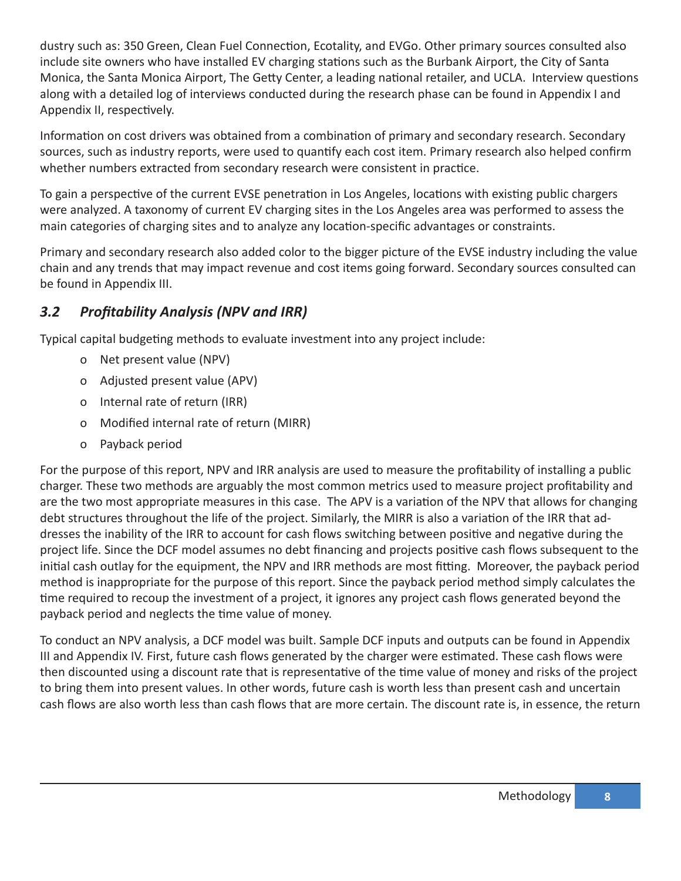dustry such as: 350 Green, Clean Fuel Connection, Ecotality, and EVGo. Other primary sources consulted also include site owners who have installed EV charging stations such as the Burbank Airport, the City of Santa Monica, the Santa Monica Airport, The Getty Center, a leading national retailer, and UCLA. Interview questions along with a detailed log of interviews conducted during the research phase can be found in Appendix I and Appendix II, respectively.

Information on cost drivers was obtained from a combination of primary and secondary research. Secondary sources, such as industry reports, were used to quantify each cost item. Primary research also helped confirm whether numbers extracted from secondary research were consistent in practice.

To gain a perspective of the current EVSE penetration in Los Angeles, locations with existing public chargers were analyzed. A taxonomy of current EV charging sites in the Los Angeles area was performed to assess the main categories of charging sites and to analyze any location-specific advantages or constraints.

Primary and secondary research also added color to the bigger picture of the EVSE industry including the value chain and any trends that may impact revenue and cost items going forward. Secondary sources consulted can be found in Appendix III.

### *3.2 Profitability Analysis (NPV and IRR)*

Typical capital budgeting methods to evaluate investment into any project include:

- Net present value (NPV)
- Adjusted present value (APV)
- Internal rate of return (IRR)
- Modified internal rate of return (MIRR)
- Payback period

For the purpose of this report, NPV and IRR analysis are used to measure the profitability of installing a public charger. These two methods are arguably the most common metrics used to measure project profitability and are the two most appropriate measures in this case. The APV is a variation of the NPV that allows for changing debt structures throughout the life of the project. Similarly, the MIRR is also a variation of the IRR that addresses the inability of the IRR to account for cash flows switching between positive and negative during the project life. Since the DCF model assumes no debt financing and projects positive cash flows subsequent to the initial cash outlay for the equipment, the NPV and IRR methods are most fitting. Moreover, the payback period method is inappropriate for the purpose of this report. Since the payback period method simply calculates the time required to recoup the investment of a project, it ignores any project cash flows generated beyond the payback period and neglects the time value of money.

To conduct an NPV analysis, a DCF model was built. Sample DCF inputs and outputs can be found in Appendix III and Appendix IV. First, future cash flows generated by the charger were estimated. These cash flows were then discounted using a discount rate that is representative of the time value of money and risks of the project to bring them into present values. In other words, future cash is worth less than present cash and uncertain cash flows are also worth less than cash flows that are more certain. The discount rate is, in essence, the return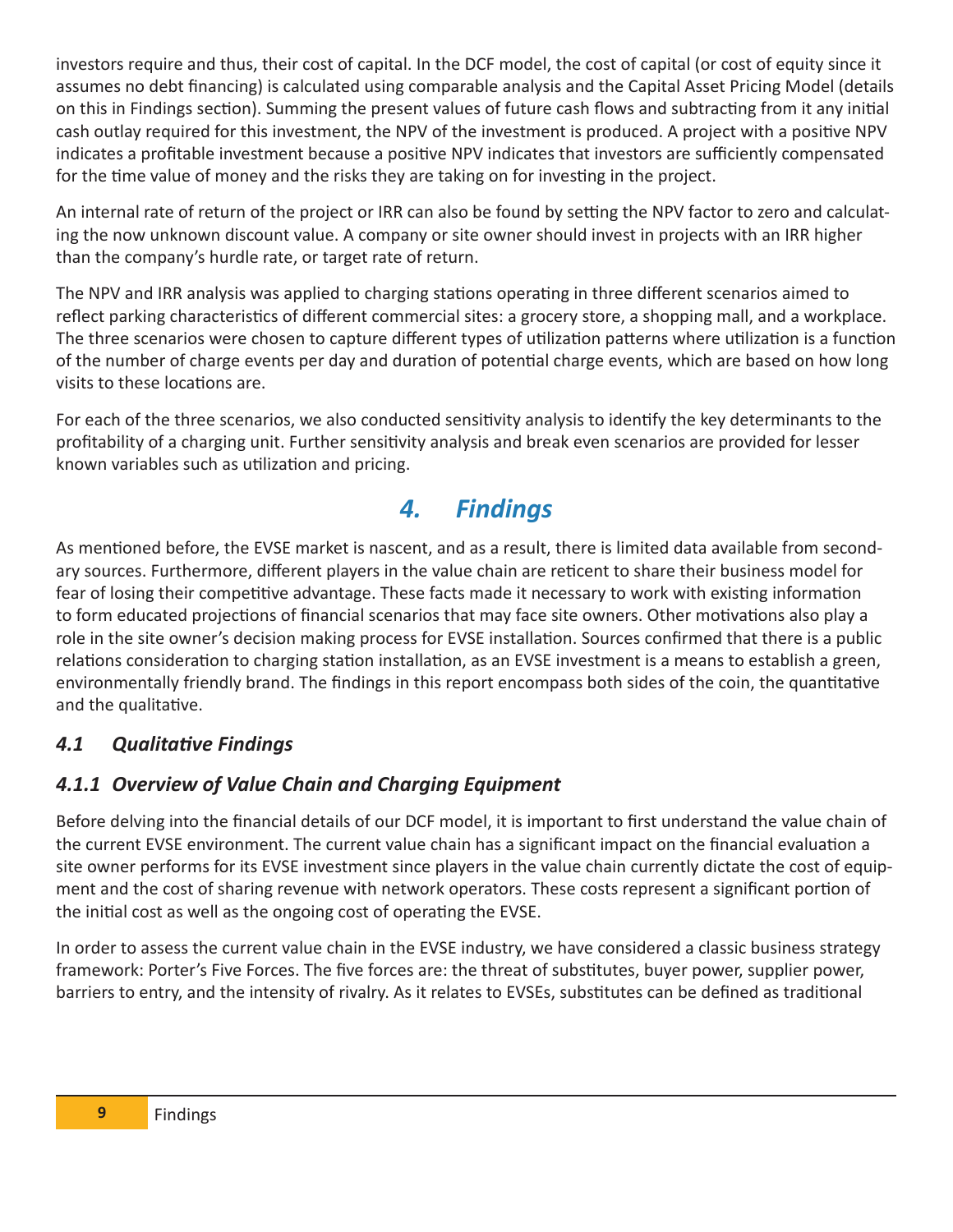investors require and thus, their cost of capital. In the DCF model, the cost of capital (or cost of equity since it assumes no debt financing) is calculated using comparable analysis and the Capital Asset Pricing Model (details on this in Findings section). Summing the present values of future cash flows and subtracting from it any initial cash outlay required for this investment, the NPV of the investment is produced. A project with a positive NPV indicates a profitable investment because a positive NPV indicates that investors are sufficiently compensated for the time value of money and the risks they are taking on for investing in the project.

An internal rate of return of the project or IRR can also be found by setting the NPV factor to zero and calculating the now unknown discount value. A company or site owner should invest in projects with an IRR higher than the company's hurdle rate, or target rate of return.

The NPV and IRR analysis was applied to charging stations operating in three different scenarios aimed to reflect parking characteristics of different commercial sites: a grocery store, a shopping mall, and a workplace. The three scenarios were chosen to capture different types of utilization patterns where utilization is a function of the number of charge events per day and duration of potential charge events, which are based on how long visits to these locations are.

For each of the three scenarios, we also conducted sensitivity analysis to identify the key determinants to the profitability of a charging unit. Further sensitivity analysis and break even scenarios are provided for lesser known variables such as utilization and pricing.

# *4. Findings*

As mentioned before, the EVSE market is nascent, and as a result, there is limited data available from secondary sources. Furthermore, different players in the value chain are reticent to share their business model for fear of losing their competitive advantage. These facts made it necessary to work with existing information to form educated projections of financial scenarios that may face site owners. Other motivations also play a role in the site owner's decision making process for EVSE installation. Sources confirmed that there is a public relations consideration to charging station installation, as an EVSE investment is a means to establish a green, environmentally friendly brand. The findings in this report encompass both sides of the coin, the quantitative and the qualitative.

## *4.1 Qualitative Findings*

### *4.1.1 Overview of Value Chain and Charging Equipment*

Before delving into the financial details of our DCF model, it is important to first understand the value chain of the current EVSE environment. The current value chain has a significant impact on the financial evaluation a site owner performs for its EVSE investment since players in the value chain currently dictate the cost of equipment and the cost of sharing revenue with network operators. These costs represent a significant portion of the initial cost as well as the ongoing cost of operating the EVSE.

In order to assess the current value chain in the EVSE industry, we have considered a classic business strategy framework: Porter's Five Forces. The five forces are: the threat of substitutes, buyer power, supplier power, barriers to entry, and the intensity of rivalry. As it relates to EVSEs, substitutes can be defined as traditional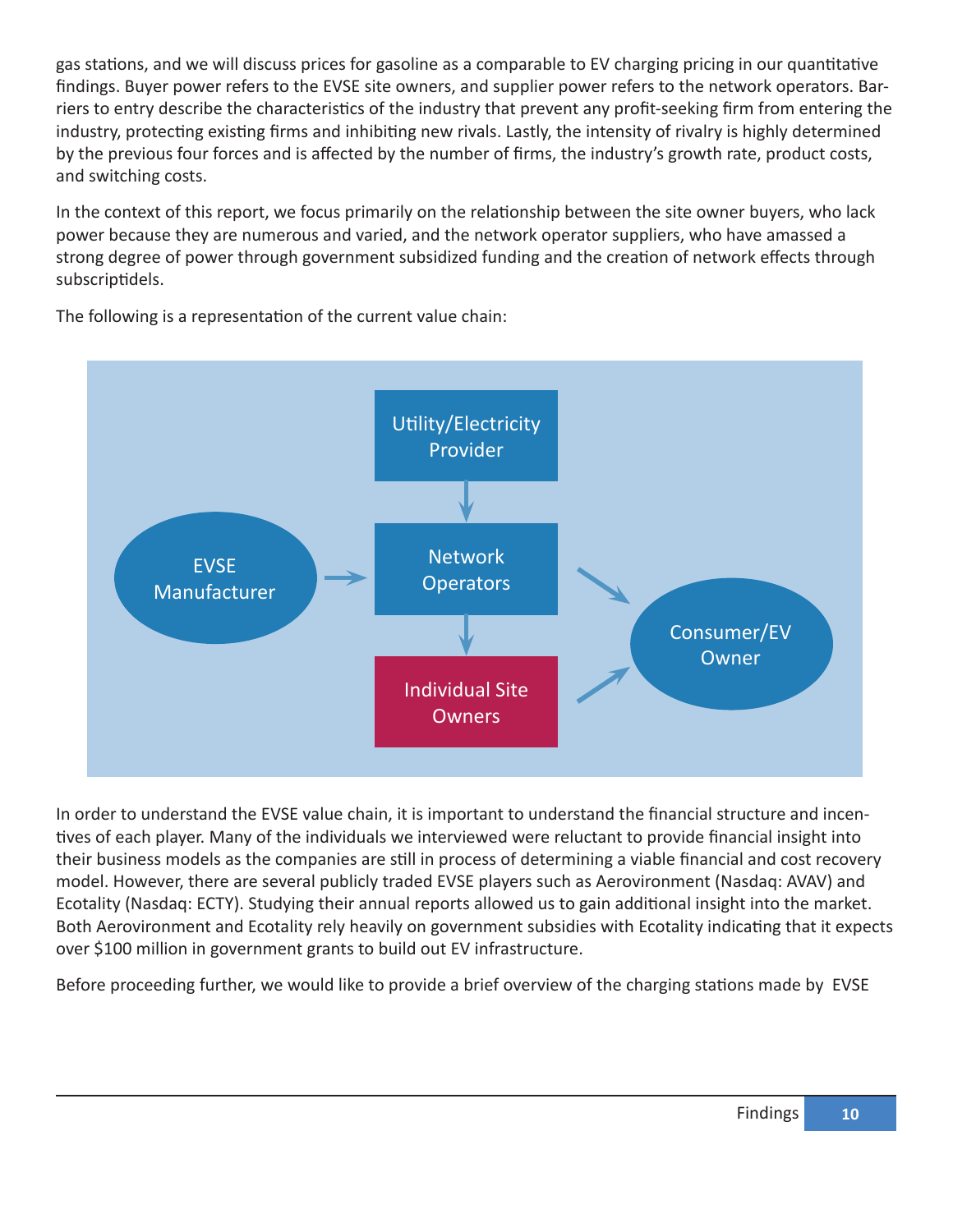gas stations, and we will discuss prices for gasoline as a comparable to EV charging pricing in our quantitative findings. Buyer power refers to the EVSE site owners, and supplier power refers to the network operators. Barriers to entry describe the characteristics of the industry that prevent any profit-seeking firm from entering the industry, protecting existing firms and inhibiting new rivals. Lastly, the intensity of rivalry is highly determined by the previous four forces and is affected by the number of firms, the industry's growth rate, product costs, and switching costs.

In the context of this report, we focus primarily on the relationship between the site owner buyers, who lack power because they are numerous and varied, and the network operator suppliers, who have amassed a strong degree of power through government subsidized funding and the creation of network effects through subscriptidels.

The following is a representation of the current value chain:

Utility/Electricity Provider

EVSE Manufacturer

Network Operators

Individual Site Owners

Consumer/EV Owner

In order to understand the EVSE value chain, it is important to understand the financial structure and incentives of each player. Many of the individuals we interviewed were reluctant to provide financial insight into their business models as the companies are still in process of determining a viable financial and cost recovery model. However, there are several publicly traded EVSE players such as Aerovironment (Nasdaq: AVAV) and Ecotality (Nasdaq: ECTY). Studying their annual reports allowed us to gain additional insight into the market. Both Aerovironment and Ecotality rely heavily on government subsidies with Ecotality indicating that it expects over $100 million in government grants to build out EV infrastructure.

Before proceeding further, we would like to provide a brief overview of the charging stations made by EVSE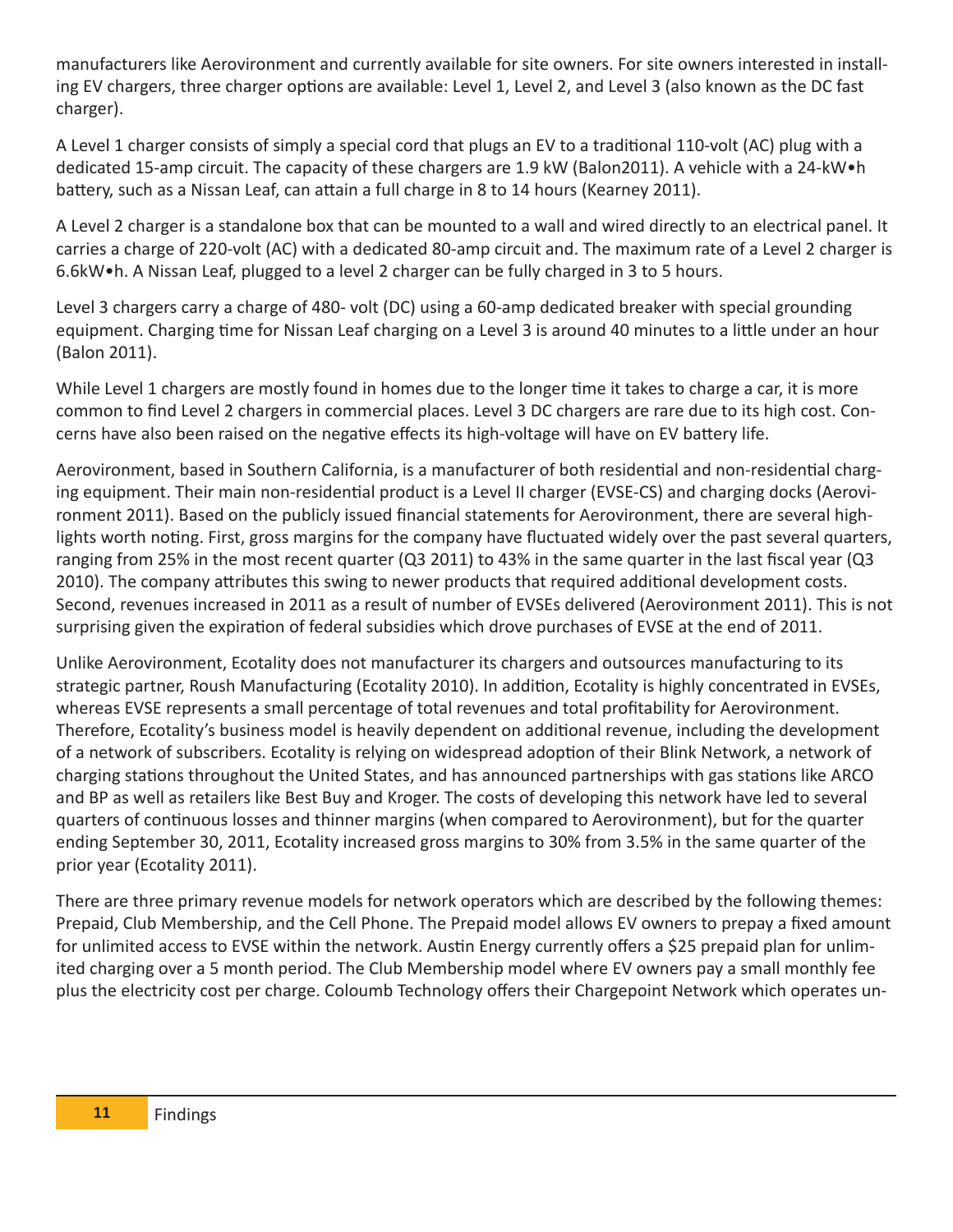manufacturers like Aerovironment and currently available for site owners. For site owners interested in installing EV chargers, three charger options are available: Level 1, Level 2, and Level 3 (also known as the DC fast charger).

A Level 1 charger consists of simply a special cord that plugs an EV to a traditional 110-volt (AC) plug with a dedicated 15-amp circuit. The capacity of these chargers are 1.9 kW (Balon2011). A vehicle with a 24-kW•h battery, such as a Nissan Leaf, can attain a full charge in 8 to 14 hours (Kearney 2011).

A Level 2 charger is a standalone box that can be mounted to a wall and wired directly to an electrical panel. It carries a charge of 220-volt (AC) with a dedicated 80-amp circuit and. The maximum rate of a Level 2 charger is 6.6kW•h. A Nissan Leaf, plugged to a level 2 charger can be fully charged in 3 to 5 hours.

Level 3 chargers carry a charge of 480- volt (DC) using a 60-amp dedicated breaker with special grounding equipment. Charging time for Nissan Leaf charging on a Level 3 is around 40 minutes to a little under an hour (Balon 2011).

While Level 1 chargers are mostly found in homes due to the longer time it takes to charge a car, it is more common to find Level 2 chargers in commercial places. Level 3 DC chargers are rare due to its high cost. Concerns have also been raised on the negative effects its high-voltage will have on EV battery life.

Aerovironment, based in Southern California, is a manufacturer of both residential and non-residential charging equipment. Their main non-residential product is a Level II charger (EVSE-CS) and charging docks (Aerovironment 2011). Based on the publicly issued financial statements for Aerovironment, there are several highlights worth noting. First, gross margins for the company have fluctuated widely over the past several quarters, ranging from 25% in the most recent quarter (Q3 2011) to 43% in the same quarter in the last fiscal year (Q3 2010). The company attributes this swing to newer products that required additional development costs. Second, revenues increased in 2011 as a result of number of EVSEs delivered (Aerovironment 2011). This is not surprising given the expiration of federal subsidies which drove purchases of EVSE at the end of 2011.

Unlike Aerovironment, Ecotality does not manufacturer its chargers and outsources manufacturing to its strategic partner, Roush Manufacturing (Ecotality 2010). In addition, Ecotality is highly concentrated in EVSEs, whereas EVSE represents a small percentage of total revenues and total profitability for Aerovironment. Therefore, Ecotality's business model is heavily dependent on additional revenue, including the development of a network of subscribers. Ecotality is relying on widespread adoption of their Blink Network, a network of charging stations throughout the United States, and has announced partnerships with gas stations like ARCO and BP as well as retailers like Best Buy and Kroger. The costs of developing this network have led to several quarters of continuous losses and thinner margins (when compared to Aerovironment), but for the quarter ending September 30, 2011, Ecotality increased gross margins to 30% from 3.5% in the same quarter of the prior year (Ecotality 2011).

There are three primary revenue models for network operators which are described by the following themes: Prepaid, Club Membership, and the Cell Phone. The Prepaid model allows EV owners to prepay a fixed amount for unlimited access to EVSE within the network. Austin Energy currently offers a $25 prepaid plan for unlimited charging over a 5 month period. The Club Membership model where EV owners pay a small monthly fee plus the electricity cost per charge. Coloumb Technology offers their Chargepoint Network which operates un-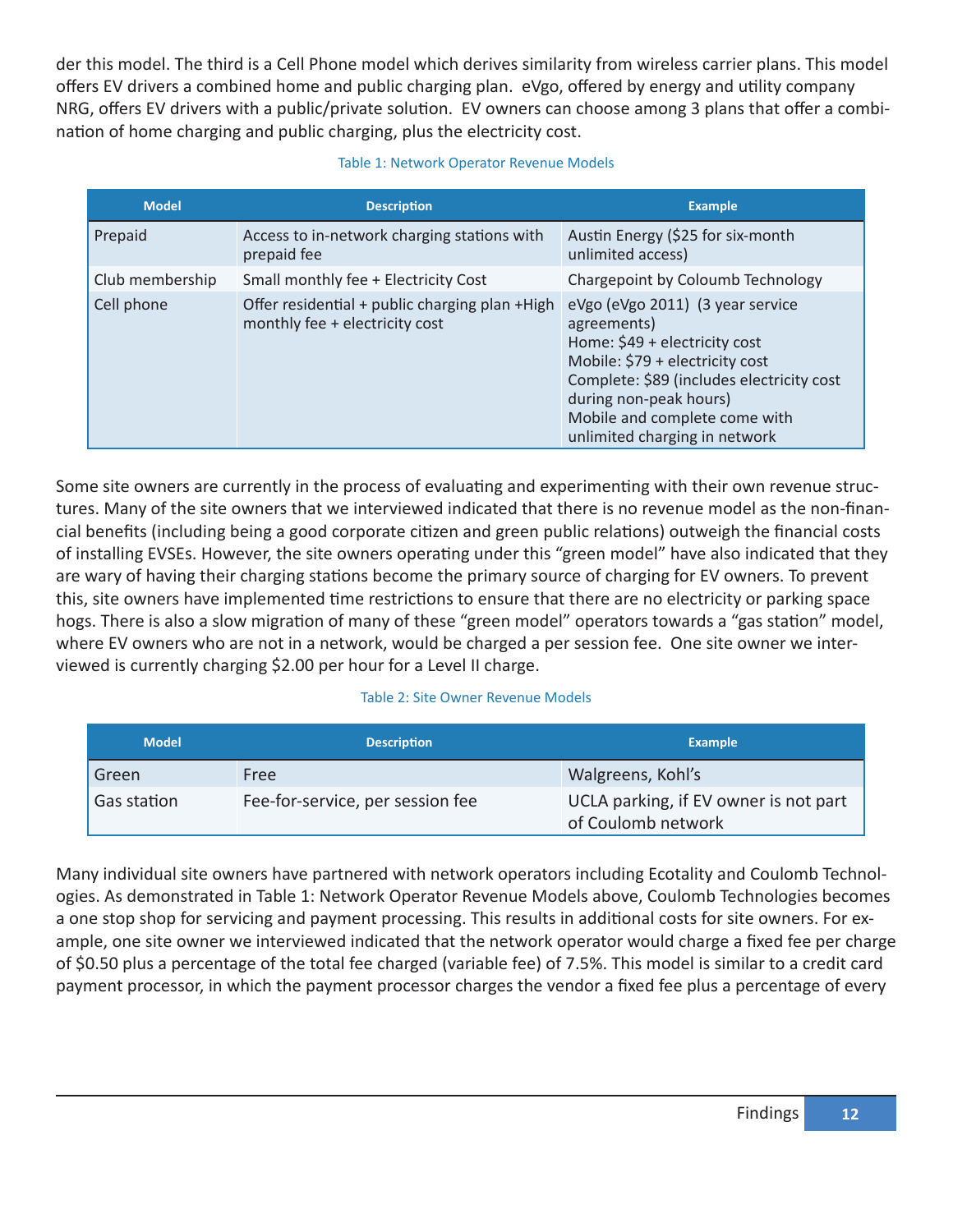der this model. The third is a Cell Phone model which derives similarity from wireless carrier plans. This model offers EV drivers a combined home and public charging plan. eVgo, offered by energy and utility company NRG, offers EV drivers with a public/private solution. EV owners can choose among 3 plans that offer a combination of home charging and public charging, plus the electricity cost.

Table 1: Network Operator Revenue Models

| Model | Description | Example |
|---|---|---|
| Prepaid | Access to in-network charging stations with prepaid fee | Austin Energy ($25 for six-month unlimited access) |
| Club membership | Small monthly fee + Electricity Cost | Chargepoint by Coloumb Technology |
| Cell phone | Offer residential + public charging plan +High monthly fee + electricity cost | eVgo (eVgo 2011) (3 year service agreements)<br>Home: $49 + electricity cost<br>Mobile: $79 + electricity cost<br>Complete: $89 (includes electricity cost during non-peak hours)<br>Mobile and complete come with unlimited charging in network |

Some site owners are currently in the process of evaluating and experimenting with their own revenue structures. Many of the site owners that we interviewed indicated that there is no revenue model as the non-financial benefits (including being a good corporate citizen and green public relations) outweigh the financial costs of installing EVSEs. However, the site owners operating under this "green model" have also indicated that they are wary of having their charging stations become the primary source of charging for EV owners. To prevent this, site owners have implemented time restrictions to ensure that there are no electricity or parking space hogs. There is also a slow migration of many of these "green model" operators towards a "gas station" model, where EV owners who are not in a network, would be charged a per session fee. One site owner we interviewed is currently charging $2.00 per hour for a Level II charge.

Table 2: Site Owner Revenue Models

| Model | Description | Example |
|---|---|---|
| Green | Free | Walgreens, Kohl's |
| Gas station | Fee-for-service, per session fee | UCLA parking, if EV owner is not part of Coulomb network |

Many individual site owners have partnered with network operators including Ecotality and Coulomb Technologies. As demonstrated in Table 1: Network Operator Revenue Models above, Coulomb Technologies becomes a one stop shop for servicing and payment processing. This results in additional costs for site owners. For example, one site owner we interviewed indicated that the network operator would charge a fixed fee per charge of $0.50 plus a percentage of the total fee charged (variable fee) of 7.5%. This model is similar to a credit card payment processor, in which the payment processor charges the vendor a fixed fee plus a percentage of every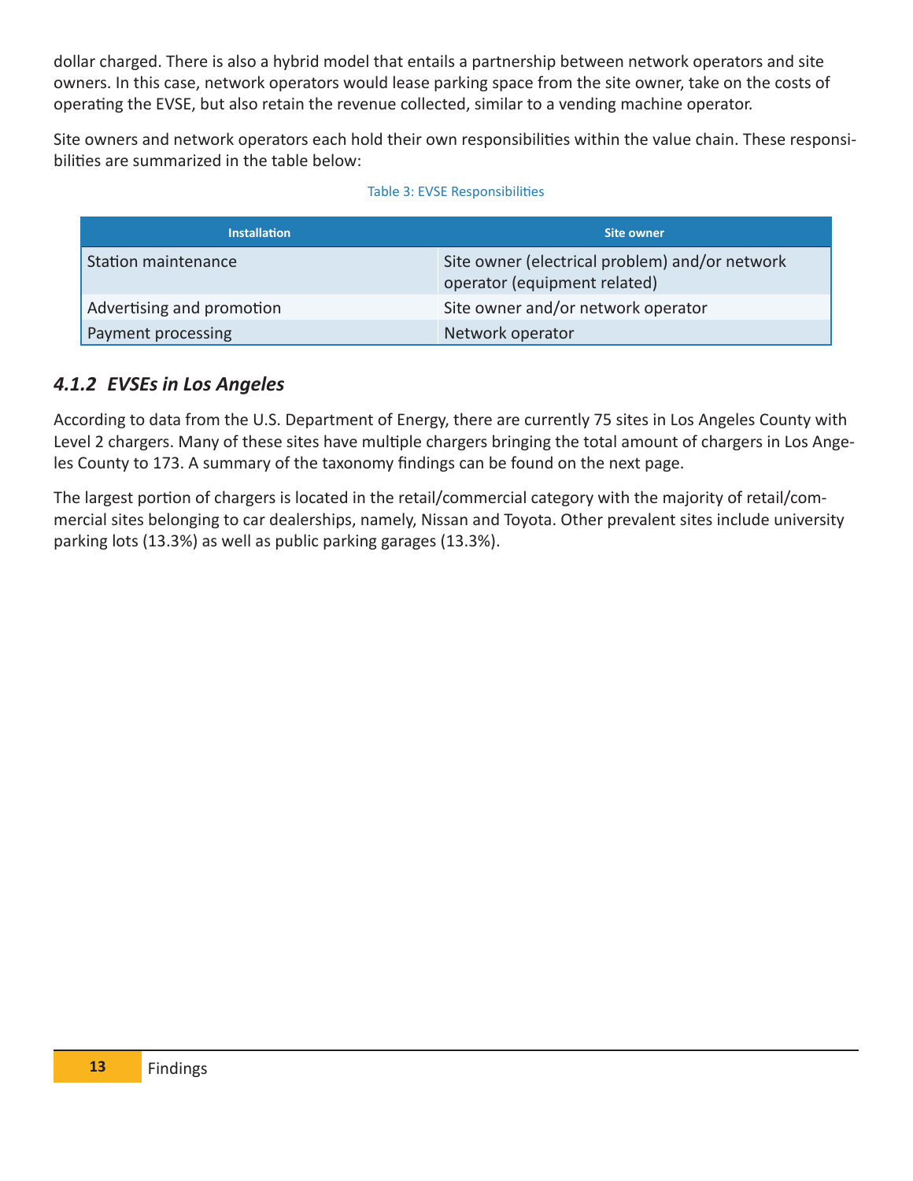dollar charged. There is also a hybrid model that entails a partnership between network operators and site owners. In this case, network operators would lease parking space from the site owner, take on the costs of operating the EVSE, but also retain the revenue collected, similar to a vending machine operator.

Site owners and network operators each hold their own responsibilities within the value chain. These responsibilities are summarized in the table below:

Table 3: EVSE Responsibilities

| Installation | Site owner |
| --- | --- |
| Station maintenance | Site owner (electrical problem) and/or network operator (equipment related) |
| Advertising and promotion | Site owner and/or network operator |
| Payment processing | Network operator |

### *4.1.2 EVSEs in Los Angeles*

According to data from the U.S. Department of Energy, there are currently 75 sites in Los Angeles County with Level 2 chargers. Many of these sites have multiple chargers bringing the total amount of chargers in Los Angeles County to 173. A summary of the taxonomy findings can be found on the next page.

The largest portion of chargers is located in the retail/commercial category with the majority of retail/commercial sites belonging to car dealerships, namely, Nissan and Toyota. Other prevalent sites include university parking lots (13.3%) as well as public parking garages (13.3%).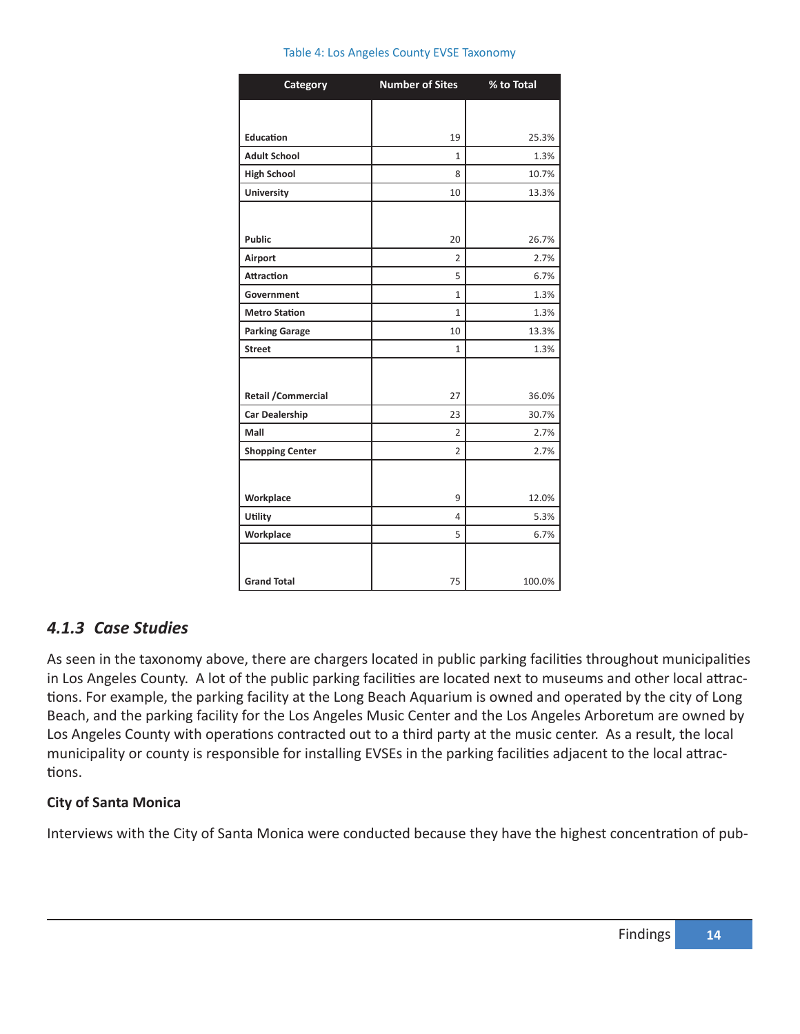Table 4: Los Angeles County EVSE Taxonomy

| Category | Number of Sites | % to Total |
|---|---|---|
| **Education** | 19 | 25.3% |
| **Adult School** | 1 | 1.3% |
| **High School** | 8 | 10.7% |
| **University** | 10 | 13.3% |
| **Public** | 20 | 26.7% |
| **Airport** | 2 | 2.7% |
| **Attraction** | 5 | 6.7% |
| **Government** | 1 | 1.3% |
| **Metro Station** | 1 | 1.3% |
| **Parking Garage** | 10 | 13.3% |
| **Street** | 1 | 1.3% |
| **Retail /Commercial** | 27 | 36.0% |
| **Car Dealership** | 23 | 30.7% |
| **Mall** | 2 | 2.7% |
| **Shopping Center** | 2 | 2.7% |
| **Workplace** | 9 | 12.0% |
| **Utility** | 4 | 5.3% |
| **Workplace** | 5 | 6.7% |
| **Grand Total** | 75 | 100.0% |

### *4.1.3 Case Studies*

As seen in the taxonomy above, there are chargers located in public parking facilities throughout municipalities in Los Angeles County. A lot of the public parking facilities are located next to museums and other local attractions. For example, the parking facility at the Long Beach Aquarium is owned and operated by the city of Long Beach, and the parking facility for the Los Angeles Music Center and the Los Angeles Arboretum are owned by Los Angeles County with operations contracted out to a third party at the music center. As a result, the local municipality or county is responsible for installing EVSEs in the parking facilities adjacent to the local attractions.

**City of Santa Monica**

Interviews with the City of Santa Monica were conducted because they have the highest concentration of pub-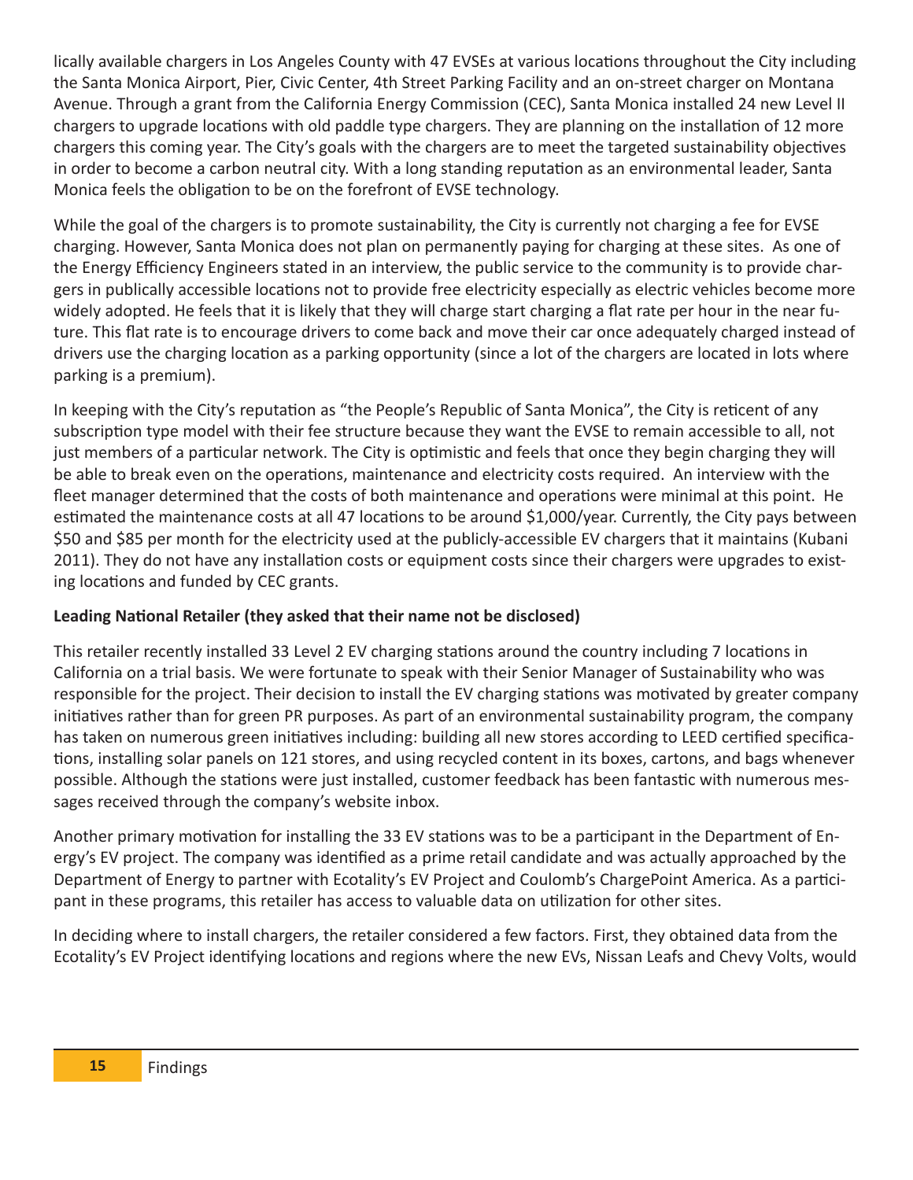lically available chargers in Los Angeles County with 47 EVSEs at various locations throughout the City including the Santa Monica Airport, Pier, Civic Center, 4th Street Parking Facility and an on-street charger on Montana Avenue. Through a grant from the California Energy Commission (CEC), Santa Monica installed 24 new Level II chargers to upgrade locations with old paddle type chargers. They are planning on the installation of 12 more chargers this coming year. The City's goals with the chargers are to meet the targeted sustainability objectives in order to become a carbon neutral city. With a long standing reputation as an environmental leader, Santa Monica feels the obligation to be on the forefront of EVSE technology.

While the goal of the chargers is to promote sustainability, the City is currently not charging a fee for EVSE charging. However, Santa Monica does not plan on permanently paying for charging at these sites. As one of the Energy Efficiency Engineers stated in an interview, the public service to the community is to provide chargers in publically accessible locations not to provide free electricity especially as electric vehicles become more widely adopted. He feels that it is likely that they will charge start charging a flat rate per hour in the near future. This flat rate is to encourage drivers to come back and move their car once adequately charged instead of drivers use the charging location as a parking opportunity (since a lot of the chargers are located in lots where parking is a premium).

In keeping with the City's reputation as "the People's Republic of Santa Monica", the City is reticent of any subscription type model with their fee structure because they want the EVSE to remain accessible to all, not just members of a particular network. The City is optimistic and feels that once they begin charging they will be able to break even on the operations, maintenance and electricity costs required. An interview with the fleet manager determined that the costs of both maintenance and operations were minimal at this point. He estimated the maintenance costs at all 47 locations to be around $1,000/year. Currently, the City pays between $50 and $85 per month for the electricity used at the publicly-accessible EV chargers that it maintains (Kubani 2011). They do not have any installation costs or equipment costs since their chargers were upgrades to existing locations and funded by CEC grants.

**Leading National Retailer (they asked that their name not be disclosed)**

This retailer recently installed 33 Level 2 EV charging stations around the country including 7 locations in California on a trial basis. We were fortunate to speak with their Senior Manager of Sustainability who was responsible for the project. Their decision to install the EV charging stations was motivated by greater company initiatives rather than for green PR purposes. As part of an environmental sustainability program, the company has taken on numerous green initiatives including: building all new stores according to LEED certified specifications, installing solar panels on 121 stores, and using recycled content in its boxes, cartons, and bags whenever possible. Although the stations were just installed, customer feedback has been fantastic with numerous messages received through the company's website inbox.

Another primary motivation for installing the 33 EV stations was to be a participant in the Department of Energy's EV project. The company was identified as a prime retail candidate and was actually approached by the Department of Energy to partner with Ecotality's EV Project and Coulomb's ChargePoint America. As a participant in these programs, this retailer has access to valuable data on utilization for other sites.

In deciding where to install chargers, the retailer considered a few factors. First, they obtained data from the Ecotality's EV Project identifying locations and regions where the new EVs, Nissan Leafs and Chevy Volts, would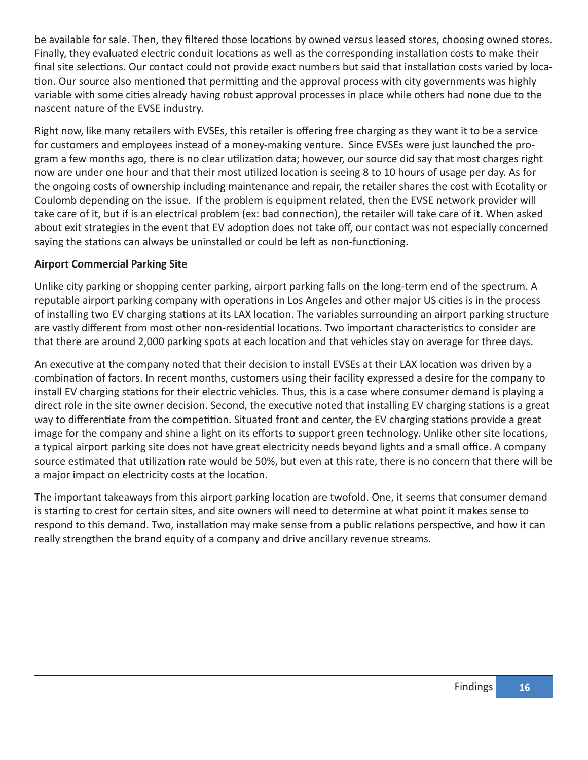be available for sale. Then, they filtered those locations by owned versus leased stores, choosing owned stores. Finally, they evaluated electric conduit locations as well as the corresponding installation costs to make their final site selections. Our contact could not provide exact numbers but said that installation costs varied by location. Our source also mentioned that permitting and the approval process with city governments was highly variable with some cities already having robust approval processes in place while others had none due to the nascent nature of the EVSE industry.

Right now, like many retailers with EVSEs, this retailer is offering free charging as they want it to be a service for customers and employees instead of a money-making venture. Since EVSEs were just launched the program a few months ago, there is no clear utilization data; however, our source did say that most charges right now are under one hour and that their most utilized location is seeing 8 to 10 hours of usage per day. As for the ongoing costs of ownership including maintenance and repair, the retailer shares the cost with Ecotality or Coulomb depending on the issue. If the problem is equipment related, then the EVSE network provider will take care of it, but if is an electrical problem (ex: bad connection), the retailer will take care of it. When asked about exit strategies in the event that EV adoption does not take off, our contact was not especially concerned saying the stations can always be uninstalled or could be left as non-functioning.

**Airport Commercial Parking Site**

Unlike city parking or shopping center parking, airport parking falls on the long-term end of the spectrum. A reputable airport parking company with operations in Los Angeles and other major US cities is in the process of installing two EV charging stations at its LAX location. The variables surrounding an airport parking structure are vastly different from most other non-residential locations. Two important characteristics to consider are that there are around 2,000 parking spots at each location and that vehicles stay on average for three days.

An executive at the company noted that their decision to install EVSEs at their LAX location was driven by a combination of factors. In recent months, customers using their facility expressed a desire for the company to install EV charging stations for their electric vehicles. Thus, this is a case where consumer demand is playing a direct role in the site owner decision. Second, the executive noted that installing EV charging stations is a great way to differentiate from the competition. Situated front and center, the EV charging stations provide a great image for the company and shine a light on its efforts to support green technology. Unlike other site locations, a typical airport parking site does not have great electricity needs beyond lights and a small office. A company source estimated that utilization rate would be 50%, but even at this rate, there is no concern that there will be a major impact on electricity costs at the location.

The important takeaways from this airport parking location are twofold. One, it seems that consumer demand is starting to crest for certain sites, and site owners will need to determine at what point it makes sense to respond to this demand. Two, installation may make sense from a public relations perspective, and how it can really strengthen the brand equity of a company and drive ancillary revenue streams.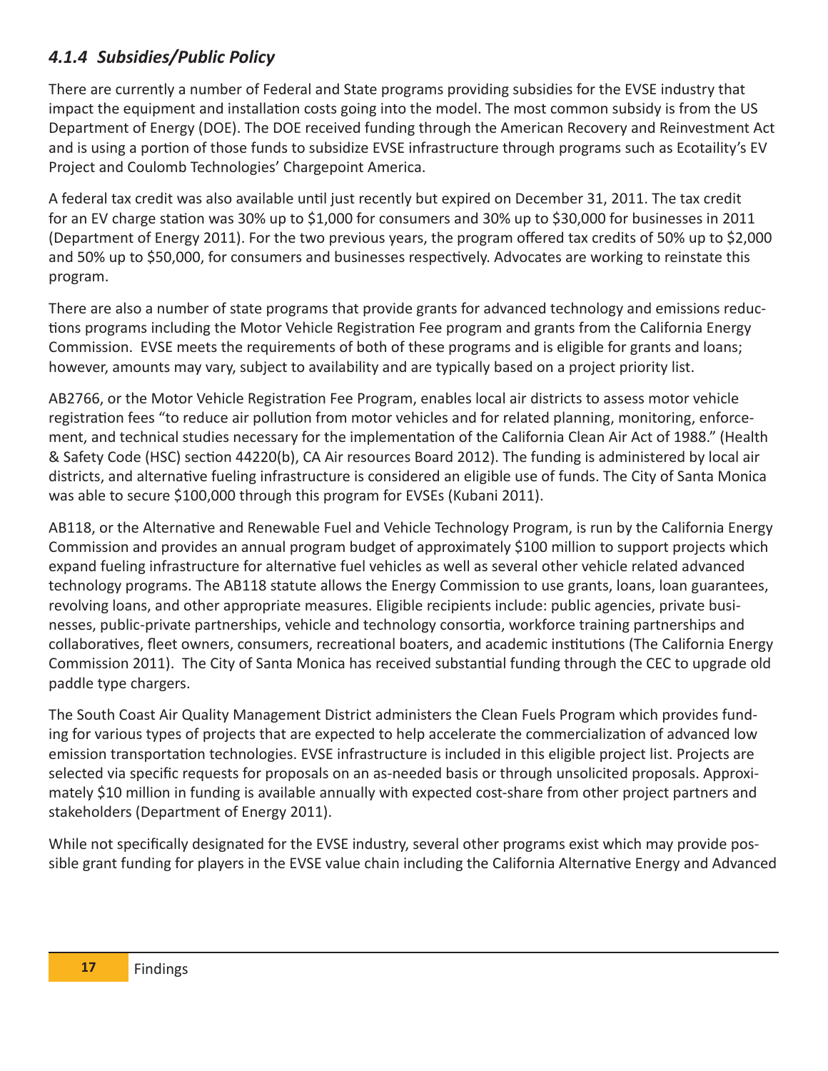#### *4.1.4 Subsidies/Public Policy*

There are currently a number of Federal and State programs providing subsidies for the EVSE industry that impact the equipment and installation costs going into the model. The most common subsidy is from the US Department of Energy (DOE). The DOE received funding through the American Recovery and Reinvestment Act and is using a portion of those funds to subsidize EVSE infrastructure through programs such as Ecotaility's EV Project and Coulomb Technologies' Chargepoint America.

A federal tax credit was also available until just recently but expired on December 31, 2011. The tax credit for an EV charge station was 30% up to $1,000 for consumers and 30% up to $30,000 for businesses in 2011 (Department of Energy 2011). For the two previous years, the program offered tax credits of 50% up to $2,000 and 50% up to $50,000, for consumers and businesses respectively. Advocates are working to reinstate this program.

There are also a number of state programs that provide grants for advanced technology and emissions reductions programs including the Motor Vehicle Registration Fee program and grants from the California Energy Commission. EVSE meets the requirements of both of these programs and is eligible for grants and loans; however, amounts may vary, subject to availability and are typically based on a project priority list.

AB2766, or the Motor Vehicle Registration Fee Program, enables local air districts to assess motor vehicle registration fees "to reduce air pollution from motor vehicles and for related planning, monitoring, enforcement, and technical studies necessary for the implementation of the California Clean Air Act of 1988." (Health & Safety Code (HSC) section 44220(b), CA Air resources Board 2012). The funding is administered by local air districts, and alternative fueling infrastructure is considered an eligible use of funds. The City of Santa Monica was able to secure $100,000 through this program for EVSEs (Kubani 2011).

AB118, or the Alternative and Renewable Fuel and Vehicle Technology Program, is run by the California Energy Commission and provides an annual program budget of approximately $100 million to support projects which expand fueling infrastructure for alternative fuel vehicles as well as several other vehicle related advanced technology programs. The AB118 statute allows the Energy Commission to use grants, loans, loan guarantees, revolving loans, and other appropriate measures. Eligible recipients include: public agencies, private businesses, public-private partnerships, vehicle and technology consortia, workforce training partnerships and collaboratives, fleet owners, consumers, recreational boaters, and academic institutions (The California Energy Commission 2011). The City of Santa Monica has received substantial funding through the CEC to upgrade old paddle type chargers.

The South Coast Air Quality Management District administers the Clean Fuels Program which provides funding for various types of projects that are expected to help accelerate the commercialization of advanced low emission transportation technologies. EVSE infrastructure is included in this eligible project list. Projects are selected via specific requests for proposals on an as-needed basis or through unsolicited proposals. Approximately $10 million in funding is available annually with expected cost-share from other project partners and stakeholders (Department of Energy 2011).

While not specifically designated for the EVSE industry, several other programs exist which may provide possible grant funding for players in the EVSE value chain including the California Alternative Energy and Advanced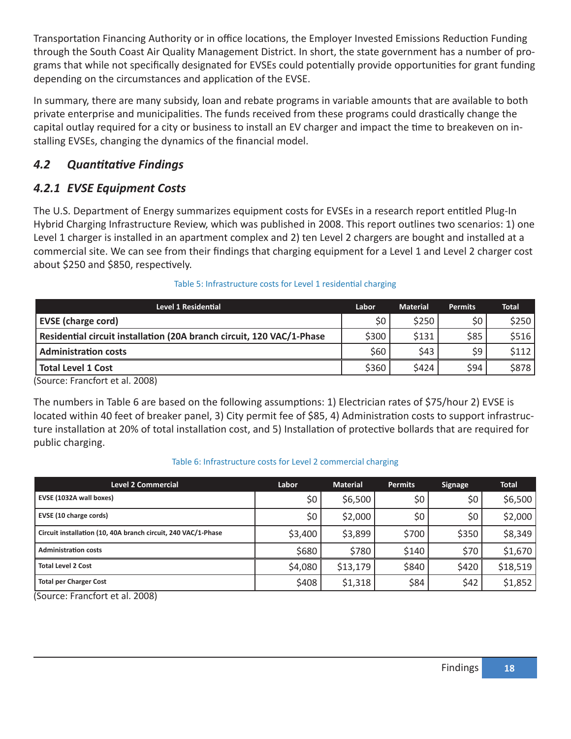Transportation Financing Authority or in office locations, the Employer Invested Emissions Reduction Funding through the South Coast Air Quality Management District. In short, the state government has a number of programs that while not specifically designated for EVSEs could potentially provide opportunities for grant funding depending on the circumstances and application of the EVSE.

In summary, there are many subsidy, loan and rebate programs in variable amounts that are available to both private enterprise and municipalities. The funds received from these programs could drastically change the capital outlay required for a city or business to install an EV charger and impact the time to breakeven on installing EVSEs, changing the dynamics of the financial model.

## *4.2 Quantitative Findings*

### *4.2.1 EVSE Equipment Costs*

The U.S. Department of Energy summarizes equipment costs for EVSEs in a research report entitled Plug-In Hybrid Charging Infrastructure Review, which was published in 2008. This report outlines two scenarios: 1) one Level 1 charger is installed in an apartment complex and 2) ten Level 2 chargers are bought and installed at a commercial site. We can see from their findings that charging equipment for a Level 1 and Level 2 charger cost about $250 and $850, respectively.

Table 5: Infrastructure costs for Level 1 residential charging

| Level 1 Residential | Labor | Material | Permits | Total |
|---|---|---|---|---|
| **EVSE (charge cord)** | $0 | $250 | $0 | $250 |
| **Residential circuit installation (20A branch circuit, 120 VAC/1-Phase** | $300 | $131 | $85 | $516 |
| **Administration costs** | $60 | $43 | $9 | $112 |
| **Total Level 1 Cost** | $360 | $424 | $94 | $878 |

(Source: Francfort et al. 2008)

The numbers in Table 6 are based on the following assumptions: 1) Electrician rates of $75/hour 2) EVSE is located within 40 feet of breaker panel, 3) City permit fee of $85, 4) Administration costs to support infrastructure installation at 20% of total installation cost, and 5) Installation of protective bollards that are required for public charging.

Table 6: Infrastructure costs for Level 2 commercial charging

| Level 2 Commercial | Labor | Material | Permits | Signage | Total |
|---|---|---|---|---|---|
| **EVSE (1032A wall boxes)** | $0 | $6,500 | $0 | $0 | $6,500 |
| **EVSE (10 charge cords)** | $0 | $2,000 | $0 | $0 | $2,000 |
| **Circuit installation (10, 40A branch circuit, 240 VAC/1-Phase** | $3,400 | $3,899 | $700 | $350 | $8,349 |
| **Administration costs** | $680 | $780 | $140 | $70 | $1,670 |
| **Total Level 2 Cost** | $4,080 | $13,179 | $840 | $420 | $18,519 |
| **Total per Charger Cost** | $408 | $1,318 | $84 | $42 | $1,852 |

(Source: Francfort et al. 2008)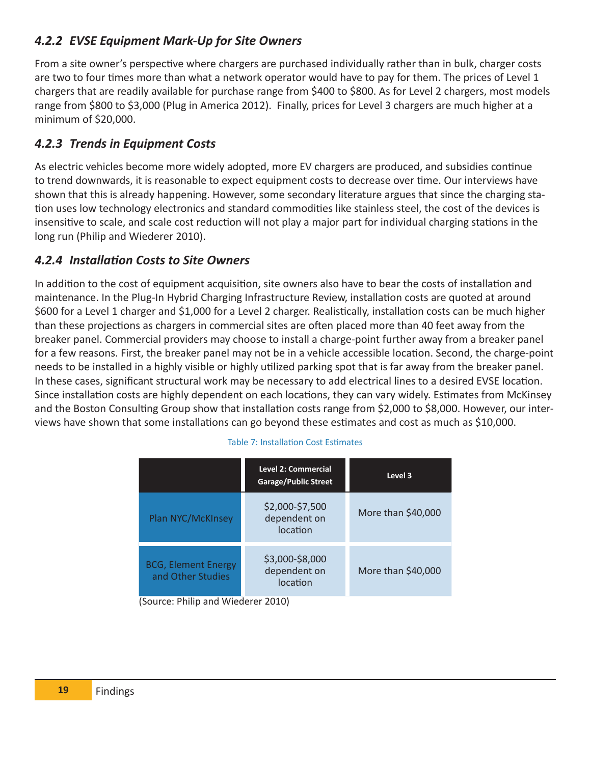### *4.2.2 EVSE Equipment Mark-Up for Site Owners*

From a site owner's perspective where chargers are purchased individually rather than in bulk, charger costs are two to four times more than what a network operator would have to pay for them. The prices of Level 1 chargers that are readily available for purchase range from $400 to $800. As for Level 2 chargers, most models range from $800 to $3,000 (Plug in America 2012). Finally, prices for Level 3 chargers are much higher at a minimum of $20,000.

### *4.2.3 Trends in Equipment Costs*

As electric vehicles become more widely adopted, more EV chargers are produced, and subsidies continue to trend downwards, it is reasonable to expect equipment costs to decrease over time. Our interviews have shown that this is already happening. However, some secondary literature argues that since the charging station uses low technology electronics and standard commodities like stainless steel, the cost of the devices is insensitive to scale, and scale cost reduction will not play a major part for individual charging stations in the long run (Philip and Wiederer 2010).

### *4.2.4 Installation Costs to Site Owners*

In addition to the cost of equipment acquisition, site owners also have to bear the costs of installation and maintenance. In the Plug-In Hybrid Charging Infrastructure Review, installation costs are quoted at around $600 for a Level 1 charger and $1,000 for a Level 2 charger. Realistically, installation costs can be much higher than these projections as chargers in commercial sites are often placed more than 40 feet away from the breaker panel. Commercial providers may choose to install a charge-point further away from a breaker panel for a few reasons. First, the breaker panel may not be in a vehicle accessible location. Second, the charge-point needs to be installed in a highly visible or highly utilized parking spot that is far away from the breaker panel. In these cases, significant structural work may be necessary to add electrical lines to a desired EVSE location. Since installation costs are highly dependent on each locations, they can vary widely. Estimates from McKinsey and the Boston Consulting Group show that installation costs range from $2,000 to $8,000. However, our interviews have shown that some installations can go beyond these estimates and cost as much as $10,000.

Table 7: Installation Cost Estimates

| | Level 2: Commercial Garage/Public Street | Level 3 |
|---|---|---|
| Plan NYC/McKInsey | $2,000-$7,500 dependent on location | More than $40,000 |
| BCG, Element Energy and Other Studies | $3,000-$8,000 dependent on location | More than $40,000 |

(Source: Philip and Wiederer 2010)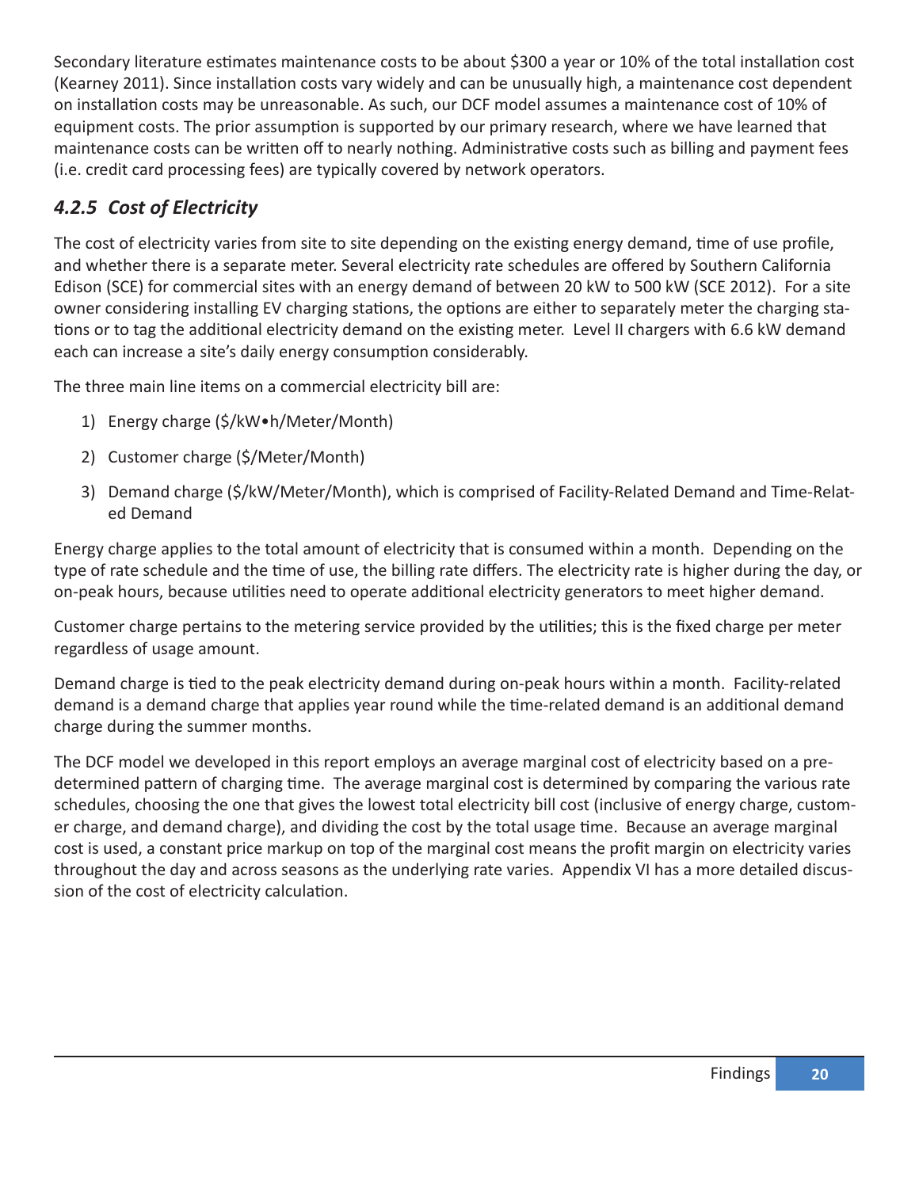Secondary literature estimates maintenance costs to be about $300 a year or 10% of the total installation cost (Kearney 2011). Since installation costs vary widely and can be unusually high, a maintenance cost dependent on installation costs may be unreasonable. As such, our DCF model assumes a maintenance cost of 10% of equipment costs. The prior assumption is supported by our primary research, where we have learned that maintenance costs can be written off to nearly nothing. Administrative costs such as billing and payment fees (i.e. credit card processing fees) are typically covered by network operators.

### *4.2.5 Cost of Electricity*

The cost of electricity varies from site to site depending on the existing energy demand, time of use profile, and whether there is a separate meter. Several electricity rate schedules are offered by Southern California Edison (SCE) for commercial sites with an energy demand of between 20 kW to 500 kW (SCE 2012). For a site owner considering installing EV charging stations, the options are either to separately meter the charging stations or to tag the additional electricity demand on the existing meter. Level II chargers with 6.6 kW demand each can increase a site's daily energy consumption considerably.

The three main line items on a commercial electricity bill are:

1) Energy charge ($/kW•h/Meter/Month)
2) Customer charge ($/Meter/Month)
3) Demand charge ($/kW/Meter/Month), which is comprised of Facility-Related Demand and Time-Related Demand

Energy charge applies to the total amount of electricity that is consumed within a month. Depending on the type of rate schedule and the time of use, the billing rate differs. The electricity rate is higher during the day, or on-peak hours, because utilities need to operate additional electricity generators to meet higher demand.

Customer charge pertains to the metering service provided by the utilities; this is the fixed charge per meter regardless of usage amount.

Demand charge is tied to the peak electricity demand during on-peak hours within a month. Facility-related demand is a demand charge that applies year round while the time-related demand is an additional demand charge during the summer months.

The DCF model we developed in this report employs an average marginal cost of electricity based on a predetermined pattern of charging time. The average marginal cost is determined by comparing the various rate schedules, choosing the one that gives the lowest total electricity bill cost (inclusive of energy charge, customer charge, and demand charge), and dividing the cost by the total usage time. Because an average marginal cost is used, a constant price markup on top of the marginal cost means the profit margin on electricity varies throughout the day and across seasons as the underlying rate varies. Appendix VI has a more detailed discussion of the cost of electricity calculation.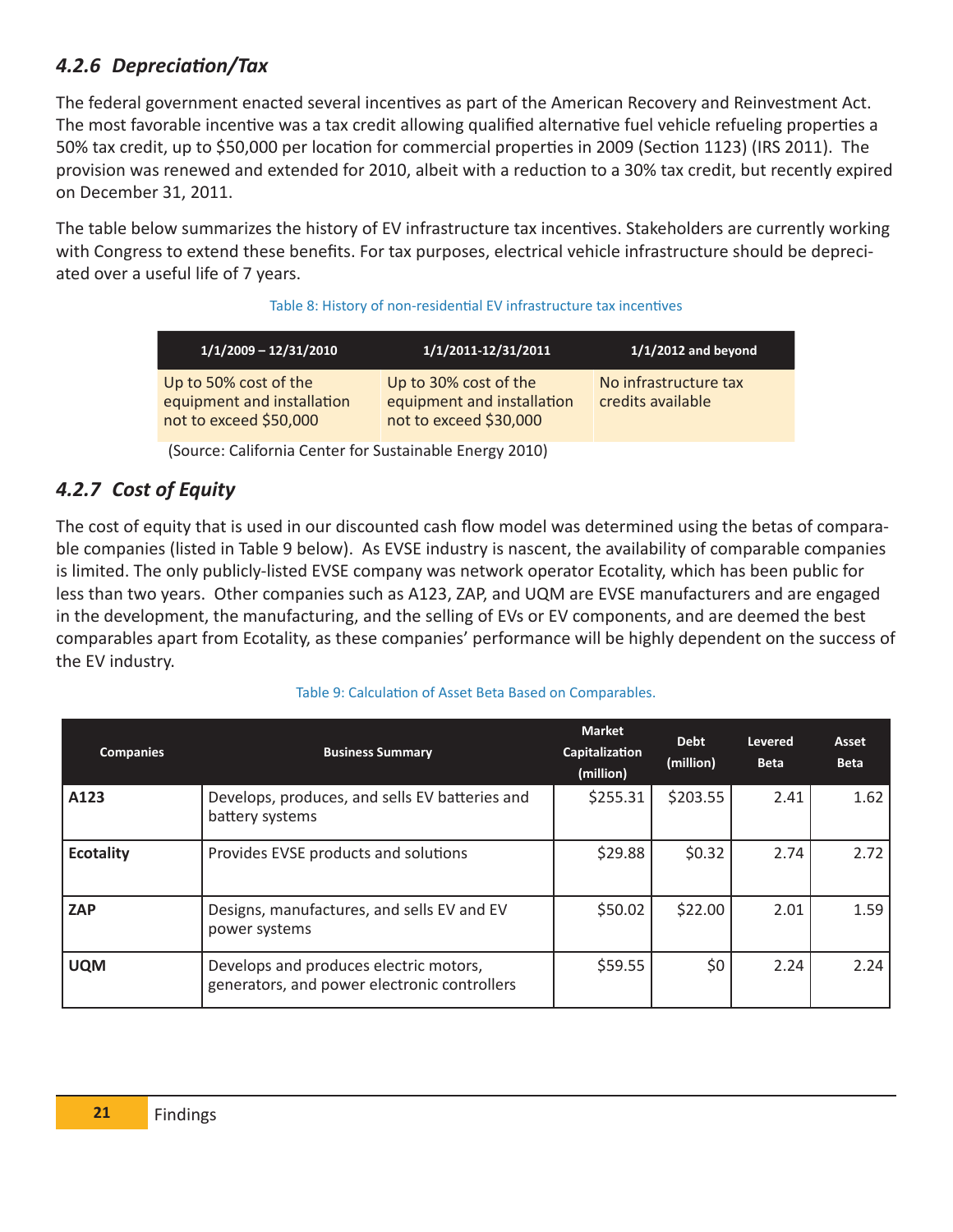### 4.2.6 Depreciation/Tax

The federal government enacted several incentives as part of the American Recovery and Reinvestment Act. The most favorable incentive was a tax credit allowing qualified alternative fuel vehicle refueling properties a 50% tax credit, up to $50,000 per location for commercial properties in 2009 (Section 1123) (IRS 2011). The provision was renewed and extended for 2010, albeit with a reduction to a 30% tax credit, but recently expired on December 31, 2011.

The table below summarizes the history of EV infrastructure tax incentives. Stakeholders are currently working with Congress to extend these benefits. For tax purposes, electrical vehicle infrastructure should be depreciated over a useful life of 7 years.

Table 8: History of non-residential EV infrastructure tax incentives

| 1/1/2009 – 12/31/2010 | 1/1/2011-12/31/2011 | 1/1/2012 and beyond |
|---|---|---|
| Up to 50% cost of the equipment and installation not to exceed $50,000 | Up to 30% cost of the equipment and installation not to exceed $30,000 | No infrastructure tax credits available |

(Source: California Center for Sustainable Energy 2010)

### 4.2.7 Cost of Equity

The cost of equity that is used in our discounted cash flow model was determined using the betas of comparable companies (listed in Table 9 below). As EVSE industry is nascent, the availability of comparable companies is limited. The only publicly-listed EVSE company was network operator Ecotality, which has been public for less than two years. Other companies such as A123, ZAP, and UQM are EVSE manufacturers and are engaged in the development, the manufacturing, and the selling of EVs or EV components, and are deemed the best comparables apart from Ecotality, as these companies' performance will be highly dependent on the success of the EV industry.

Table 9: Calculation of Asset Beta Based on Comparables.

| Companies | Business Summary | Market Capitalization (million) | Debt (million) | Levered Beta | Asset Beta |
|---|---|---|---|---|---|
| **A123** | Develops, produces, and sells EV batteries and battery systems | $255.31 | $203.55 | 2.41 | 1.62 |
| **Ecotality** | Provides EVSE products and solutions | $29.88 | $0.32 | 2.74 | 2.72 |
| **ZAP** | Designs, manufactures, and sells EV and EV power systems | $50.02 | $22.00 | 2.01 | 1.59 |
| **UQM** | Develops and produces electric motors, generators, and power electronic controllers | $59.55 | $0 | 2.24 | 2.24 |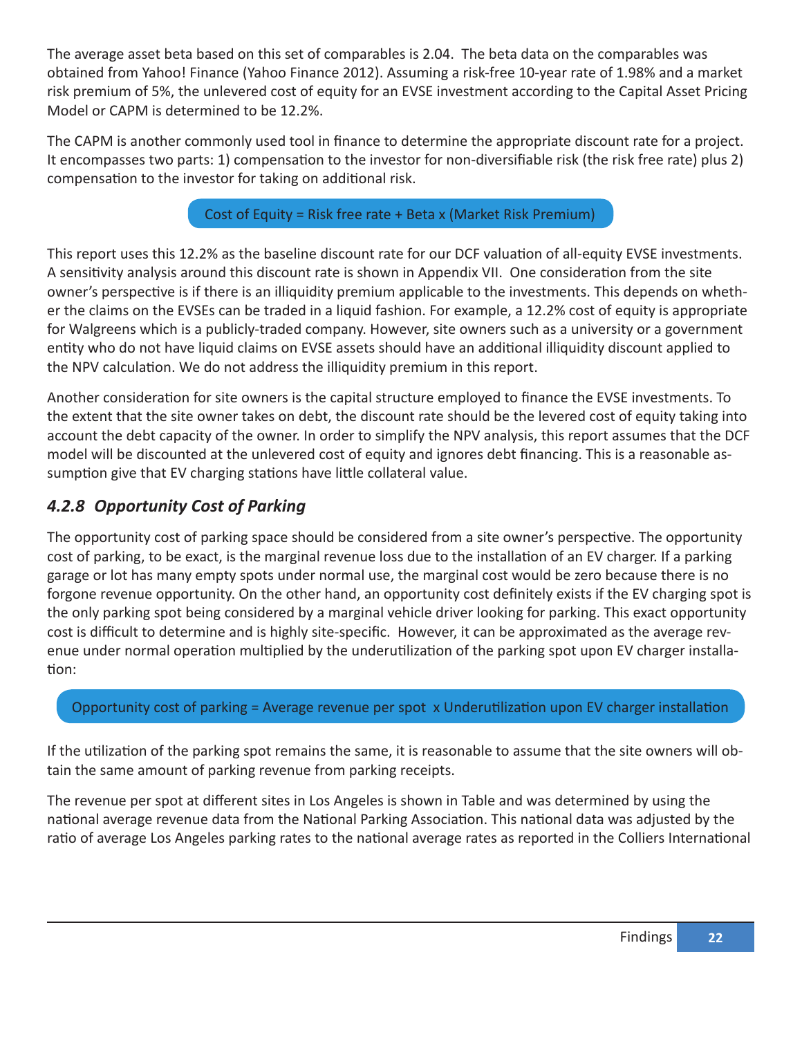The average asset beta based on this set of comparables is 2.04. The beta data on the comparables was obtained from Yahoo! Finance (Yahoo Finance 2012). Assuming a risk-free 10-year rate of 1.98% and a market risk premium of 5%, the unlevered cost of equity for an EVSE investment according to the Capital Asset Pricing Model or CAPM is determined to be 12.2%.

The CAPM is another commonly used tool in finance to determine the appropriate discount rate for a project. It encompasses two parts: 1) compensation to the investor for non-diversifiable risk (the risk free rate) plus 2) compensation to the investor for taking on additional risk.

$$\text{Cost of Equity} = \text{Risk free rate} + \text{Beta} \times (\text{Market Risk Premium})$$

This report uses this 12.2% as the baseline discount rate for our DCF valuation of all-equity EVSE investments. A sensitivity analysis around this discount rate is shown in Appendix VII. One consideration from the site owner's perspective is if there is an illiquidity premium applicable to the investments. This depends on whether the claims on the EVSEs can be traded in a liquid fashion. For example, a 12.2% cost of equity is appropriate for Walgreens which is a publicly-traded company. However, site owners such as a university or a government entity who do not have liquid claims on EVSE assets should have an additional illiquidity discount applied to the NPV calculation. We do not address the illiquidity premium in this report.

Another consideration for site owners is the capital structure employed to finance the EVSE investments. To the extent that the site owner takes on debt, the discount rate should be the levered cost of equity taking into account the debt capacity of the owner. In order to simplify the NPV analysis, this report assumes that the DCF model will be discounted at the unlevered cost of equity and ignores debt financing. This is a reasonable assumption give that EV charging stations have little collateral value.

### *4.2.8 Opportunity Cost of Parking*

The opportunity cost of parking space should be considered from a site owner's perspective. The opportunity cost of parking, to be exact, is the marginal revenue loss due to the installation of an EV charger. If a parking garage or lot has many empty spots under normal use, the marginal cost would be zero because there is no forgone revenue opportunity. On the other hand, an opportunity cost definitely exists if the EV charging spot is the only parking spot being considered by a marginal vehicle driver looking for parking. This exact opportunity cost is difficult to determine and is highly site-specific. However, it can be approximated as the average revenue under normal operation multiplied by the underutilization of the parking spot upon EV charger installation:

$$\text{Opportunity cost of parking} = \text{Average revenue per spot} \times \text{Underutilization upon EV charger installation}$$

If the utilization of the parking spot remains the same, it is reasonable to assume that the site owners will obtain the same amount of parking revenue from parking receipts.

The revenue per spot at different sites in Los Angeles is shown in Table and was determined by using the national average revenue data from the National Parking Association. This national data was adjusted by the ratio of average Los Angeles parking rates to the national average rates as reported in the Colliers International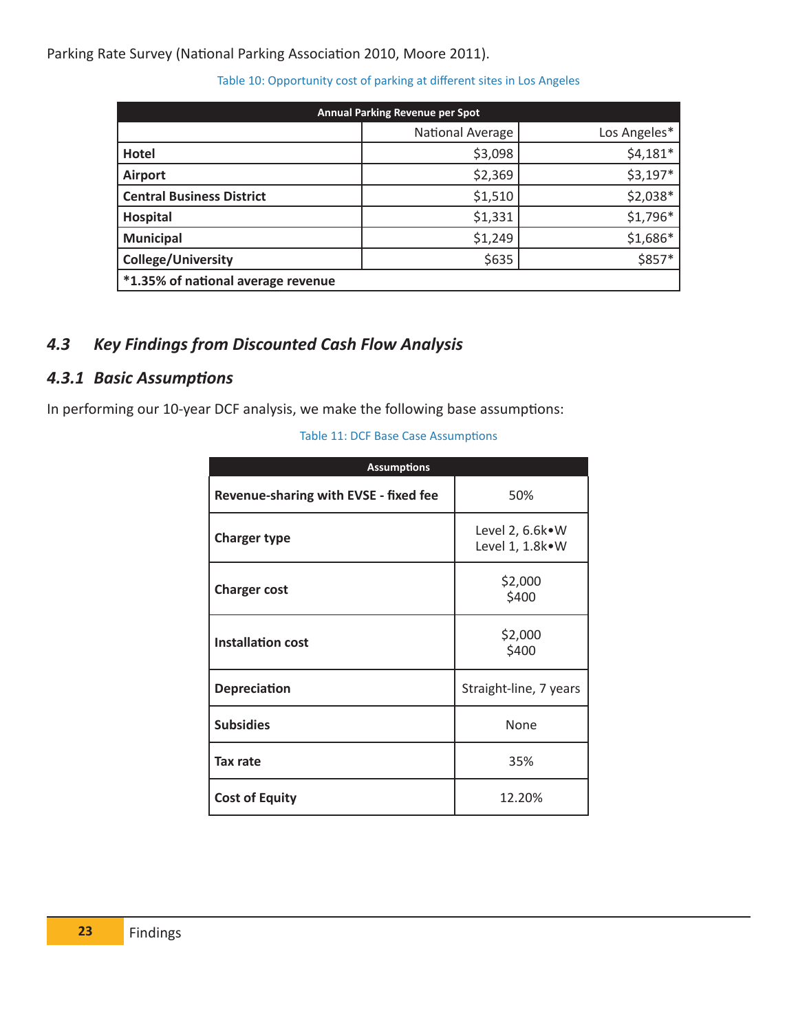Parking Rate Survey (National Parking Association 2010, Moore 2011).

Table 10: Opportunity cost of parking at different sites in Los Angeles

| Annual Parking Revenue per Spot | | |
|---|---|---|
| | National Average | Los Angeles* |
| **Hotel** | $3,098 | $4,181* |
| **Airport** | $2,369 | $3,197* |
| **Central Business District** | $1,510 | $2,038* |
| **Hospital** | $1,331 | $1,796* |
| **Municipal** | $1,249 | $1,686* |
| **College/University** | $635 | $857* |
| ***1.35% of national average revenue** | | |

### *4.3 Key Findings from Discounted Cash Flow Analysis*

#### *4.3.1 Basic Assumptions*

In performing our 10-year DCF analysis, we make the following base assumptions:

Table 11: DCF Base Case Assumptions

| Assumptions | |
|---|---|
| **Revenue-sharing with EVSE - fixed fee** | 50% |
| **Charger type** | Level 2, 6.6k•W<br>Level 1, 1.8k•W |
| **Charger cost** | $2,000<br>$400 |
| **Installation cost** | $2,000<br>$400 |
| **Depreciation** | Straight-line, 7 years |
| **Subsidies** | None |
| **Tax rate** | 35% |
| **Cost of Equity** | 12.20% |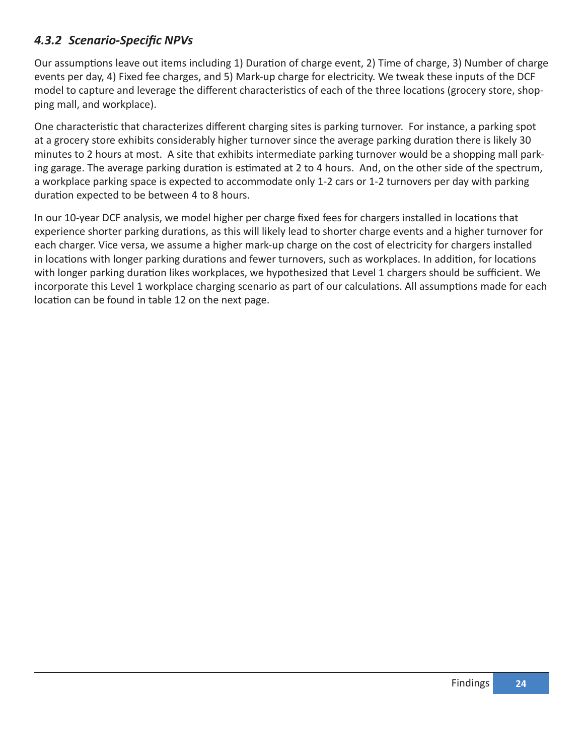### *4.3.2 Scenario-Specific NPVs*

Our assumptions leave out items including 1) Duration of charge event, 2) Time of charge, 3) Number of charge events per day, 4) Fixed fee charges, and 5) Mark-up charge for electricity. We tweak these inputs of the DCF model to capture and leverage the different characteristics of each of the three locations (grocery store, shopping mall, and workplace).

One characteristic that characterizes different charging sites is parking turnover. For instance, a parking spot at a grocery store exhibits considerably higher turnover since the average parking duration there is likely 30 minutes to 2 hours at most. A site that exhibits intermediate parking turnover would be a shopping mall parking garage. The average parking duration is estimated at 2 to 4 hours. And, on the other side of the spectrum, a workplace parking space is expected to accommodate only 1-2 cars or 1-2 turnovers per day with parking duration expected to be between 4 to 8 hours.

In our 10-year DCF analysis, we model higher per charge fixed fees for chargers installed in locations that experience shorter parking durations, as this will likely lead to shorter charge events and a higher turnover for each charger. Vice versa, we assume a higher mark-up charge on the cost of electricity for chargers installed in locations with longer parking durations and fewer turnovers, such as workplaces. In addition, for locations with longer parking duration likes workplaces, we hypothesized that Level 1 chargers should be sufficient. We incorporate this Level 1 workplace charging scenario as part of our calculations. All assumptions made for each location can be found in table 12 on the next page.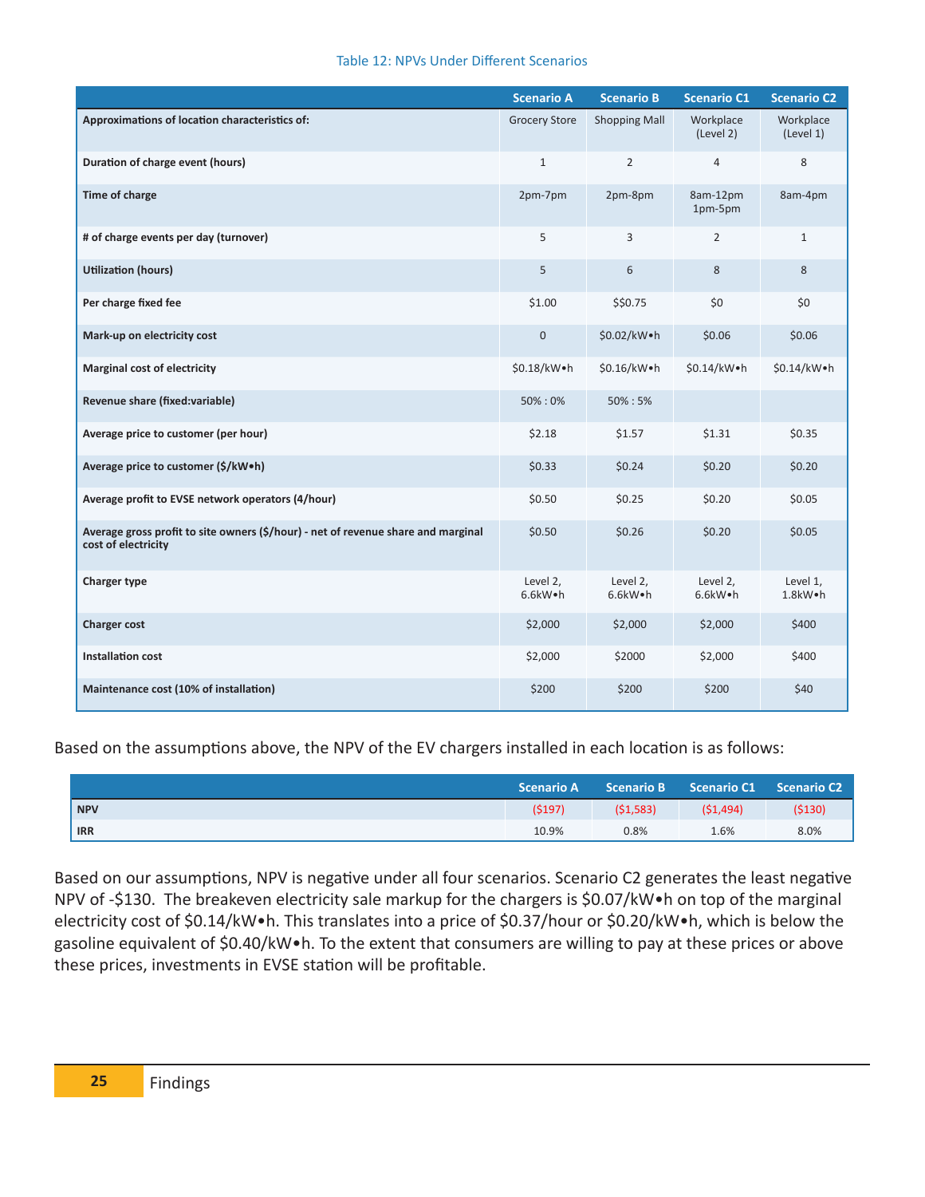Table 12: NPVs Under Different Scenarios

| | Scenario A | Scenario B | Scenario C1 | Scenario C2 |
|---|---|---|---|---|
| **Approximations of location characteristics of:** | Grocery Store | Shopping Mall | Workplace (Level 2) | Workplace (Level 1) |
| **Duration of charge event (hours)** | 1 | 2 | 4 | 8 |
| **Time of charge** | 2pm-7pm | 2pm-8pm | 8am-12pm 1pm-5pm | 8am-4pm |
| **# of charge events per day (turnover)** | 5 | 3 | 2 | 1 |
| **Utilization (hours)** | 5 | 6 | 8 | 8 |
| **Per charge fixed fee** | $1.00 | $$0.75 | $0 | $0 |
| **Mark-up on electricity cost** | 0 | $0.02/kW•h | $0.06 | $0.06 |
| **Marginal cost of electricity** | $0.18/kW•h | $0.16/kW•h | $0.14/kW•h | $0.14/kW•h |
| **Revenue share (fixed:variable)** | 50% : 0% | 50% : 5% | | |
| **Average price to customer (per hour)** | $2.18 | $1.57 | $1.31 | $0.35 |
| **Average price to customer ($/kW•h)** | $0.33 | $0.24 | $0.20 | $0.20 |
| **Average profit to EVSE network operators (4/hour)** | $0.50 | $0.25 | $0.20 | $0.05 |
| **Average gross profit to site owners ($/hour) - net of revenue share and marginal cost of electricity** | $0.50 | $0.26 | $0.20 | $0.05 |
| **Charger type** | Level 2, 6.6kW•h | Level 2, 6.6kW•h | Level 2, 6.6kW•h | Level 1, 1.8kW•h |
| **Charger cost** | $2,000 | $2,000 | $2,000 | $400 |
| **Installation cost** | $2,000 | $2000 | $2,000 | $400 |
| **Maintenance cost (10% of installation)** | $200 | $200 | $200 | $40 |

Based on the assumptions above, the NPV of the EV chargers installed in each location is as follows:

| | Scenario A | Scenario B | Scenario C1 | Scenario C2 |
|---|---|---|---|---|
| **NPV** | ($197) | ($1,583) | ($1,494) | ($130) |
| **IRR** | 10.9% | 0.8% | 1.6% | 8.0% |

Based on our assumptions, NPV is negative under all four scenarios. Scenario C2 generates the least negative NPV of -$130. The breakeven electricity sale markup for the chargers is $0.07/kW•h on top of the marginal electricity cost of $0.14/kW•h. This translates into a price of $0.37/hour or $0.20/kW•h, which is below the gasoline equivalent of $0.40/kW•h. To the extent that consumers are willing to pay at these prices or above these prices, investments in EVSE station will be profitable.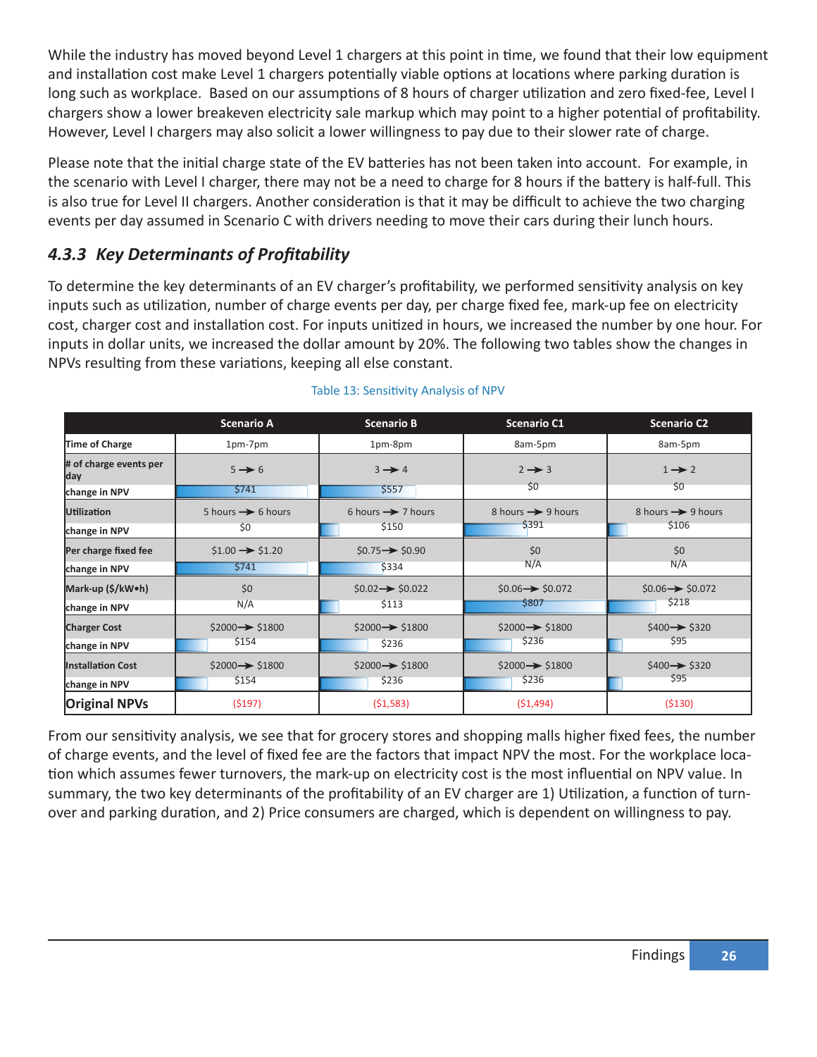While the industry has moved beyond Level 1 chargers at this point in time, we found that their low equipment and installation cost make Level 1 chargers potentially viable options at locations where parking duration is long such as workplace. Based on our assumptions of 8 hours of charger utilization and zero fixed-fee, Level I chargers show a lower breakeven electricity sale markup which may point to a higher potential of profitability. However, Level I chargers may also solicit a lower willingness to pay due to their slower rate of charge.

Please note that the initial charge state of the EV batteries has not been taken into account. For example, in the scenario with Level I charger, there may not be a need to charge for 8 hours if the battery is half-full. This is also true for Level II chargers. Another consideration is that it may be difficult to achieve the two charging events per day assumed in Scenario C with drivers needing to move their cars during their lunch hours.

### *4.3.3 Key Determinants of Profitability*

To determine the key determinants of an EV charger's profitability, we performed sensitivity analysis on key inputs such as utilization, number of charge events per day, per charge fixed fee, mark-up fee on electricity cost, charger cost and installation cost. For inputs unitized in hours, we increased the number by one hour. For inputs in dollar units, we increased the dollar amount by 20%. The following two tables show the changes in NPVs resulting from these variations, keeping all else constant.

Table 13: Sensitivity Analysis of NPV

| | Scenario A | Scenario B | Scenario C1 | Scenario C2 |
|---|---|---|---|---|
| **Time of Charge** | 1pm-7pm | 1pm-8pm | 8am-5pm | 8am-5pm |
| **# of charge events per day** | 5 → 6 | 3 → 4 | 2 → 3 | 1 → 2 |
| **change in NPV** | $741 | $557 | $0 | $0 |
| **Utilization** | 5 hours → 6 hours | 6 hours → 7 hours | 8 hours → 9 hours | 8 hours → 9 hours |
| **change in NPV** | $0 | $150 | $391 | $106 |
| **Per charge fixed fee** | $1.00 → $1.20 | $0.75 → $0.90 | $0 | $0 |
| **change in NPV** | $741 | $334 | N/A | N/A |
| **Mark-up ($/kW•h)** | $0 | $0.02 → $0.022 | $0.06 → $0.072 | $0.06 → $0.072 |
| **change in NPV** | N/A | $113 | $807 | $218 |
| **Charger Cost** | $2000 → $1800 | $2000 → $1800 | $2000 → $1800 | $400 → $320 |
| **change in NPV** | $154 | $236 | $236 | $95 |
| **Installation Cost** | $2000 → $1800 | $2000 → $1800 | $2000 → $1800 | $400 → $320 |
| **change in NPV** | $154 | $236 | $236 | $95 |
| **Original NPVs** | ($197) | ($1,583) | ($1,494) | ($130) |

From our sensitivity analysis, we see that for grocery stores and shopping malls higher fixed fees, the number of charge events, and the level of fixed fee are the factors that impact NPV the most. For the workplace location which assumes fewer turnovers, the mark-up on electricity cost is the most influential on NPV value. In summary, the two key determinants of the profitability of an EV charger are 1) Utilization, a function of turnover and parking duration, and 2) Price consumers are charged, which is dependent on willingness to pay.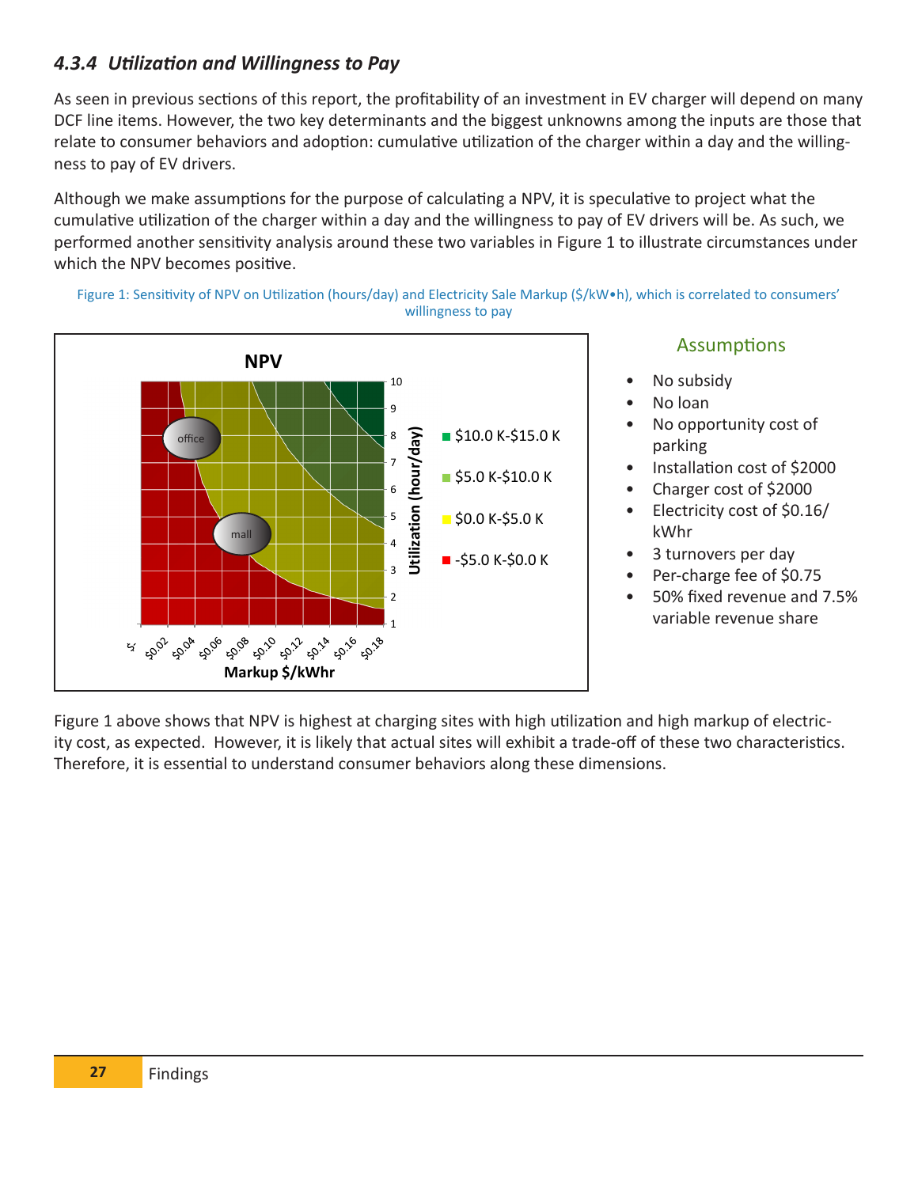### *4.3.4 Utilization and Willingness to Pay*

As seen in previous sections of this report, the profitability of an investment in EV charger will depend on many DCF line items. However, the two key determinants and the biggest unknowns among the inputs are those that relate to consumer behaviors and adoption: cumulative utilization of the charger within a day and the willingness to pay of EV drivers.

Although we make assumptions for the purpose of calculating a NPV, it is speculative to project what the cumulative utilization of the charger within a day and the willingness to pay of EV drivers will be. As such, we performed another sensitivity analysis around these two variables in Figure 1 to illustrate circumstances under which the NPV becomes positive.

Figure 1: Sensitivity of NPV on Utilization (hours/day) and Electricity Sale Markup ($/kW•h), which is correlated to consumers' willingness to pay

**Assumptions**

- No subsidy
- No loan
- No opportunity cost of parking
- Installation cost of $2000
- Charger cost of $2000
- Electricity cost of $0.16/kWhr
- 3 turnovers per day
- Per-charge fee of $0.75
- 50% fixed revenue and 7.5% variable revenue share

Figure 1 above shows that NPV is highest at charging sites with high utilization and high markup of electricity cost, as expected. However, it is likely that actual sites will exhibit a trade-off of these two characteristics. Therefore, it is essential to understand consumer behaviors along these dimensions.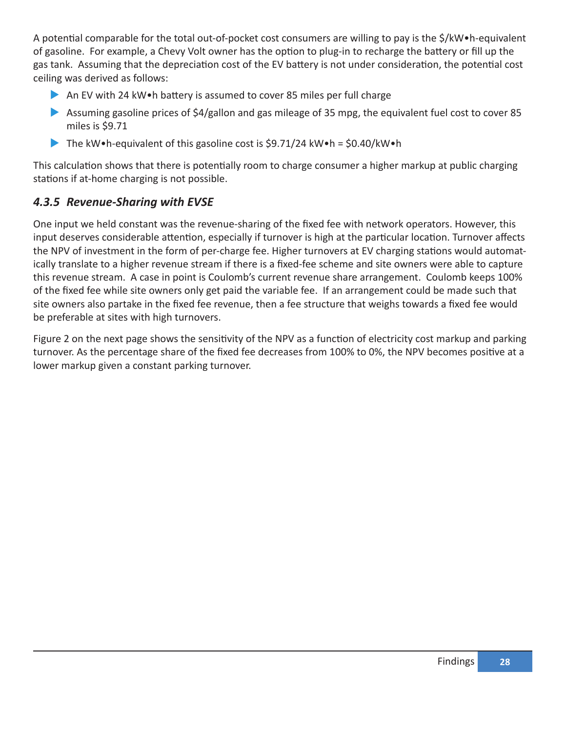A potential comparable for the total out-of-pocket cost consumers are willing to pay is the $/kW•h-equivalent of gasoline. For example, a Chevy Volt owner has the option to plug-in to recharge the battery or fill up the gas tank. Assuming that the depreciation cost of the EV battery is not under consideration, the potential cost ceiling was derived as follows:

- An EV with 24 kW•h battery is assumed to cover 85 miles per full charge
- Assuming gasoline prices of $4/gallon and gas mileage of 35 mpg, the equivalent fuel cost to cover 85 miles is $9.71
- The kW•h-equivalent of this gasoline cost is $9.71/24 kW•h = $0.40/kW•h

This calculation shows that there is potentially room to charge consumer a higher markup at public charging stations if at-home charging is not possible.

### *4.3.5 Revenue-Sharing with EVSE*

One input we held constant was the revenue-sharing of the fixed fee with network operators. However, this input deserves considerable attention, especially if turnover is high at the particular location. Turnover affects the NPV of investment in the form of per-charge fee. Higher turnovers at EV charging stations would automatically translate to a higher revenue stream if there is a fixed-fee scheme and site owners were able to capture this revenue stream. A case in point is Coulomb's current revenue share arrangement. Coulomb keeps 100% of the fixed fee while site owners only get paid the variable fee. If an arrangement could be made such that site owners also partake in the fixed fee revenue, then a fee structure that weighs towards a fixed fee would be preferable at sites with high turnovers.

Figure 2 on the next page shows the sensitivity of the NPV as a function of electricity cost markup and parking turnover. As the percentage share of the fixed fee decreases from 100% to 0%, the NPV becomes positive at a lower markup given a constant parking turnover.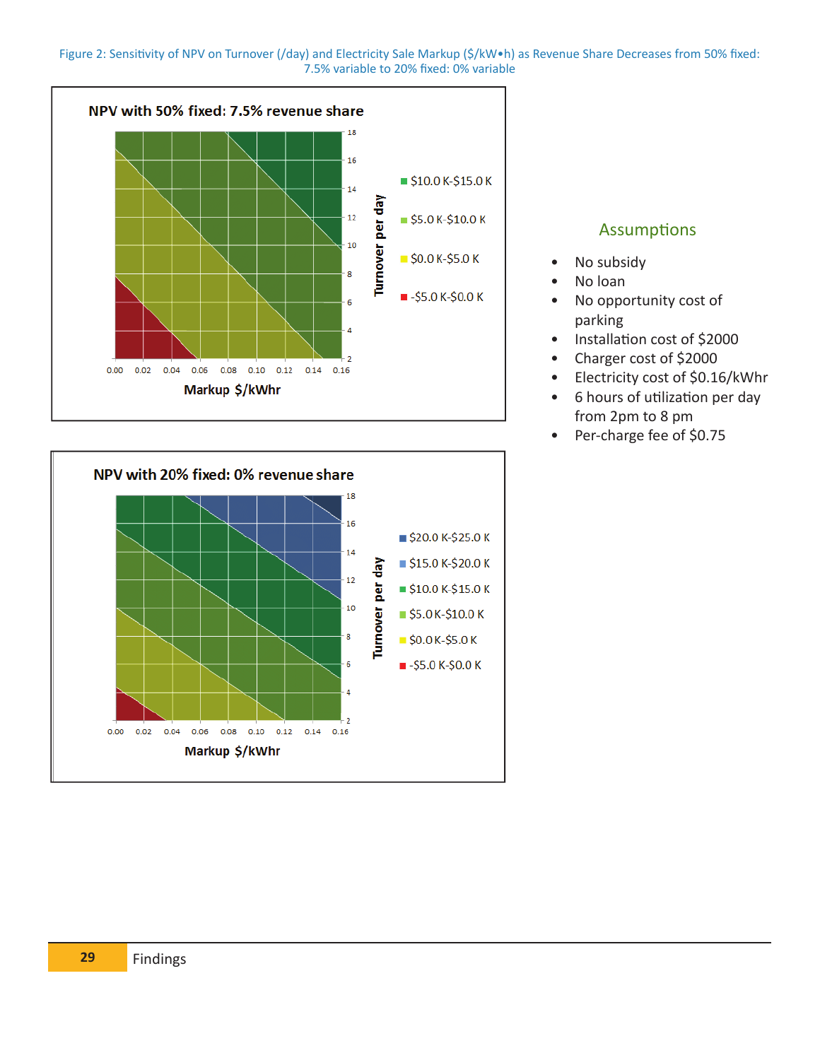Figure 2: Sensitivity of NPV on Turnover (/day) and Electricity Sale Markup ($/kW•h) as Revenue Share Decreases from 50% fixed: 7.5% variable to 20% fixed: 0% variable

**NPV with 50% fixed: 7.5% revenue share**

- $10.0 K-$15.0 K
- $5.0 K-$10.0 K
- $0.0 K-$5.0 K
- -$5.0 K-$0.0 K

Turnover per day (2–18); Markup $/kWhr (0.00–0.16)

**NPV with 20% fixed: 0% revenue share**

- $20.0 K-$25.0 K
- $15.0 K-$20.0 K
- $10.0 K-$15.0 K
- $5.0 K-$10.0 K
- $0.0 K-$5.0 K
- -$5.0 K-$0.0 K

Turnover per day (2–18); Markup $/kWhr (0.00–0.16)

## Assumptions

- No subsidy
- No loan
- No opportunity cost of parking
- Installation cost of $2000
- Charger cost of $2000
- Electricity cost of $0.16/kWhr
- 6 hours of utilization per day from 2pm to 8 pm
- Per-charge fee of $0.75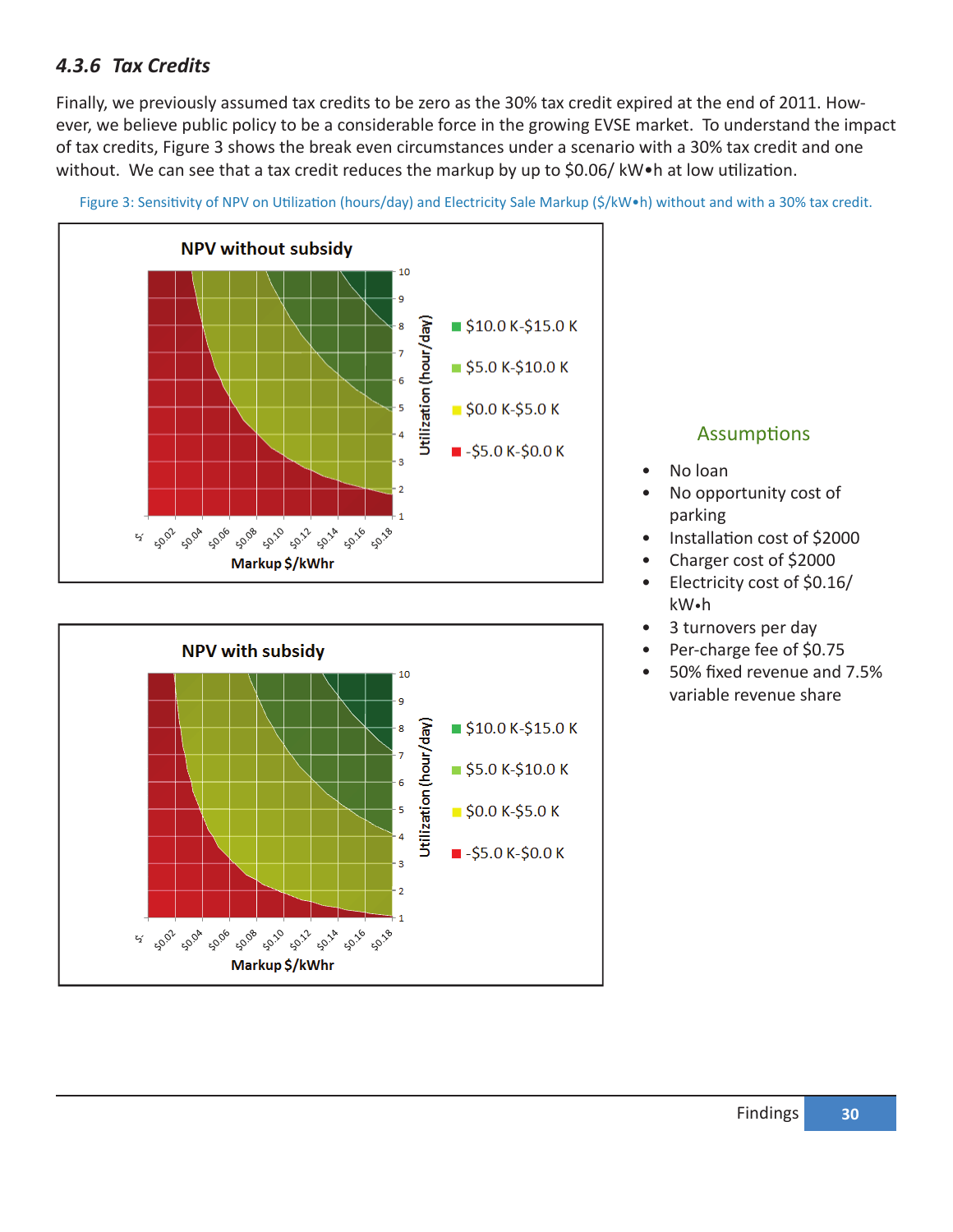### *4.3.6 Tax Credits*

Finally, we previously assumed tax credits to be zero as the 30% tax credit expired at the end of 2011. However, we believe public policy to be a considerable force in the growing EVSE market. To understand the impact of tax credits, Figure 3 shows the break even circumstances under a scenario with a 30% tax credit and one without. We can see that a tax credit reduces the markup by up to $0.06/ kW•h at low utilization.

Figure 3: Sensitivity of NPV on Utilization (hours/day) and Electricity Sale Markup ($/kW•h) without and with a 30% tax credit.

**NPV without subsidy**

Utilization (hour/day): 1–10

Markup $/kWhr: $-, $0.02, $0.04, $0.06, $0.08, $0.10, $0.12, $0.14, $0.16, $0.18

- $10.0 K-$15.0 K
- $5.0 K-$10.0 K
- $0.0 K-$5.0 K
- -$5.0 K-$0.0 K

**NPV with subsidy**

Utilization (hour/day): 1–10

Markup $/kWhr: $-, $0.02, $0.04, $0.06, $0.08, $0.10, $0.12, $0.14, $0.16, $0.18

- $10.0 K-$15.0 K
- $5.0 K-$10.0 K
- $0.0 K-$5.0 K
- -$5.0 K-$0.0 K

**Assumptions**

- No loan
- No opportunity cost of parking
- Installation cost of $2000
- Charger cost of $2000
- Electricity cost of $0.16/ kW•h
- 3 turnovers per day
- Per-charge fee of $0.75
- 50% fixed revenue and 7.5% variable revenue share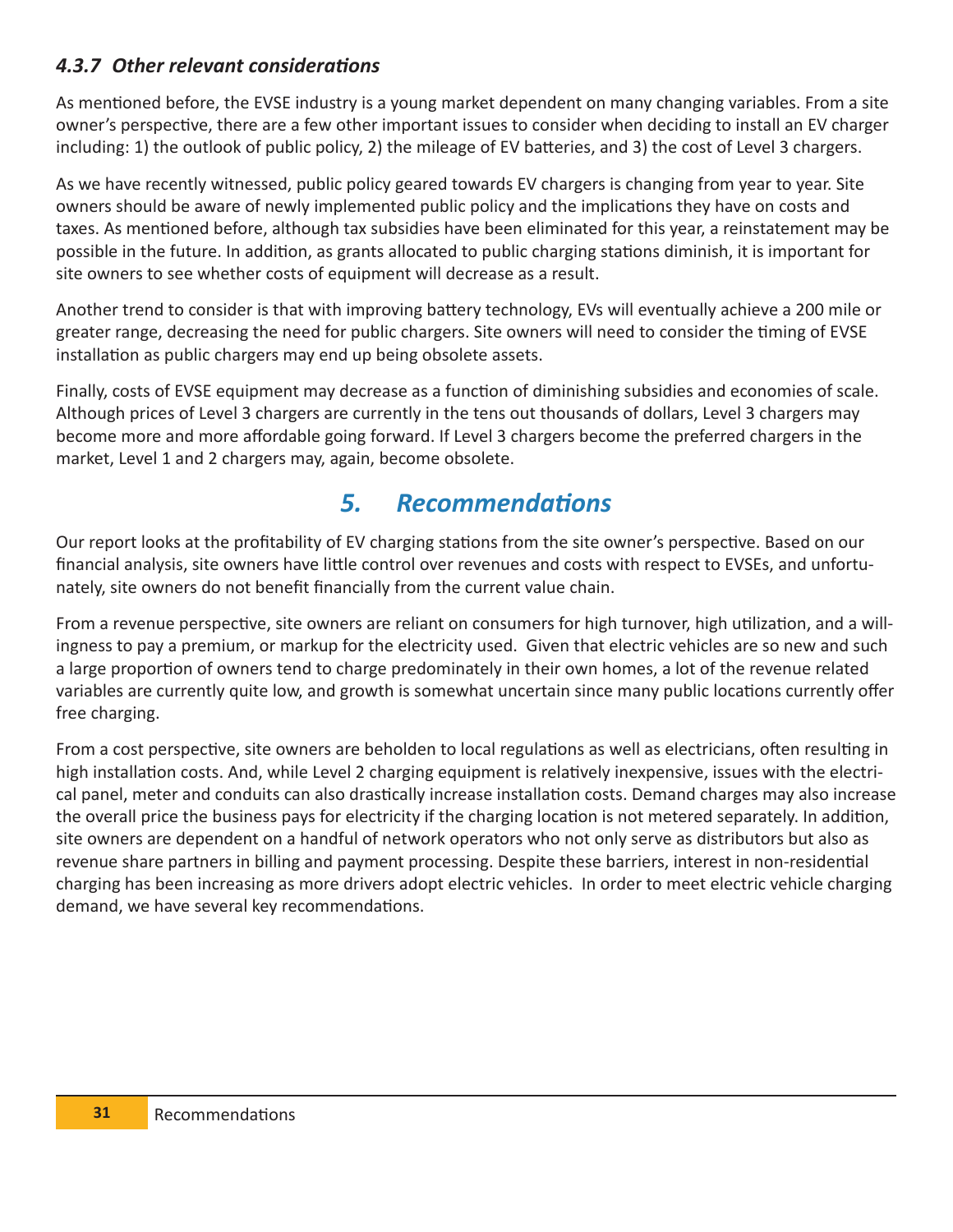### *4.3.7 Other relevant considerations*

As mentioned before, the EVSE industry is a young market dependent on many changing variables. From a site owner's perspective, there are a few other important issues to consider when deciding to install an EV charger including: 1) the outlook of public policy, 2) the mileage of EV batteries, and 3) the cost of Level 3 chargers.

As we have recently witnessed, public policy geared towards EV chargers is changing from year to year. Site owners should be aware of newly implemented public policy and the implications they have on costs and taxes. As mentioned before, although tax subsidies have been eliminated for this year, a reinstatement may be possible in the future. In addition, as grants allocated to public charging stations diminish, it is important for site owners to see whether costs of equipment will decrease as a result.

Another trend to consider is that with improving battery technology, EVs will eventually achieve a 200 mile or greater range, decreasing the need for public chargers. Site owners will need to consider the timing of EVSE installation as public chargers may end up being obsolete assets.

Finally, costs of EVSE equipment may decrease as a function of diminishing subsidies and economies of scale. Although prices of Level 3 chargers are currently in the tens out thousands of dollars, Level 3 chargers may become more and more affordable going forward. If Level 3 chargers become the preferred chargers in the market, Level 1 and 2 chargers may, again, become obsolete.

# *5. Recommendations*

Our report looks at the profitability of EV charging stations from the site owner's perspective. Based on our financial analysis, site owners have little control over revenues and costs with respect to EVSEs, and unfortunately, site owners do not benefit financially from the current value chain.

From a revenue perspective, site owners are reliant on consumers for high turnover, high utilization, and a willingness to pay a premium, or markup for the electricity used. Given that electric vehicles are so new and such a large proportion of owners tend to charge predominately in their own homes, a lot of the revenue related variables are currently quite low, and growth is somewhat uncertain since many public locations currently offer free charging.

From a cost perspective, site owners are beholden to local regulations as well as electricians, often resulting in high installation costs. And, while Level 2 charging equipment is relatively inexpensive, issues with the electrical panel, meter and conduits can also drastically increase installation costs. Demand charges may also increase the overall price the business pays for electricity if the charging location is not metered separately. In addition, site owners are dependent on a handful of network operators who not only serve as distributors but also as revenue share partners in billing and payment processing. Despite these barriers, interest in non-residential charging has been increasing as more drivers adopt electric vehicles. In order to meet electric vehicle charging demand, we have several key recommendations.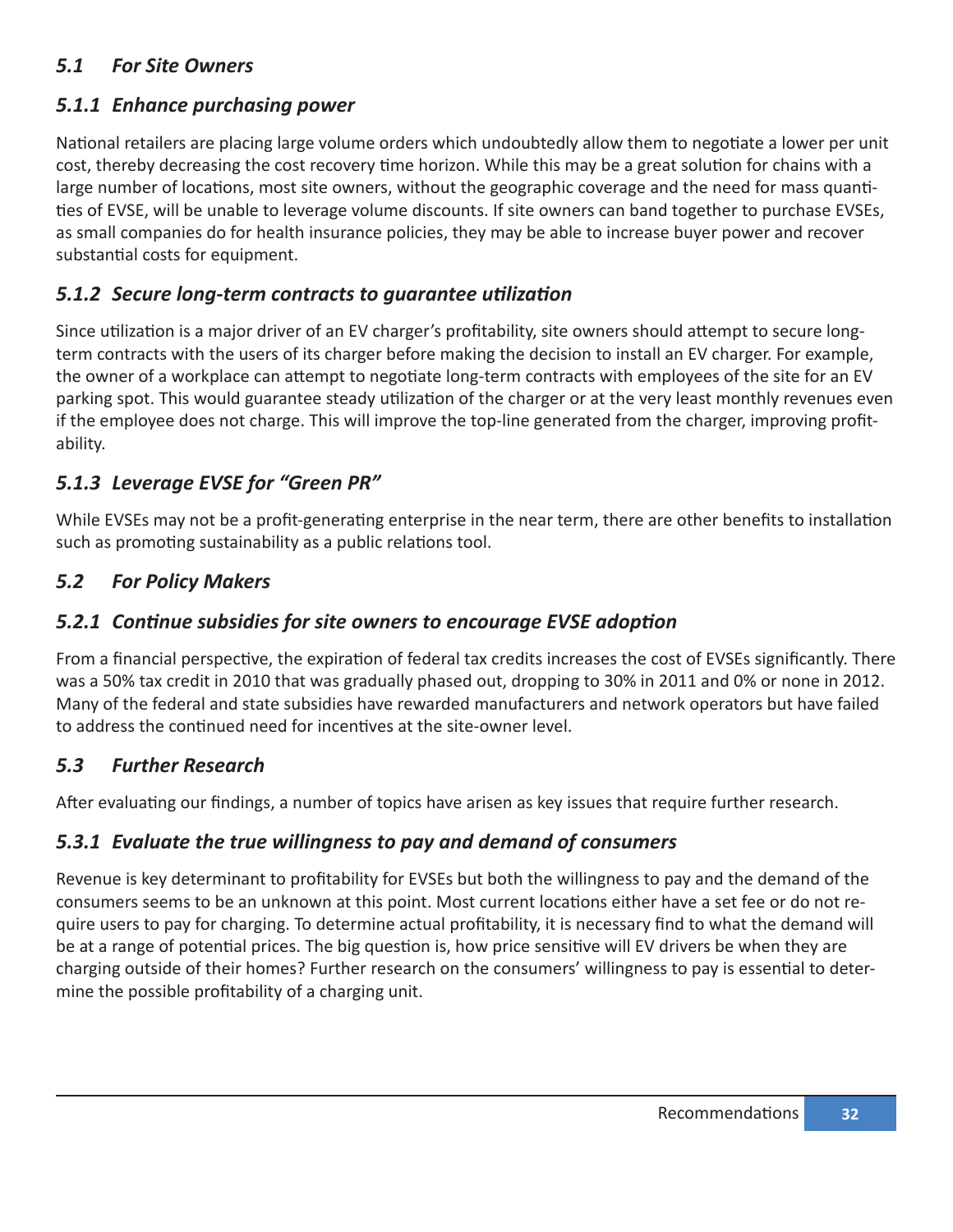## *5.1 For Site Owners*

### *5.1.1 Enhance purchasing power*

National retailers are placing large volume orders which undoubtedly allow them to negotiate a lower per unit cost, thereby decreasing the cost recovery time horizon. While this may be a great solution for chains with a large number of locations, most site owners, without the geographic coverage and the need for mass quantities of EVSE, will be unable to leverage volume discounts. If site owners can band together to purchase EVSEs, as small companies do for health insurance policies, they may be able to increase buyer power and recover substantial costs for equipment.

### *5.1.2 Secure long-term contracts to guarantee utilization*

Since utilization is a major driver of an EV charger's profitability, site owners should attempt to secure long-term contracts with the users of its charger before making the decision to install an EV charger. For example, the owner of a workplace can attempt to negotiate long-term contracts with employees of the site for an EV parking spot. This would guarantee steady utilization of the charger or at the very least monthly revenues even if the employee does not charge. This will improve the top-line generated from the charger, improving profitability.

### *5.1.3 Leverage EVSE for "Green PR"*

While EVSEs may not be a profit-generating enterprise in the near term, there are other benefits to installation such as promoting sustainability as a public relations tool.

## *5.2 For Policy Makers*

### *5.2.1 Continue subsidies for site owners to encourage EVSE adoption*

From a financial perspective, the expiration of federal tax credits increases the cost of EVSEs significantly. There was a 50% tax credit in 2010 that was gradually phased out, dropping to 30% in 2011 and 0% or none in 2012. Many of the federal and state subsidies have rewarded manufacturers and network operators but have failed to address the continued need for incentives at the site-owner level.

## *5.3 Further Research*

After evaluating our findings, a number of topics have arisen as key issues that require further research.

### *5.3.1 Evaluate the true willingness to pay and demand of consumers*

Revenue is key determinant to profitability for EVSEs but both the willingness to pay and the demand of the consumers seems to be an unknown at this point. Most current locations either have a set fee or do not require users to pay for charging. To determine actual profitability, it is necessary find to what the demand will be at a range of potential prices. The big question is, how price sensitive will EV drivers be when they are charging outside of their homes? Further research on the consumers' willingness to pay is essential to determine the possible profitability of a charging unit.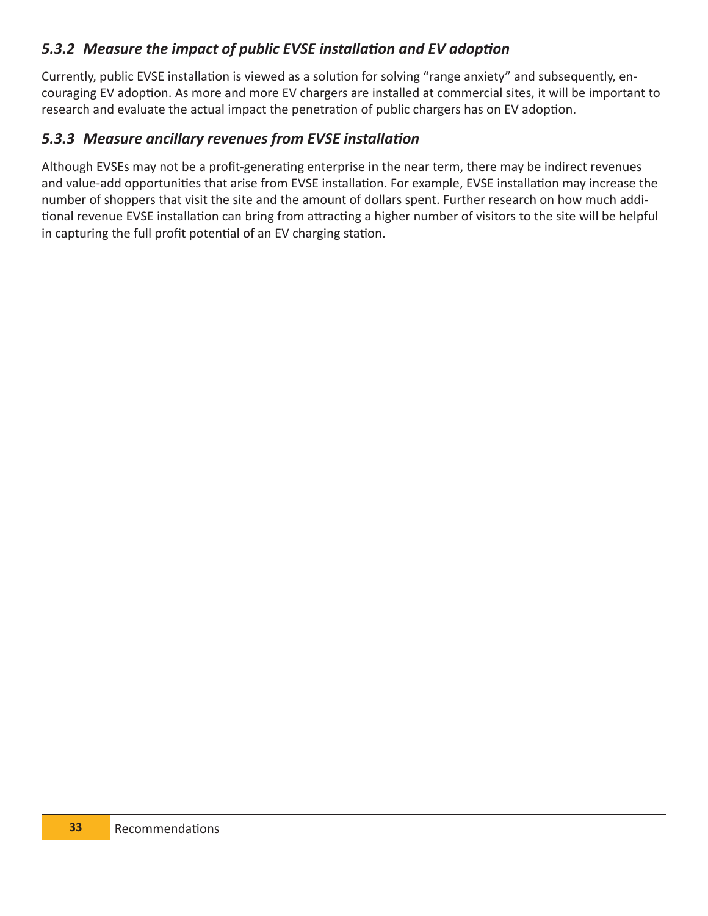### *5.3.2 Measure the impact of public EVSE installation and EV adoption*

Currently, public EVSE installation is viewed as a solution for solving "range anxiety" and subsequently, encouraging EV adoption. As more and more EV chargers are installed at commercial sites, it will be important to research and evaluate the actual impact the penetration of public chargers has on EV adoption.

### *5.3.3 Measure ancillary revenues from EVSE installation*

Although EVSEs may not be a profit-generating enterprise in the near term, there may be indirect revenues and value-add opportunities that arise from EVSE installation. For example, EVSE installation may increase the number of shoppers that visit the site and the amount of dollars spent. Further research on how much additional revenue EVSE installation can bring from attracting a higher number of visitors to the site will be helpful in capturing the full profit potential of an EV charging station.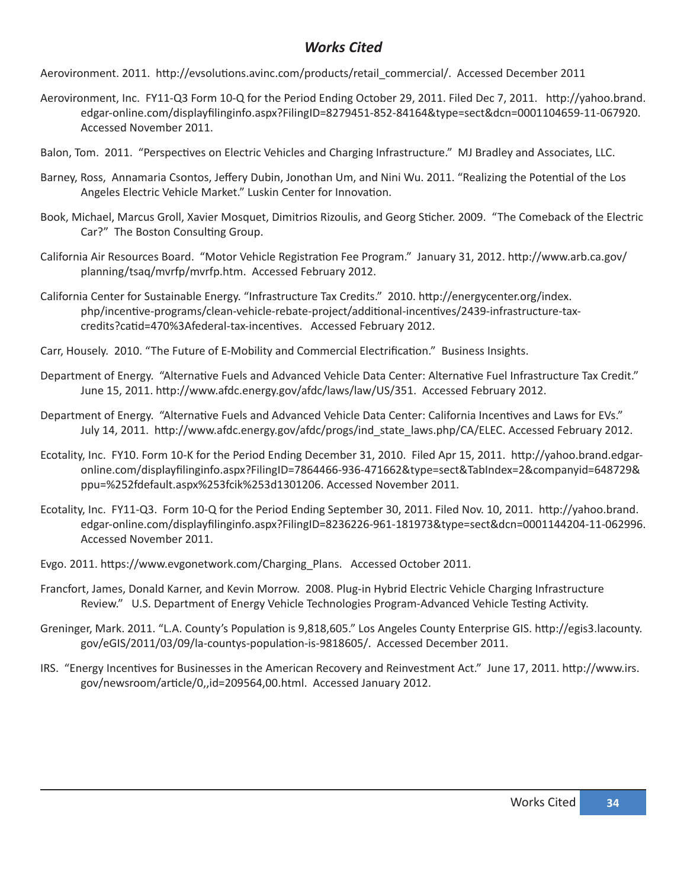## *Works Cited*

Aerovironment. 2011. http://evsolutions.avinc.com/products/retail_commercial/. Accessed December 2011

Aerovironment, Inc. FY11-Q3 Form 10-Q for the Period Ending October 29, 2011. Filed Dec 7, 2011. http://yahoo.brand.edgar-online.com/displayfilinginfo.aspx?FilingID=8279451-852-84164&type=sect&dcn=0001104659-11-067920. Accessed November 2011.

Balon, Tom. 2011. "Perspectives on Electric Vehicles and Charging Infrastructure." MJ Bradley and Associates, LLC.

Barney, Ross, Annamaria Csontos, Jeffery Dubin, Jonothan Um, and Nini Wu. 2011. "Realizing the Potential of the Los Angeles Electric Vehicle Market." Luskin Center for Innovation.

Book, Michael, Marcus Groll, Xavier Mosquet, Dimitrios Rizoulis, and Georg Sticher. 2009. "The Comeback of the Electric Car?" The Boston Consulting Group.

California Air Resources Board. "Motor Vehicle Registration Fee Program." January 31, 2012. http://www.arb.ca.gov/planning/tsaq/mvrfp/mvrfp.htm. Accessed February 2012.

California Center for Sustainable Energy. "Infrastructure Tax Credits." 2010. http://energycenter.org/index.php/incentive-programs/clean-vehicle-rebate-project/additional-incentives/2439-infrastructure-tax-credits?catid=470%3Afederal-tax-incentives. Accessed February 2012.

Carr, Housely. 2010. "The Future of E-Mobility and Commercial Electrification." Business Insights.

Department of Energy. "Alternative Fuels and Advanced Vehicle Data Center: Alternative Fuel Infrastructure Tax Credit." June 15, 2011. http://www.afdc.energy.gov/afdc/laws/law/US/351. Accessed February 2012.

Department of Energy. "Alternative Fuels and Advanced Vehicle Data Center: California Incentives and Laws for EVs." July 14, 2011. http://www.afdc.energy.gov/afdc/progs/ind_state_laws.php/CA/ELEC. Accessed February 2012.

Ecotality, Inc. FY10. Form 10-K for the Period Ending December 31, 2010. Filed Apr 15, 2011. http://yahoo.brand.edgar-online.com/displayfilinginfo.aspx?FilingID=7864466-936-471662&type=sect&TabIndex=2&companyid=648729&ppu=%252fdefault.aspx%253fcik%253d1301206. Accessed November 2011.

Ecotality, Inc. FY11-Q3. Form 10-Q for the Period Ending September 30, 2011. Filed Nov. 10, 2011. http://yahoo.brand.edgar-online.com/displayfilinginfo.aspx?FilingID=8236226-961-181973&type=sect&dcn=0001144204-11-062996. Accessed November 2011.

Evgo. 2011. https://www.evgonetwork.com/Charging_Plans. Accessed October 2011.

Francfort, James, Donald Karner, and Kevin Morrow. 2008. Plug-in Hybrid Electric Vehicle Charging Infrastructure Review." U.S. Department of Energy Vehicle Technologies Program-Advanced Vehicle Testing Activity.

Greninger, Mark. 2011. "L.A. County's Population is 9,818,605." Los Angeles County Enterprise GIS. http://egis3.lacounty.gov/eGIS/2011/03/09/la-countys-population-is-9818605/. Accessed December 2011.

IRS. "Energy Incentives for Businesses in the American Recovery and Reinvestment Act." June 17, 2011. http://www.irs.gov/newsroom/article/0,,id=209564,00.html. Accessed January 2012.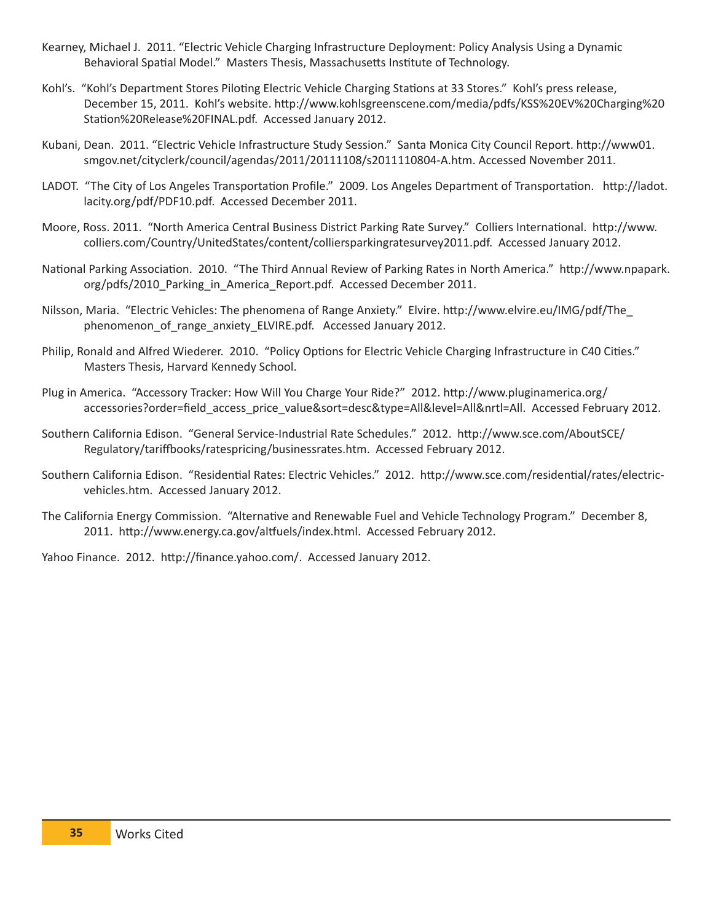Kearney, Michael J. 2011. "Electric Vehicle Charging Infrastructure Deployment: Policy Analysis Using a Dynamic Behavioral Spatial Model." Masters Thesis, Massachusetts Institute of Technology.

Kohl's. "Kohl's Department Stores Piloting Electric Vehicle Charging Stations at 33 Stores." Kohl's press release, December 15, 2011. Kohl's website. http://www.kohlsgreenscene.com/media/pdfs/KSS%20EV%20Charging%20Station%20Release%20FINAL.pdf. Accessed January 2012.

Kubani, Dean. 2011. "Electric Vehicle Infrastructure Study Session." Santa Monica City Council Report. http://www01.smgov.net/cityclerk/council/agendas/2011/20111108/s2011110804-A.htm. Accessed November 2011.

LADOT. "The City of Los Angeles Transportation Profile." 2009. Los Angeles Department of Transportation. http://ladot.lacity.org/pdf/PDF10.pdf. Accessed December 2011.

Moore, Ross. 2011. "North America Central Business District Parking Rate Survey." Colliers International. http://www.colliers.com/Country/UnitedStates/content/colliersparkingratesurvey2011.pdf. Accessed January 2012.

National Parking Association. 2010. "The Third Annual Review of Parking Rates in North America." http://www.npapark.org/pdfs/2010_Parking_in_America_Report.pdf. Accessed December 2011.

Nilsson, Maria. "Electric Vehicles: The phenomena of Range Anxiety." Elvire. http://www.elvire.eu/IMG/pdf/The_phenomenon_of_range_anxiety_ELVIRE.pdf. Accessed January 2012.

Philip, Ronald and Alfred Wiederer. 2010. "Policy Options for Electric Vehicle Charging Infrastructure in C40 Cities." Masters Thesis, Harvard Kennedy School.

Plug in America. "Accessory Tracker: How Will You Charge Your Ride?" 2012. http://www.pluginamerica.org/accessories?order=field_access_price_value&sort=desc&type=All&level=All&nrtl=All. Accessed February 2012.

Southern California Edison. "General Service-Industrial Rate Schedules." 2012. http://www.sce.com/AboutSCE/Regulatory/tariffbooks/ratespricing/businessrates.htm. Accessed February 2012.

Southern California Edison. "Residential Rates: Electric Vehicles." 2012. http://www.sce.com/residential/rates/electric-vehicles.htm. Accessed January 2012.

The California Energy Commission. "Alternative and Renewable Fuel and Vehicle Technology Program." December 8, 2011. http://www.energy.ca.gov/altfuels/index.html. Accessed February 2012.

Yahoo Finance. 2012. http://finance.yahoo.com/. Accessed January 2012.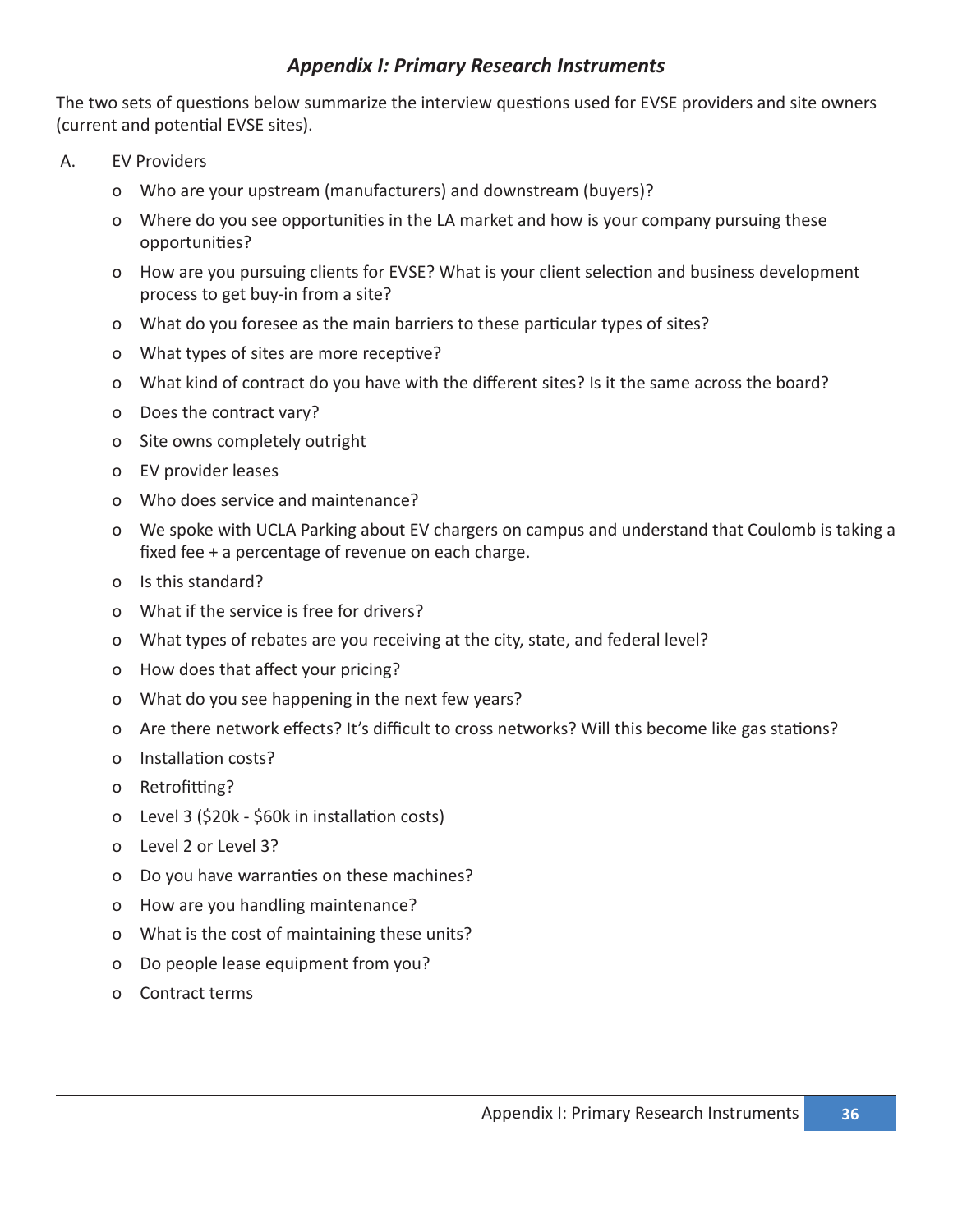## *Appendix I: Primary Research Instruments*

The two sets of questions below summarize the interview questions used for EVSE providers and site owners (current and potential EVSE sites).

A. EV Providers

- Who are your upstream (manufacturers) and downstream (buyers)?
- Where do you see opportunities in the LA market and how is your company pursuing these opportunities?
- How are you pursuing clients for EVSE? What is your client selection and business development process to get buy-in from a site?
- What do you foresee as the main barriers to these particular types of sites?
- What types of sites are more receptive?
- What kind of contract do you have with the different sites? Is it the same across the board?
- Does the contract vary?
- Site owns completely outright
- EV provider leases
- Who does service and maintenance?
- We spoke with UCLA Parking about EV chargers on campus and understand that Coulomb is taking a fixed fee + a percentage of revenue on each charge.
- Is this standard?
- What if the service is free for drivers?
- What types of rebates are you receiving at the city, state, and federal level?
- How does that affect your pricing?
- What do you see happening in the next few years?
- Are there network effects? It's difficult to cross networks? Will this become like gas stations?
- Installation costs?
- Retrofitting?
- Level 3 ($20k - $60k in installation costs)
- Level 2 or Level 3?
- Do you have warranties on these machines?
- How are you handling maintenance?
- What is the cost of maintaining these units?
- Do people lease equipment from you?
- Contract terms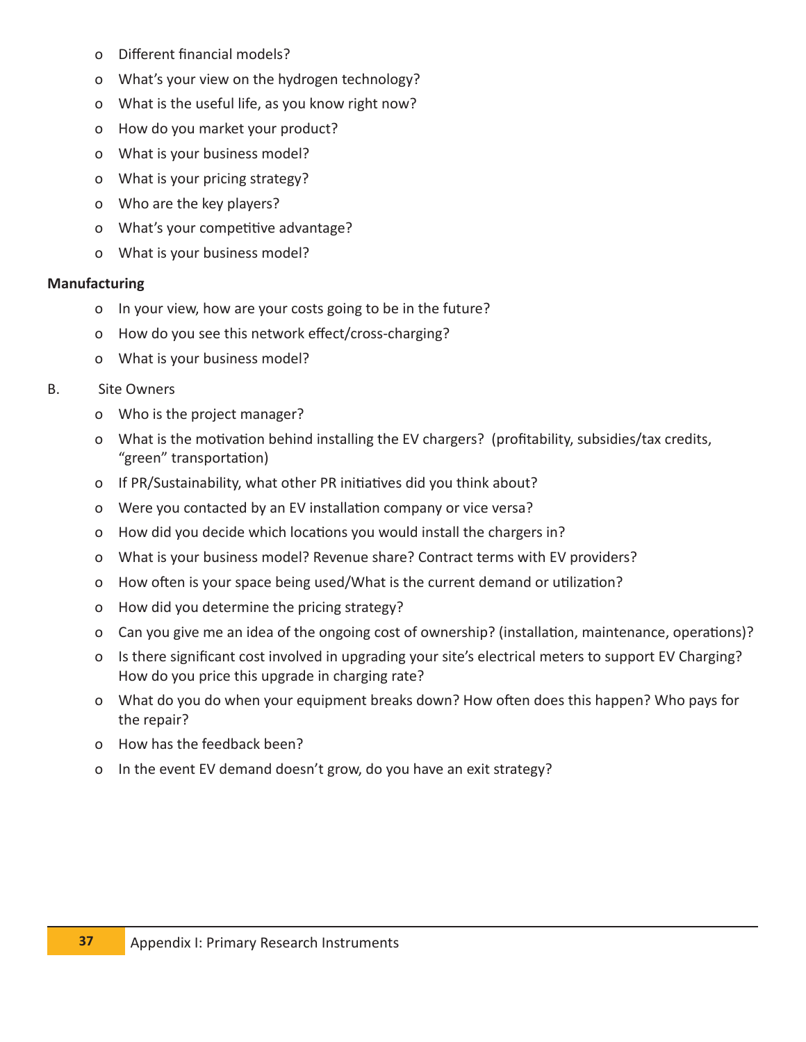- Different financial models?
- What's your view on the hydrogen technology?
- What is the useful life, as you know right now?
- How do you market your product?
- What is your business model?
- What is your pricing strategy?
- Who are the key players?
- What's your competitive advantage?
- What is your business model?

**Manufacturing**

- In your view, how are your costs going to be in the future?
- How do you see this network effect/cross-charging?
- What is your business model?

B. Site Owners

- Who is the project manager?
- What is the motivation behind installing the EV chargers? (profitability, subsidies/tax credits, "green" transportation)
- If PR/Sustainability, what other PR initiatives did you think about?
- Were you contacted by an EV installation company or vice versa?
- How did you decide which locations you would install the chargers in?
- What is your business model? Revenue share? Contract terms with EV providers?
- How often is your space being used/What is the current demand or utilization?
- How did you determine the pricing strategy?
- Can you give me an idea of the ongoing cost of ownership? (installation, maintenance, operations)?
- Is there significant cost involved in upgrading your site's electrical meters to support EV Charging? How do you price this upgrade in charging rate?
- What do you do when your equipment breaks down? How often does this happen? Who pays for the repair?
- How has the feedback been?
- In the event EV demand doesn't grow, do you have an exit strategy?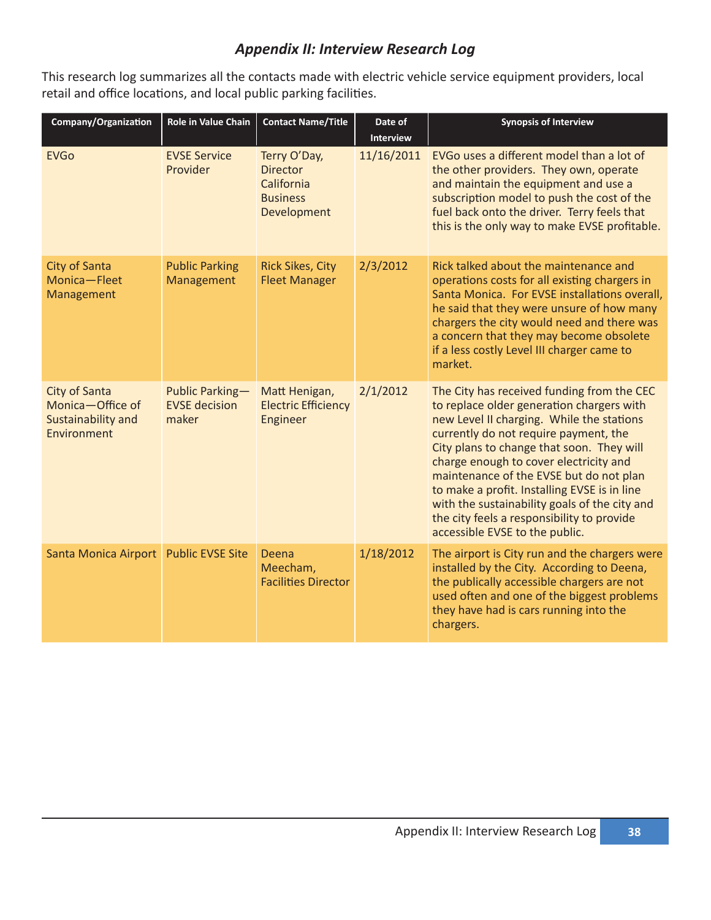## *Appendix II: Interview Research Log*

This research log summarizes all the contacts made with electric vehicle service equipment providers, local retail and office locations, and local public parking facilities.

| Company/Organization | Role in Value Chain | Contact Name/Title | Date of Interview | Synopsis of Interview |
|---|---|---|---|---|
| EVGo | EVSE Service Provider | Terry O'Day, Director California Business Development | 11/16/2011 | EVGo uses a different model than a lot of the other providers. They own, operate and maintain the equipment and use a subscription model to push the cost of the fuel back onto the driver. Terry feels that this is the only way to make EVSE profitable. |
| City of Santa Monica—Fleet Management | Public Parking Management | Rick Sikes, City Fleet Manager | 2/3/2012 | Rick talked about the maintenance and operations costs for all existing chargers in Santa Monica. For EVSE installations overall, he said that they were unsure of how many chargers the city would need and there was a concern that they may become obsolete if a less costly Level III charger came to market. |
| City of Santa Monica—Office of Sustainability and Environment | Public Parking—EVSE decision maker | Matt Henigan, Electric Efficiency Engineer | 2/1/2012 | The City has received funding from the CEC to replace older generation chargers with new Level II charging. While the stations currently do not require payment, the City plans to change that soon. They will charge enough to cover electricity and maintenance of the EVSE but do not plan to make a profit. Installing EVSE is in line with the sustainability goals of the city and the city feels a responsibility to provide accessible EVSE to the public. |
| Santa Monica Airport | Public EVSE Site | Deena Meecham, Facilities Director | 1/18/2012 | The airport is City run and the chargers were installed by the City. According to Deena, the publically accessible chargers are not used often and one of the biggest problems they have had is cars running into the chargers. |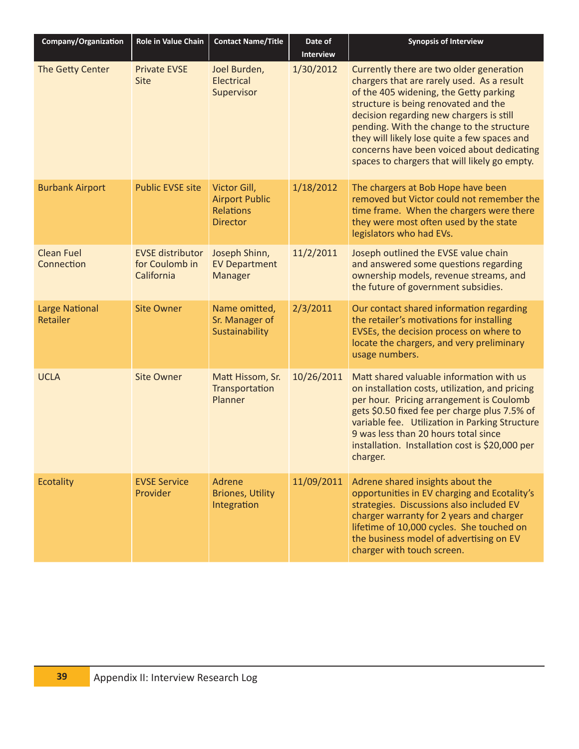| Company/Organization | Role in Value Chain | Contact Name/Title | Date of Interview | Synopsis of Interview |
|---|---|---|---|---|
| The Getty Center | Private EVSE Site | Joel Burden, Electrical Supervisor | 1/30/2012 | Currently there are two older generation chargers that are rarely used. As a result of the 405 widening, the Getty parking structure is being renovated and the decision regarding new chargers is still pending. With the change to the structure they will likely lose quite a few spaces and concerns have been voiced about dedicating spaces to chargers that will likely go empty. |
| Burbank Airport | Public EVSE site | Victor Gill, Airport Public Relations Director | 1/18/2012 | The chargers at Bob Hope have been removed but Victor could not remember the time frame. When the chargers were there they were most often used by the state legislators who had EVs. |
| Clean Fuel Connection | EVSE distributor for Coulomb in California | Joseph Shinn, EV Department Manager | 11/2/2011 | Joseph outlined the EVSE value chain and answered some questions regarding ownership models, revenue streams, and the future of government subsidies. |
| Large National Retailer | Site Owner | Name omitted, Sr. Manager of Sustainability | 2/3/2011 | Our contact shared information regarding the retailer's motivations for installing EVSEs, the decision process on where to locate the chargers, and very preliminary usage numbers. |
| UCLA | Site Owner | Matt Hissom, Sr. Transportation Planner | 10/26/2011 | Matt shared valuable information with us on installation costs, utilization, and pricing per hour. Pricing arrangement is Coulomb gets $0.50 fixed fee per charge plus 7.5% of variable fee. Utilization in Parking Structure 9 was less than 20 hours total since installation. Installation cost is $20,000 per charger. |
| Ecotality | EVSE Service Provider | Adrene Briones, Utility Integration | 11/09/2011 | Adrene shared insights about the opportunities in EV charging and Ecotality's strategies. Discussions also included EV charger warranty for 2 years and charger lifetime of 10,000 cycles. She touched on the business model of advertising on EV charger with touch screen. |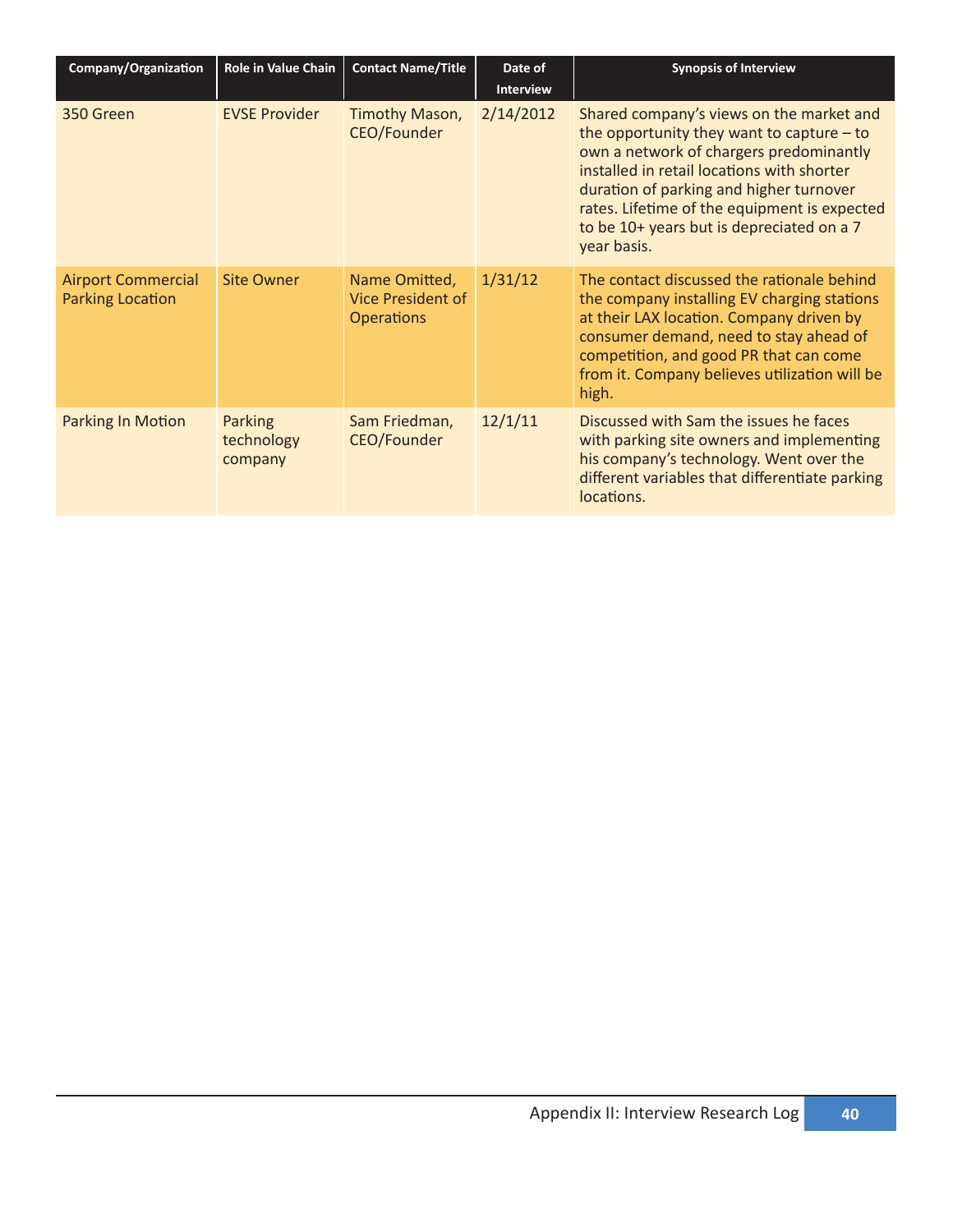| Company/Organization | Role in Value Chain | Contact Name/Title | Date of Interview | Synopsis of Interview |
|---|---|---|---|---|
| 350 Green | EVSE Provider | Timothy Mason, CEO/Founder | 2/14/2012 | Shared company's views on the market and the opportunity they want to capture – to own a network of chargers predominantly installed in retail locations with shorter duration of parking and higher turnover rates. Lifetime of the equipment is expected to be 10+ years but is depreciated on a 7 year basis. |
| Airport Commercial Parking Location | Site Owner | Name Omitted, Vice President of Operations | 1/31/12 | The contact discussed the rationale behind the company installing EV charging stations at their LAX location. Company driven by consumer demand, need to stay ahead of competition, and good PR that can come from it. Company believes utilization will be high. |
| Parking In Motion | Parking technology company | Sam Friedman, CEO/Founder | 12/1/11 | Discussed with Sam the issues he faces with parking site owners and implementing his company's technology. Went over the different variables that differentiate parking locations. |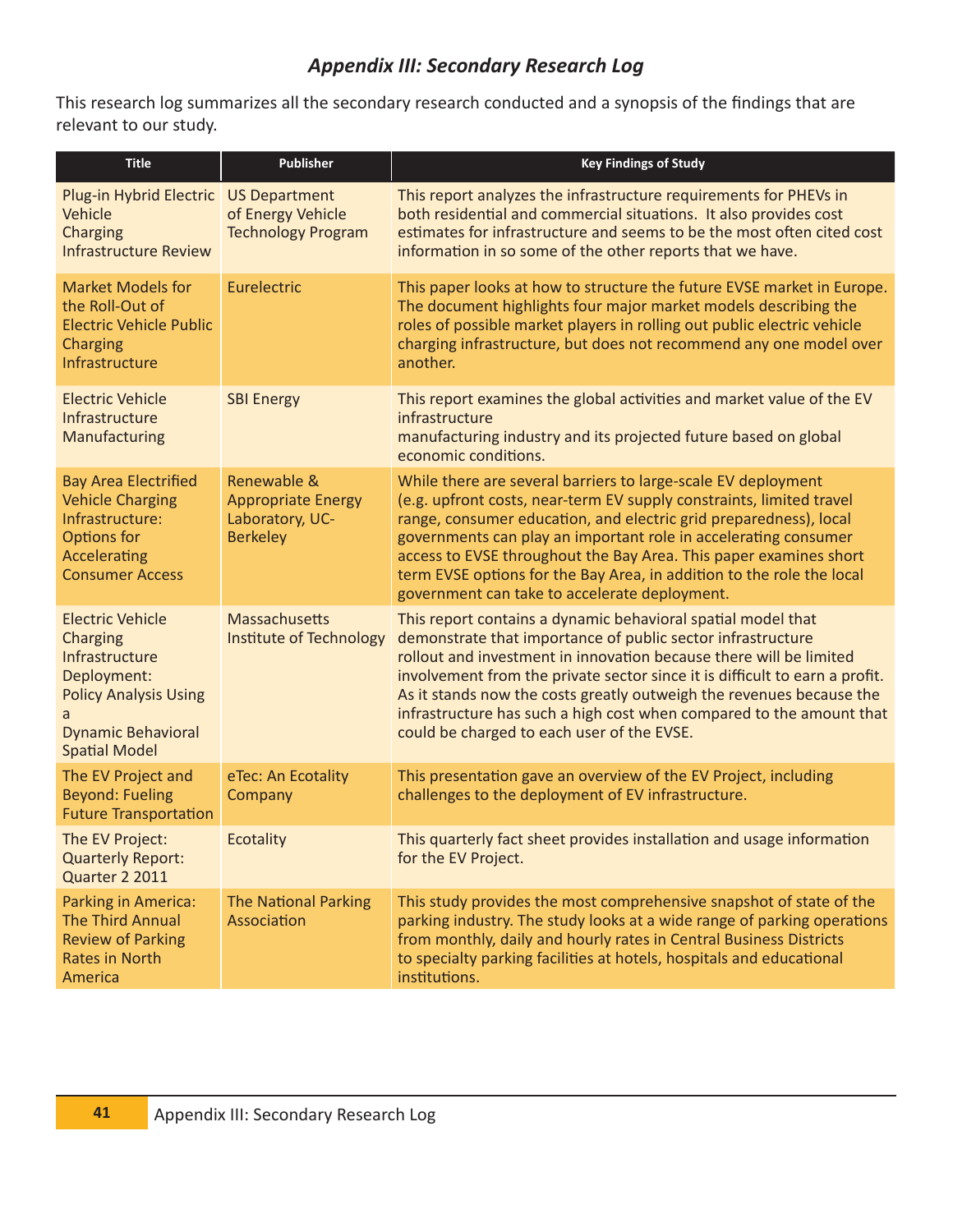### *Appendix III: Secondary Research Log*

This research log summarizes all the secondary research conducted and a synopsis of the findings that are relevant to our study.

| Title | Publisher | Key Findings of Study |
|---|---|---|
| Plug-in Hybrid Electric Vehicle Charging Infrastructure Review | US Department of Energy Vehicle Technology Program | This report analyzes the infrastructure requirements for PHEVs in both residential and commercial situations. It also provides cost estimates for infrastructure and seems to be the most often cited cost information in so some of the other reports that we have. |
| Market Models for the Roll-Out of Electric Vehicle Public Charging Infrastructure | Eurelectric | This paper looks at how to structure the future EVSE market in Europe. The document highlights four major market models describing the roles of possible market players in rolling out public electric vehicle charging infrastructure, but does not recommend any one model over another. |
| Electric Vehicle Infrastructure Manufacturing | SBI Energy | This report examines the global activities and market value of the EV infrastructure manufacturing industry and its projected future based on global economic conditions. |
| Bay Area Electrified Vehicle Charging Infrastructure: Options for Accelerating Consumer Access | Renewable & Appropriate Energy Laboratory, UC-Berkeley | While there are several barriers to large-scale EV deployment (e.g. upfront costs, near-term EV supply constraints, limited travel range, consumer education, and electric grid preparedness), local governments can play an important role in accelerating consumer access to EVSE throughout the Bay Area. This paper examines short term EVSE options for the Bay Area, in addition to the role the local government can take to accelerate deployment. |
| Electric Vehicle Charging Infrastructure Deployment: Policy Analysis Using a Dynamic Behavioral Spatial Model | Massachusetts Institute of Technology | This report contains a dynamic behavioral spatial model that demonstrate that importance of public sector infrastructure rollout and investment in innovation because there will be limited involvement from the private sector since it is difficult to earn a profit. As it stands now the costs greatly outweigh the revenues because the infrastructure has such a high cost when compared to the amount that could be charged to each user of the EVSE. |
| The EV Project and Beyond: Fueling Future Transportation | eTec: An Ecotality Company | This presentation gave an overview of the EV Project, including challenges to the deployment of EV infrastructure. |
| The EV Project: Quarterly Report: Quarter 2 2011 | Ecotality | This quarterly fact sheet provides installation and usage information for the EV Project. |
| Parking in America: The Third Annual Review of Parking Rates in North America | The National Parking Association | This study provides the most comprehensive snapshot of state of the parking industry. The study looks at a wide range of parking operations from monthly, daily and hourly rates in Central Business Districts to specialty parking facilities at hotels, hospitals and educational institutions. |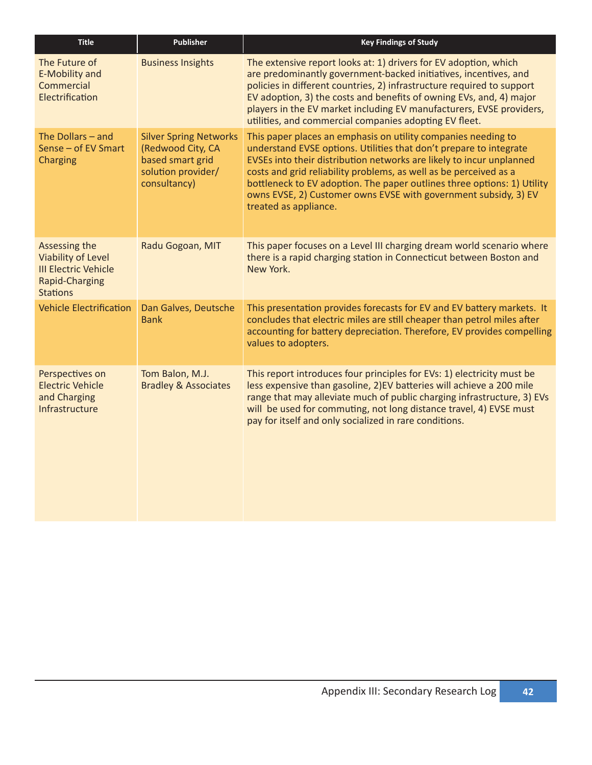| Title | Publisher | Key Findings of Study |
|---|---|---|
| The Future of E-Mobility and Commercial Electrification | Business Insights | The extensive report looks at: 1) drivers for EV adoption, which are predominantly government-backed initiatives, incentives, and policies in different countries, 2) infrastructure required to support EV adoption, 3) the costs and benefits of owning EVs, and, 4) major players in the EV market including EV manufacturers, EVSE providers, utilities, and commercial companies adopting EV fleet. |
| The Dollars – and Sense – of EV Smart Charging | Silver Spring Networks (Redwood City, CA based smart grid solution provider/ consultancy) | This paper places an emphasis on utility companies needing to understand EVSE options. Utilities that don't prepare to integrate EVSEs into their distribution networks are likely to incur unplanned costs and grid reliability problems, as well as be perceived as a bottleneck to EV adoption. The paper outlines three options: 1) Utility owns EVSE, 2) Customer owns EVSE with government subsidy, 3) EV treated as appliance. |
| Assessing the Viability of Level III Electric Vehicle Rapid-Charging Stations | Radu Gogoan, MIT | This paper focuses on a Level III charging dream world scenario where there is a rapid charging station in Connecticut between Boston and New York. |
| Vehicle Electrification | Dan Galves, Deutsche Bank | This presentation provides forecasts for EV and EV battery markets. It concludes that electric miles are still cheaper than petrol miles after accounting for battery depreciation. Therefore, EV provides compelling values to adopters. |
| Perspectives on Electric Vehicle and Charging Infrastructure | Tom Balon, M.J. Bradley & Associates | This report introduces four principles for EVs: 1) electricity must be less expensive than gasoline, 2)EV batteries will achieve a 200 mile range that may alleviate much of public charging infrastructure, 3) EVs will be used for commuting, not long distance travel, 4) EVSE must pay for itself and only socialized in rare conditions. |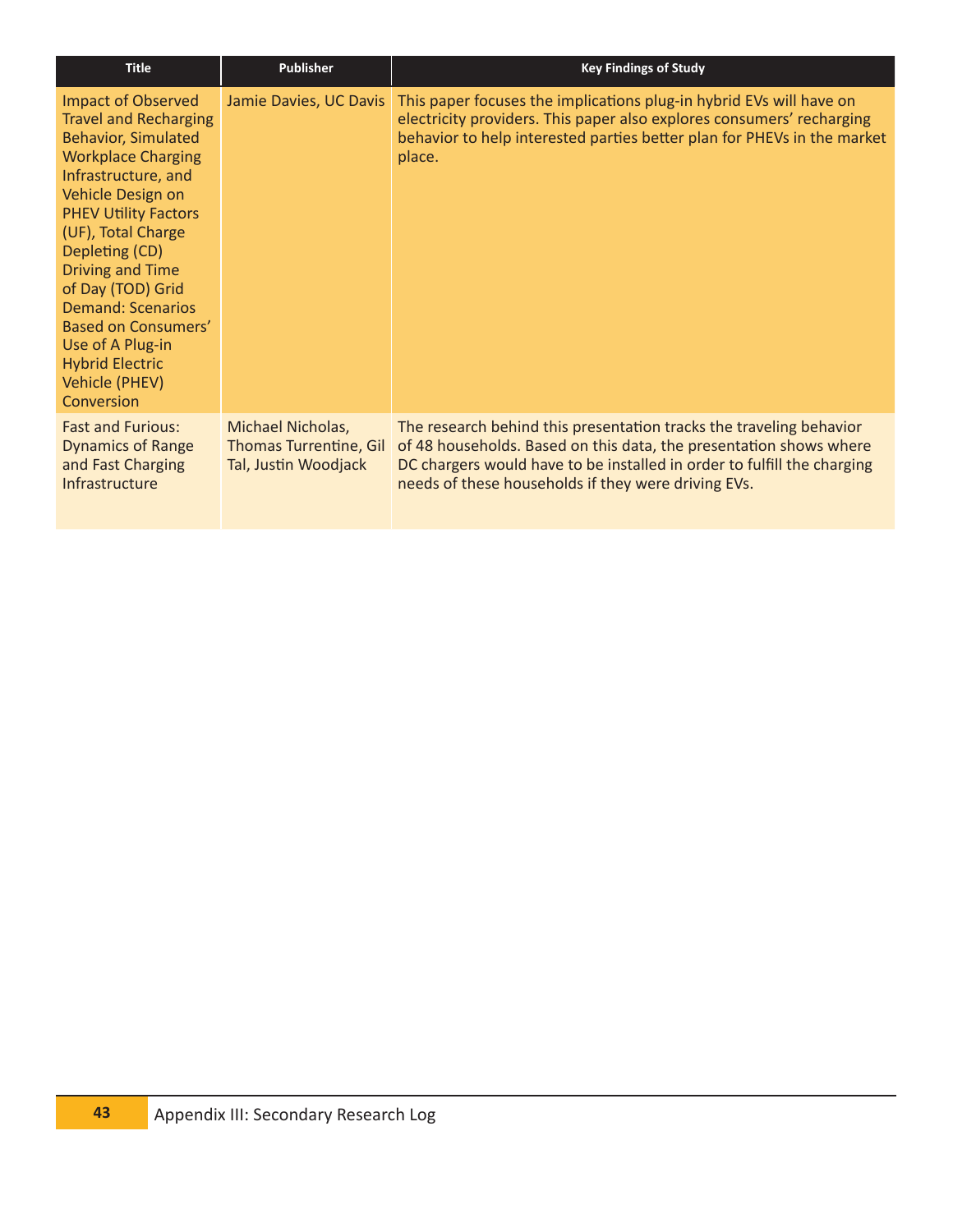| Title | Publisher | Key Findings of Study |
|---|---|---|
| Impact of Observed Travel and Recharging Behavior, Simulated Workplace Charging Infrastructure, and Vehicle Design on PHEV Utility Factors (UF), Total Charge Depleting (CD) Driving and Time of Day (TOD) Grid Demand: Scenarios Based on Consumers' Use of A Plug-in Hybrid Electric Vehicle (PHEV) Conversion | Jamie Davies, UC Davis | This paper focuses the implications plug-in hybrid EVs will have on electricity providers. This paper also explores consumers' recharging behavior to help interested parties better plan for PHEVs in the market place. |
| Fast and Furious: Dynamics of Range and Fast Charging Infrastructure | Michael Nicholas, Thomas Turrentine, Gil Tal, Justin Woodjack | The research behind this presentation tracks the traveling behavior of 48 households. Based on this data, the presentation shows where DC chargers would have to be installed in order to fulfill the charging needs of these households if they were driving EVs. |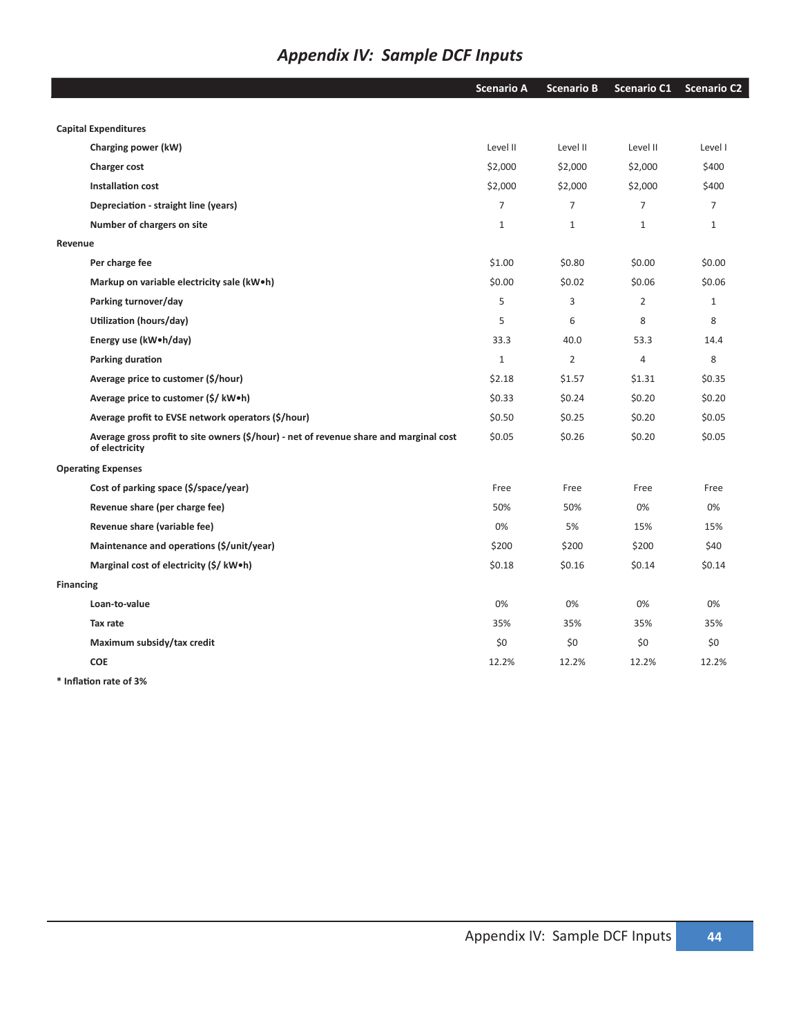# *Appendix IV: Sample DCF Inputs*

| | Scenario A | Scenario B | Scenario C1 | Scenario C2 |
|---|---|---|---|---|
| **Capital Expenditures** | | | | |
| **Charging power (kW)** | Level II | Level II | Level II | Level I |
| **Charger cost** | $2,000 | $2,000 | $2,000 | $400 |
| **Installation cost** | $2,000 | $2,000 | $2,000 | $400 |
| **Depreciation - straight line (years)** | 7 | 7 | 7 | 7 |
| **Number of chargers on site** | 1 | 1 | 1 | 1 |
| **Revenue** | | | | |
| **Per charge fee** | $1.00 | $0.80 | $0.00 | $0.00 |
| **Markup on variable electricity sale (kW•h)** | $0.00 | $0.02 | $0.06 | $0.06 |
| **Parking turnover/day** | 5 | 3 | 2 | 1 |
| **Utilization (hours/day)** | 5 | 6 | 8 | 8 |
| **Energy use (kW•h/day)** | 33.3 | 40.0 | 53.3 | 14.4 |
| **Parking duration** | 1 | 2 | 4 | 8 |
| **Average price to customer ($/hour)** | $2.18 | $1.57 | $1.31 | $0.35 |
| **Average price to customer ($/ kW•h)** | $0.33 | $0.24 | $0.20 | $0.20 |
| **Average profit to EVSE network operators ($/hour)** | $0.50 | $0.25 | $0.20 | $0.05 |
| **Average gross profit to site owners ($/hour) - net of revenue share and marginal cost of electricity** | $0.05 | $0.26 | $0.20 | $0.05 |
| **Operating Expenses** | | | | |
| **Cost of parking space ($/space/year)** | Free | Free | Free | Free |
| **Revenue share (per charge fee)** | 50% | 50% | 0% | 0% |
| **Revenue share (variable fee)** | 0% | 5% | 15% | 15% |
| **Maintenance and operations ($/unit/year)** | $200 | $200 | $200 | $40 |
| **Marginal cost of electricity ($/ kW•h)** | $0.18 | $0.16 | $0.14 | $0.14 |
| **Financing** | | | | |
| **Loan-to-value** | 0% | 0% | 0% | 0% |
| **Tax rate** | 35% | 35% | 35% | 35% |
| **Maximum subsidy/tax credit** | $0 | $0 | $0 | $0 |
| **COE** | 12.2% | 12.2% | 12.2% | 12.2% |

**\* Inflation rate of 3%**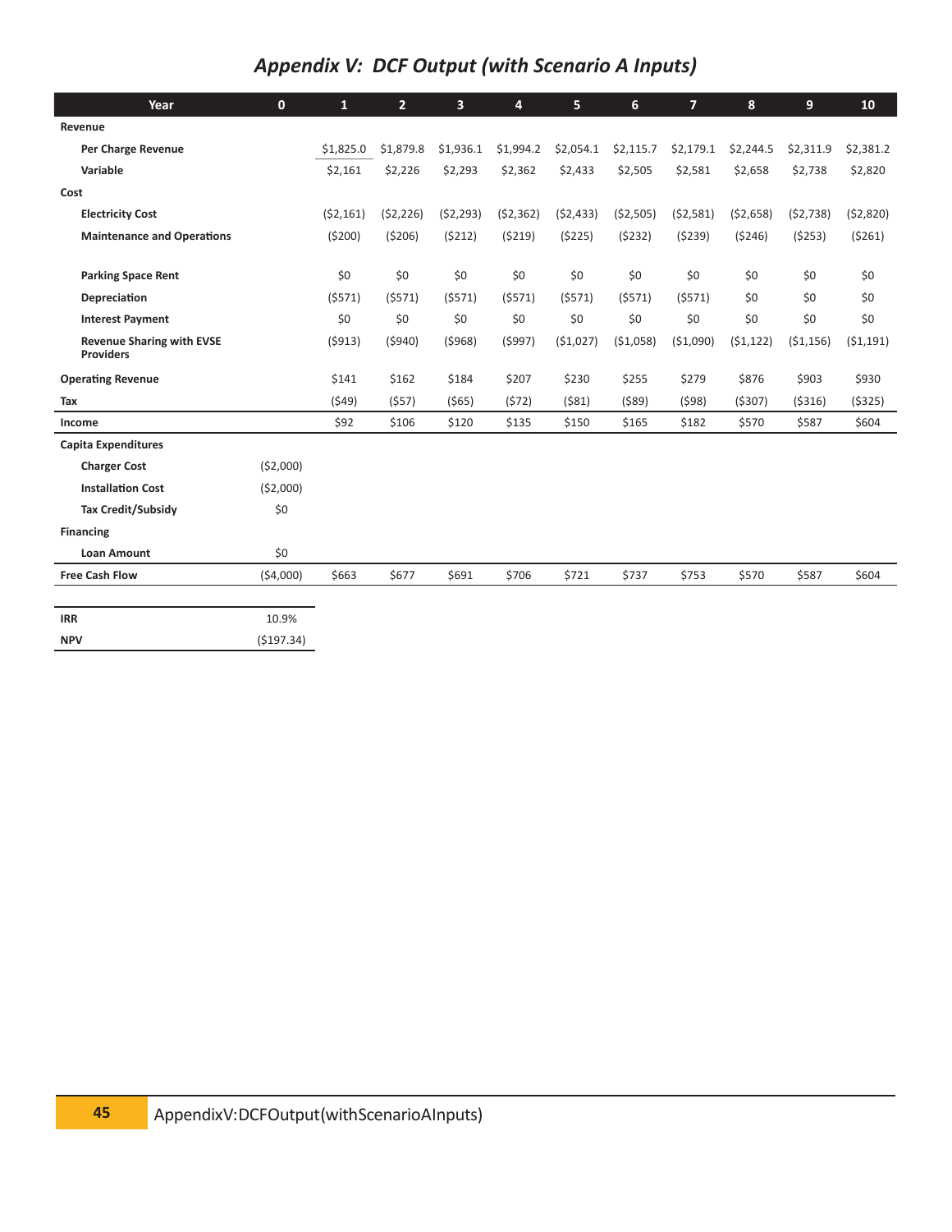## *Appendix V: DCF Output (with Scenario A Inputs)*

| Year | 0 | 1 | 2 | 3 | 4 | 5 | 6 | 7 | 8 | 9 | 10 |
|---|---|---|---|---|---|---|---|---|---|---|---|
| **Revenue** | | | | | | | | | | | |
| **Per Charge Revenue** | | $1,825.0 | $1,879.8 | $1,936.1 | $1,994.2 | $2,054.1 | $2,115.7 | $2,179.1 | $2,244.5 | $2,311.9 | $2,381.2 |
| **Variable** | | $2,161 | $2,226 | $2,293 | $2,362 | $2,433 | $2,505 | $2,581 | $2,658 | $2,738 | $2,820 |
| **Cost** | | | | | | | | | | | |
| **Electricity Cost** | | ($2,161) | ($2,226) | ($2,293) | ($2,362) | ($2,433) | ($2,505) | ($2,581) | ($2,658) | ($2,738) | ($2,820) |
| **Maintenance and Operations** | | ($200) | ($206) | ($212) | ($219) | ($225) | ($232) | ($239) | ($246) | ($253) | ($261) |
| **Parking Space Rent** | | $0 | $0 | $0 | $0 | $0 | $0 | $0 | $0 | $0 | $0 |
| **Depreciation** | | ($571) | ($571) | ($571) | ($571) | ($571) | ($571) | ($571) | $0 | $0 | $0 |
| **Interest Payment** | | $0 | $0 | $0 | $0 | $0 | $0 | $0 | $0 | $0 | $0 |
| **Revenue Sharing with EVSE Providers** | | ($913) | ($940) | ($968) | ($997) | ($1,027) | ($1,058) | ($1,090) | ($1,122) | ($1,156) | ($1,191) |
| **Operating Revenue** | | $141 | $162 | $184 | $207 | $230 | $255 | $279 | $876 | $903 | $930 |
| **Tax** | | ($49) | ($57) | ($65) | ($72) | ($81) | ($89) | ($98) | ($307) | ($316) | ($325) |
| **Income** | | $92 | $106 | $120 | $135 | $150 | $165 | $182 | $570 | $587 | $604 |
| **Capita Expenditures** | | | | | | | | | | | |
| **Charger Cost** | ($2,000) | | | | | | | | | | |
| **Installation Cost** | ($2,000) | | | | | | | | | | |
| **Tax Credit/Subsidy** | $0 | | | | | | | | | | |
| **Financing** | | | | | | | | | | | |
| **Loan Amount** | $0 | | | | | | | | | | |
| **Free Cash Flow** | ($4,000) | $663 | $677 | $691 | $706 | $721 | $737 | $753 | $570 | $587 | $604 |

| | |
|---|---|
| **IRR** | 10.9% |
| **NPV** | ($197.34) |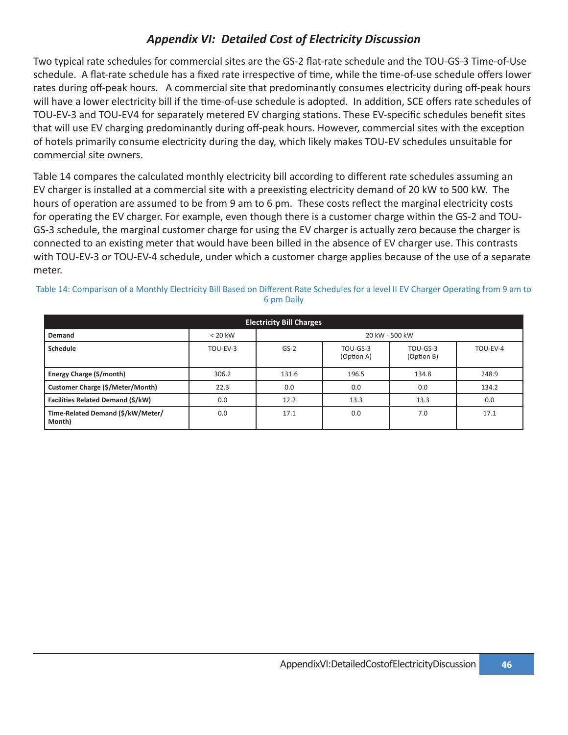## *Appendix VI: Detailed Cost of Electricity Discussion*

Two typical rate schedules for commercial sites are the GS-2 flat-rate schedule and the TOU-GS-3 Time-of-Use schedule. A flat-rate schedule has a fixed rate irrespective of time, while the time-of-use schedule offers lower rates during off-peak hours. A commercial site that predominantly consumes electricity during off-peak hours will have a lower electricity bill if the time-of-use schedule is adopted. In addition, SCE offers rate schedules of TOU-EV-3 and TOU-EV4 for separately metered EV charging stations. These EV-specific schedules benefit sites that will use EV charging predominantly during off-peak hours. However, commercial sites with the exception of hotels primarily consume electricity during the day, which likely makes TOU-EV schedules unsuitable for commercial site owners.

Table 14 compares the calculated monthly electricity bill according to different rate schedules assuming an EV charger is installed at a commercial site with a preexisting electricity demand of 20 kW to 500 kW. The hours of operation are assumed to be from 9 am to 6 pm. These costs reflect the marginal electricity costs for operating the EV charger. For example, even though there is a customer charge within the GS-2 and TOU-GS-3 schedule, the marginal customer charge for using the EV charger is actually zero because the charger is connected to an existing meter that would have been billed in the absence of EV charger use. This contrasts with TOU-EV-3 or TOU-EV-4 schedule, under which a customer charge applies because of the use of a separate meter.

Table 14: Comparison of a Monthly Electricity Bill Based on Different Rate Schedules for a level II EV Charger Operating from 9 am to 6 pm Daily

| Electricity Bill Charges | | | | | |
|---|---|---|---|---|---|
| **Demand** | < 20 kW | 20 kW - 500 kW | | | |
| **Schedule** | TOU-EV-3 | GS-2 | TOU-GS-3 (Option A) | TOU-GS-3 (Option B) | TOU-EV-4 |
| **Energy Charge ($/month)** | 306.2 | 131.6 | 196.5 | 134.8 | 248.9 |
| **Customer Charge ($/Meter/Month)** | 22.3 | 0.0 | 0.0 | 0.0 | 134.2 |
| **Facilities Related Demand ($/kW)** | 0.0 | 12.2 | 13.3 | 13.3 | 0.0 |
| **Time-Related Demand ($/kW/Meter/Month)** | 0.0 | 17.1 | 0.0 | 7.0 | 17.1 |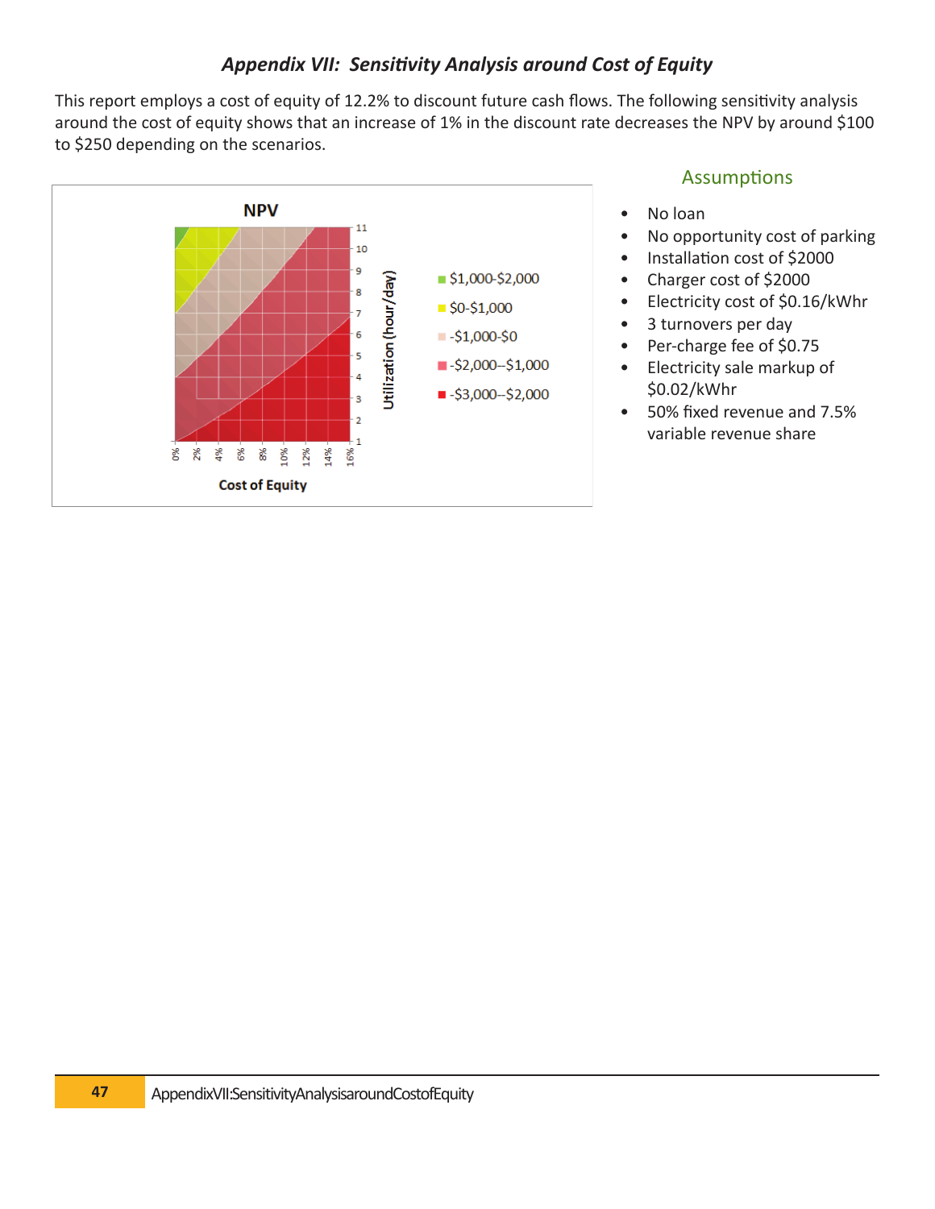## *Appendix VII: Sensitivity Analysis around Cost of Equity*

This report employs a cost of equity of 12.2% to discount future cash flows. The following sensitivity analysis around the cost of equity shows that an increase of 1% in the discount rate decreases the NPV by around $100 to $250 depending on the scenarios.

NPV

Utilization (hour/day): 1, 2, 3, 4, 5, 6, 7, 8, 9, 10, 11

Cost of Equity: 0%, 2%, 4%, 6%, 8%, 10%, 12%, 14%, 16%

- $1,000-$2,000
- $0-$1,000
- -$1,000-$0
- -$2,000--$1,000
- -$3,000--$2,000

### Assumptions

- No loan
- No opportunity cost of parking
- Installation cost of $2000
- Charger cost of $2000
- Electricity cost of $0.16/kWhr
- 3 turnovers per day
- Per-charge fee of $0.75
- Electricity sale markup of $0.02/kWhr
- 50% fixed revenue and 7.5% variable revenue share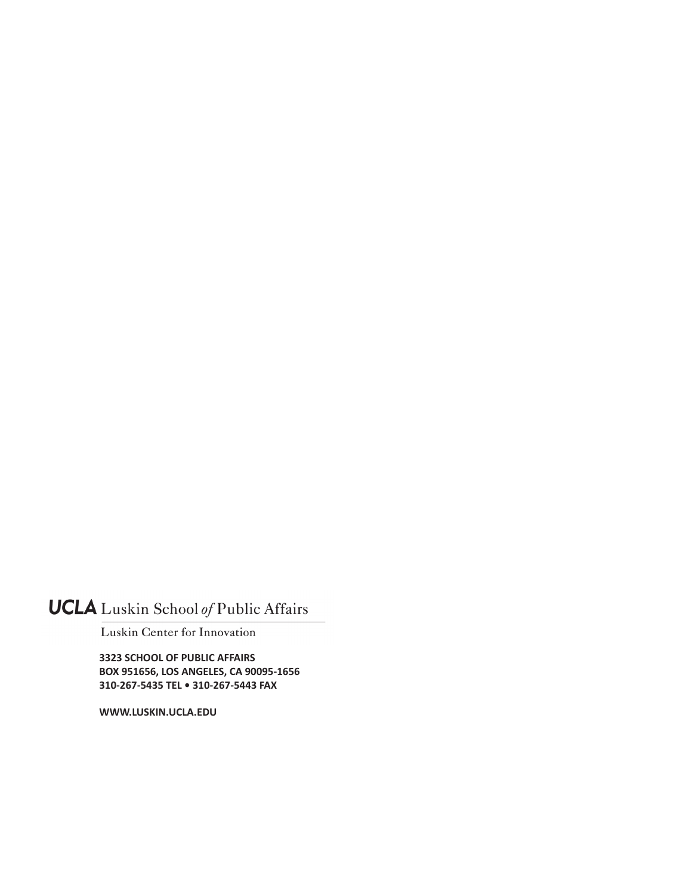**UCLA** Luskin School *of* Public Affairs

Luskin Center for Innovation

**3323 SCHOOL OF PUBLIC AFFAIRS**
**BOX 951656, LOS ANGELES, CA 90095-1656**
**310-267-5435 TEL • 310-267-5443 FAX**

**WWW.LUSKIN.UCLA.EDU**